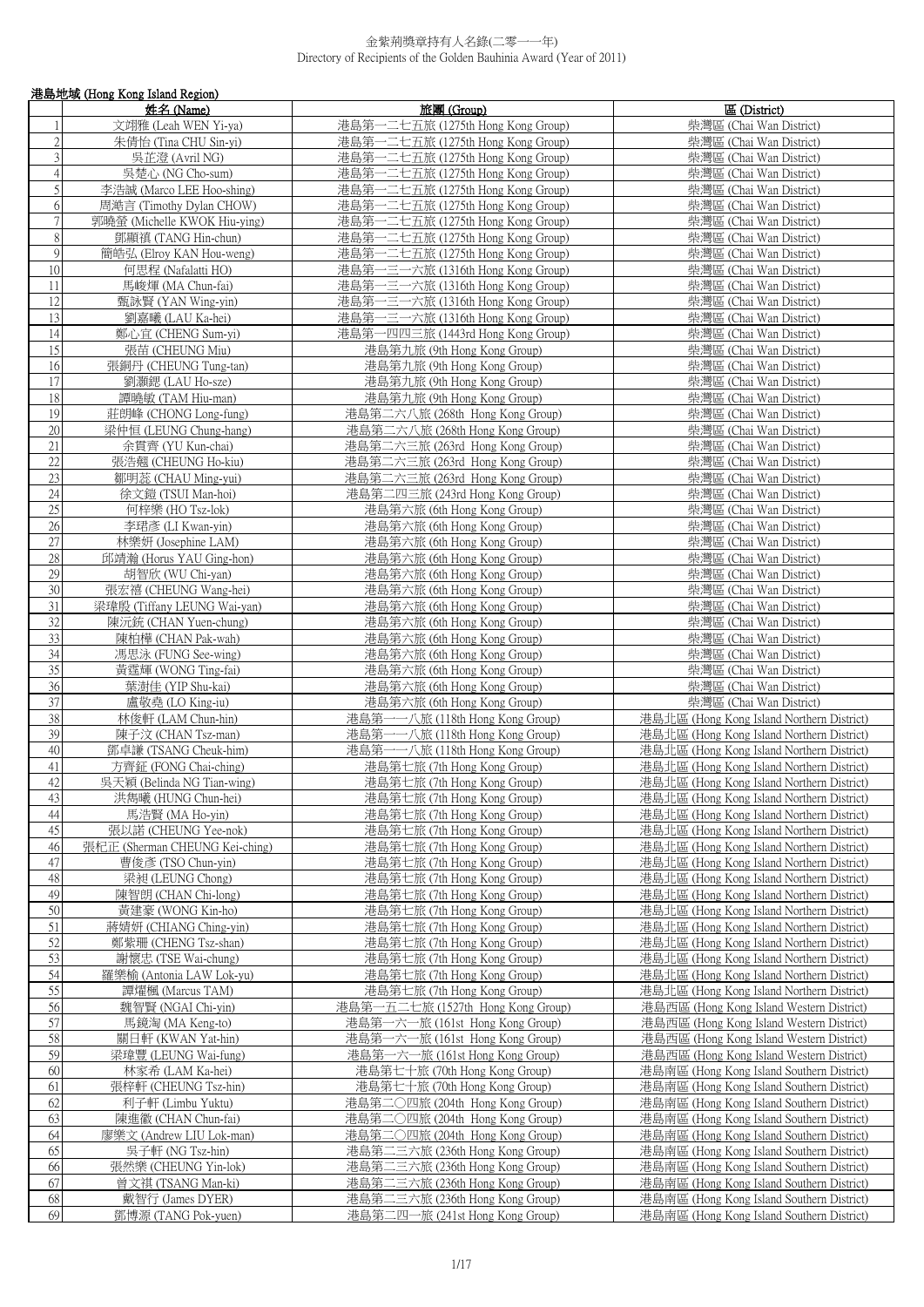# 金紫荊獎章持有人名錄(二零一一年)
Directory of Recipients of the Golden Bauhinia Award (Year of 2011)

## 港島地域 (Hong Kong Island Region)

| | 姓名 (Name) | 旅團 (Group) | 區 (District) |
|---|---|---|---|
| 1 | 文翊雅 (Leah WEN Yi-ya) | 港島第一二七五旅 (1275th Hong Kong Group) | 柴灣區 (Chai Wan District) |
| 2 | 朱倩怡 (Tina CHU Sin-yi) | 港島第一二七五旅 (1275th Hong Kong Group) | 柴灣區 (Chai Wan District) |
| 3 | 吳芷澄 (Avril NG) | 港島第一二七五旅 (1275th Hong Kong Group) | 柴灣區 (Chai Wan District) |
| 4 | 吳楚心 (NG Cho-sum) | 港島第一二七五旅 (1275th Hong Kong Group) | 柴灣區 (Chai Wan District) |
| 5 | 李浩誠 (Marco LEE Hoo-shing) | 港島第一二七五旅 (1275th Hong Kong Group) | 柴灣區 (Chai Wan District) |
| 6 | 周澔言 (Timothy Dylan CHOW) | 港島第一二七五旅 (1275th Hong Kong Group) | 柴灣區 (Chai Wan District) |
| 7 | 郭曉螢 (Michelle KWOK Hiu-ying) | 港島第一二七五旅 (1275th Hong Kong Group) | 柴灣區 (Chai Wan District) |
| 8 | 鄧顯楨 (TANG Hin-chun) | 港島第一二七五旅 (1275th Hong Kong Group) | 柴灣區 (Chai Wan District) |
| 9 | 簡皓弘 (Elroy KAN Hou-weng) | 港島第一二七五旅 (1275th Hong Kong Group) | 柴灣區 (Chai Wan District) |
| 10 | 何思程 (Nafalatti HO) | 港島第一三一六旅 (1316th Hong Kong Group) | 柴灣區 (Chai Wan District) |
| 11 | 馬峻煇 (MA Chun-fai) | 港島第一三一六旅 (1316th Hong Kong Group) | 柴灣區 (Chai Wan District) |
| 12 | 甄詠賢 (YAN Wing-yin) | 港島第一三一六旅 (1316th Hong Kong Group) | 柴灣區 (Chai Wan District) |
| 13 | 劉嘉曦 (LAU Ka-hei) | 港島第一三一六旅 (1316th Hong Kong Group) | 柴灣區 (Chai Wan District) |
| 14 | 鄭心宜 (CHENG Sum-yi) | 港島第一四四三旅 (1443rd Hong Kong Group) | 柴灣區 (Chai Wan District) |
| 15 | 張苗 (CHEUNG Miu) | 港島第九旅 (9th Hong Kong Group) | 柴灣區 (Chai Wan District) |
| 16 | 張銅丹 (CHEUNG Tung-tan) | 港島第九旅 (9th Hong Kong Group) | 柴灣區 (Chai Wan District) |
| 17 | 劉灝鍶 (LAU Ho-sze) | 港島第九旅 (9th Hong Kong Group) | 柴灣區 (Chai Wan District) |
| 18 | 譚曉敏 (TAM Hiu-man) | 港島第九旅 (9th Hong Kong Group) | 柴灣區 (Chai Wan District) |
| 19 | 莊朗峰 (CHONG Long-fung) | 港島第二六八旅 (268th Hong Kong Group) | 柴灣區 (Chai Wan District) |
| 20 | 梁仲恒 (LEUNG Chung-hang) | 港島第二六八旅 (268th Hong Kong Group) | 柴灣區 (Chai Wan District) |
| 21 | 余貫齊 (YU Kun-chai) | 港島第二六三旅 (263rd Hong Kong Group) | 柴灣區 (Chai Wan District) |
| 22 | 張浩翹 (CHEUNG Ho-kiu) | 港島第二六三旅 (263rd Hong Kong Group) | 柴灣區 (Chai Wan District) |
| 23 | 鄒明蕊 (CHAU Ming-yui) | 港島第二六三旅 (263rd Hong Kong Group) | 柴灣區 (Chai Wan District) |
| 24 | 徐文鎧 (TSUI Man-hoi) | 港島第二四三旅 (243rd Hong Kong Group) | 柴灣區 (Chai Wan District) |
| 25 | 何梓樂 (HO Tsz-lok) | 港島第六旅 (6th Hong Kong Group) | 柴灣區 (Chai Wan District) |
| 26 | 李珺彥 (LI Kwan-yin) | 港島第六旅 (6th Hong Kong Group) | 柴灣區 (Chai Wan District) |
| 27 | 林樂妍 (Josephine LAM) | 港島第六旅 (6th Hong Kong Group) | 柴灣區 (Chai Wan District) |
| 28 | 邱靖瀚 (Horus YAU Ging-hon) | 港島第六旅 (6th Hong Kong Group) | 柴灣區 (Chai Wan District) |
| 29 | 胡智欣 (WU Chi-yan) | 港島第六旅 (6th Hong Kong Group) | 柴灣區 (Chai Wan District) |
| 30 | 張宏禧 (CHEUNG Wang-hei) | 港島第六旅 (6th Hong Kong Group) | 柴灣區 (Chai Wan District) |
| 31 | 梁瑋殷 (Tiffany LEUNG Wai-yan) | 港島第六旅 (6th Hong Kong Group) | 柴灣區 (Chai Wan District) |
| 32 | 陳沅銃 (CHAN Yuen-chung) | 港島第六旅 (6th Hong Kong Group) | 柴灣區 (Chai Wan District) |
| 33 | 陳柏樺 (CHAN Pak-wah) | 港島第六旅 (6th Hong Kong Group) | 柴灣區 (Chai Wan District) |
| 34 | 馮思泳 (FUNG See-wing) | 港島第六旅 (6th Hong Kong Group) | 柴灣區 (Chai Wan District) |
| 35 | 黃霆輝 (WONG Ting-fai) | 港島第六旅 (6th Hong Kong Group) | 柴灣區 (Chai Wan District) |
| 36 | 葉澍佳 (YIP Shu-kai) | 港島第六旅 (6th Hong Kong Group) | 柴灣區 (Chai Wan District) |
| 37 | 盧敬堯 (LO King-iu) | 港島第六旅 (6th Hong Kong Group) | 柴灣區 (Chai Wan District) |
| 38 | 林俊軒 (LAM Chun-hin) | 港島第一一八旅 (118th Hong Kong Group) | 港島北區 (Hong Kong Island Northern District) |
| 39 | 陳子汶 (CHAN Tsz-man) | 港島第一一八旅 (118th Hong Kong Group) | 港島北區 (Hong Kong Island Northern District) |
| 40 | 鄧卓謙 (TSANG Cheuk-him) | 港島第一一八旅 (118th Hong Kong Group) | 港島北區 (Hong Kong Island Northern District) |
| 41 | 方齊鉦 (FONG Chai-ching) | 港島第七旅 (7th Hong Kong Group) | 港島北區 (Hong Kong Island Northern District) |
| 42 | 吳天穎 (Belinda NG Tian-wing) | 港島第七旅 (7th Hong Kong Group) | 港島北區 (Hong Kong Island Northern District) |
| 43 | 洪雋曦 (HUNG Chun-hei) | 港島第七旅 (7th Hong Kong Group) | 港島北區 (Hong Kong Island Northern District) |
| 44 | 馬浩賢 (MA Ho-yin) | 港島第七旅 (7th Hong Kong Group) | 港島北區 (Hong Kong Island Northern District) |
| 45 | 張以諾 (CHEUNG Yee-nok) | 港島第七旅 (7th Hong Kong Group) | 港島北區 (Hong Kong Island Northern District) |
| 46 | 張杞正 (Sherman CHEUNG Kei-ching) | 港島第七旅 (7th Hong Kong Group) | 港島北區 (Hong Kong Island Northern District) |
| 47 | 曹俊彥 (TSO Chun-yin) | 港島第七旅 (7th Hong Kong Group) | 港島北區 (Hong Kong Island Northern District) |
| 48 | 梁昶 (LEUNG Chong) | 港島第七旅 (7th Hong Kong Group) | 港島北區 (Hong Kong Island Northern District) |
| 49 | 陳智朗 (CHAN Chi-long) | 港島第七旅 (7th Hong Kong Group) | 港島北區 (Hong Kong Island Northern District) |
| 50 | 黃建豪 (WONG Kin-ho) | 港島第七旅 (7th Hong Kong Group) | 港島北區 (Hong Kong Island Northern District) |
| 51 | 蔣婧妍 (CHIANG Ching-yin) | 港島第七旅 (7th Hong Kong Group) | 港島北區 (Hong Kong Island Northern District) |
| 52 | 鄭紫珊 (CHENG Tsz-shan) | 港島第七旅 (7th Hong Kong Group) | 港島北區 (Hong Kong Island Northern District) |
| 53 | 謝懷忠 (TSE Wai-chung) | 港島第七旅 (7th Hong Kong Group) | 港島北區 (Hong Kong Island Northern District) |
| 54 | 羅樂榆 (Antonia LAW Lok-yu) | 港島第七旅 (7th Hong Kong Group) | 港島北區 (Hong Kong Island Northern District) |
| 55 | 譚燿楓 (Marcus TAM) | 港島第七旅 (7th Hong Kong Group) | 港島北區 (Hong Kong Island Northern District) |
| 56 | 魏智賢 (NGAI Chi-yin) | 港島第一五二七旅 (1527th Hong Kong Group) | 港島西區 (Hong Kong Island Western District) |
| 57 | 馬鏡淘 (MA Keng-to) | 港島第一六一旅 (161st Hong Kong Group) | 港島西區 (Hong Kong Island Western District) |
| 58 | 關日軒 (KWAN Yat-hin) | 港島第一六一旅 (161st Hong Kong Group) | 港島西區 (Hong Kong Island Western District) |
| 59 | 梁瑋豐 (LEUNG Wai-fung) | 港島第一六一旅 (161st Hong Kong Group) | 港島西區 (Hong Kong Island Western District) |
| 60 | 林家希 (LAM Ka-hei) | 港島第七十旅 (70th Hong Kong Group) | 港島南區 (Hong Kong Island Southern District) |
| 61 | 張梓軒 (CHEUNG Tsz-hin) | 港島第七十旅 (70th Hong Kong Group) | 港島南區 (Hong Kong Island Southern District) |
| 62 | 利子軒 (Limbu Yuktu) | 港島第二〇四旅 (204th Hong Kong Group) | 港島南區 (Hong Kong Island Southern District) |
| 63 | 陳進徽 (CHAN Chun-fai) | 港島第二〇四旅 (204th Hong Kong Group) | 港島南區 (Hong Kong Island Southern District) |
| 64 | 廖樂文 (Andrew LIU Lok-man) | 港島第二〇四旅 (204th Hong Kong Group) | 港島南區 (Hong Kong Island Southern District) |
| 65 | 吳子軒 (NG Tsz-hin) | 港島第二三六旅 (236th Hong Kong Group) | 港島南區 (Hong Kong Island Southern District) |
| 66 | 張然樂 (CHEUNG Yin-lok) | 港島第二三六旅 (236th Hong Kong Group) | 港島南區 (Hong Kong Island Southern District) |
| 67 | 曾文祺 (TSANG Man-ki) | 港島第二三六旅 (236th Hong Kong Group) | 港島南區 (Hong Kong Island Southern District) |
| 68 | 戴智行 (James DYER) | 港島第二三六旅 (236th Hong Kong Group) | 港島南區 (Hong Kong Island Southern District) |
| 69 | 鄧博源 (TANG Pok-yuen) | 港島第二四一旅 (241st Hong Kong Group) | 港島南區 (Hong Kong Island Southern District) |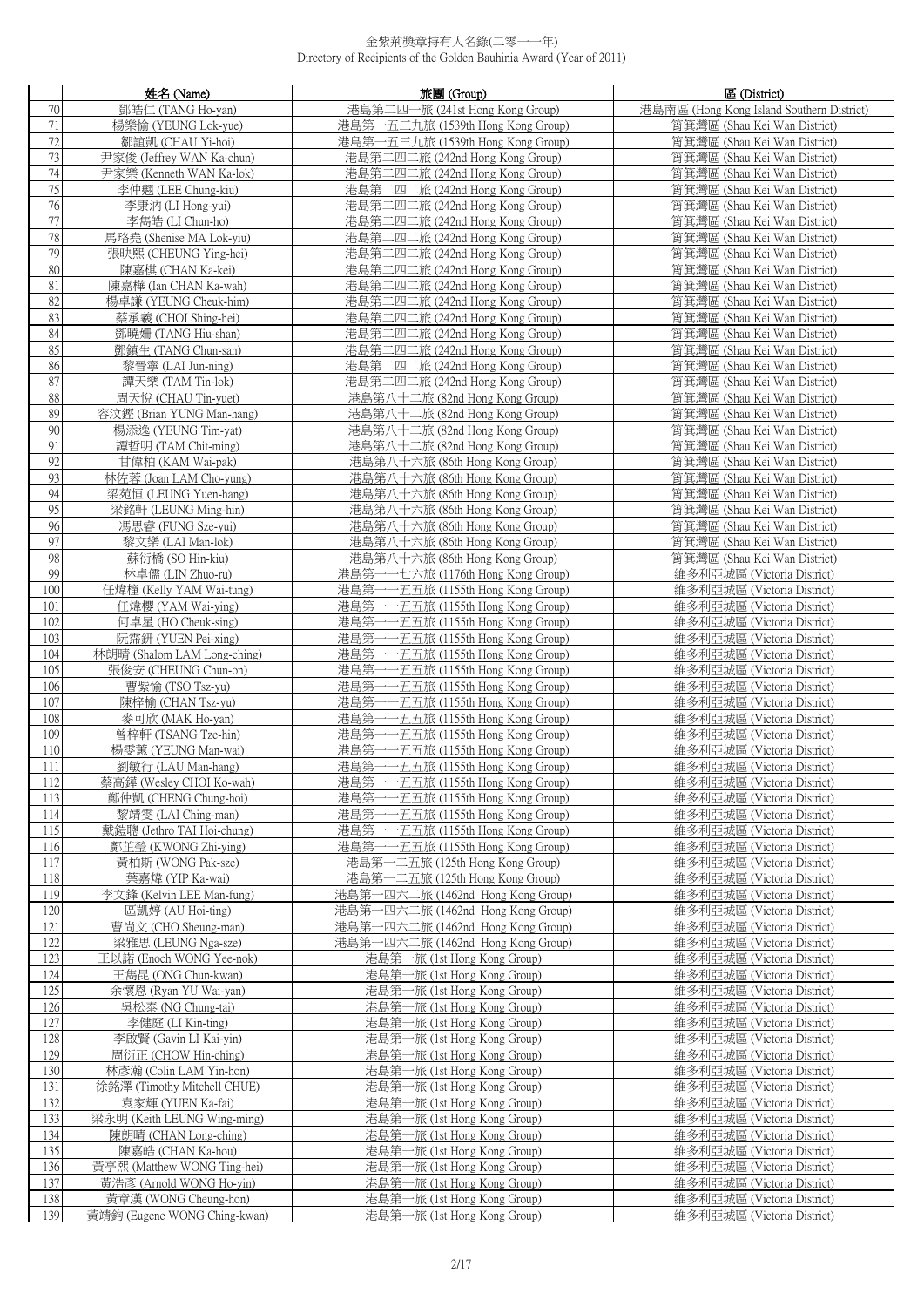# 金紫荊獎章持有人名錄(二零一一年)
Directory of Recipients of the Golden Bauhinia Award (Year of 2011)

| | 姓名 (Name) | 旅團 (Group) | 區 (District) |
|---|---|---|---|
| 70 | 鄧皓仁 (TANG Ho-yan) | 港島第二四一旅 (241st Hong Kong Group) | 港島南區 (Hong Kong Island Southern District) |
| 71 | 楊樂愉 (YEUNG Lok-yue) | 港島第一五三九旅 (1539th Hong Kong Group) | 筲箕灣區 (Shau Kei Wan District) |
| 72 | 鄒誼凱 (CHAU Yi-hoi) | 港島第一五三九旅 (1539th Hong Kong Group) | 筲箕灣區 (Shau Kei Wan District) |
| 73 | 尹家俊 (Jeffrey WAN Ka-chun) | 港島第二四二旅 (242nd Hong Kong Group) | 筲箕灣區 (Shau Kei Wan District) |
| 74 | 尹家樂 (Kenneth WAN Ka-lok) | 港島第二四二旅 (242nd Hong Kong Group) | 筲箕灣區 (Shau Kei Wan District) |
| 75 | 李仲翹 (LEE Chung-kiu) | 港島第二四二旅 (242nd Hong Kong Group) | 筲箕灣區 (Shau Kei Wan District) |
| 76 | 李康汭 (LI Hong-yui) | 港島第二四二旅 (242nd Hong Kong Group) | 筲箕灣區 (Shau Kei Wan District) |
| 77 | 李雋皓 (LI Chun-ho) | 港島第二四二旅 (242nd Hong Kong Group) | 筲箕灣區 (Shau Kei Wan District) |
| 78 | 馬珞堯 (Shenise MA Lok-yiu) | 港島第二四二旅 (242nd Hong Kong Group) | 筲箕灣區 (Shau Kei Wan District) |
| 79 | 張映熙 (CHEUNG Ying-hei) | 港島第二四二旅 (242nd Hong Kong Group) | 筲箕灣區 (Shau Kei Wan District) |
| 80 | 陳嘉棋 (CHAN Ka-kei) | 港島第二四二旅 (242nd Hong Kong Group) | 筲箕灣區 (Shau Kei Wan District) |
| 81 | 陳嘉樺 (Ian CHAN Ka-wah) | 港島第二四二旅 (242nd Hong Kong Group) | 筲箕灣區 (Shau Kei Wan District) |
| 82 | 楊卓謙 (YEUNG Cheuk-him) | 港島第二四二旅 (242nd Hong Kong Group) | 筲箕灣區 (Shau Kei Wan District) |
| 83 | 蔡承羲 (CHOI Shing-hei) | 港島第二四二旅 (242nd Hong Kong Group) | 筲箕灣區 (Shau Kei Wan District) |
| 84 | 鄧曉姍 (TANG Hiu-shan) | 港島第二四二旅 (242nd Hong Kong Group) | 筲箕灣區 (Shau Kei Wan District) |
| 85 | 鄧鎮生 (TANG Chun-san) | 港島第二四二旅 (242nd Hong Kong Group) | 筲箕灣區 (Shau Kei Wan District) |
| 86 | 黎晉寧 (LAI Jun-ning) | 港島第二四二旅 (242nd Hong Kong Group) | 筲箕灣區 (Shau Kei Wan District) |
| 87 | 譚天樂 (TAM Tin-lok) | 港島第二四二旅 (242nd Hong Kong Group) | 筲箕灣區 (Shau Kei Wan District) |
| 88 | 周天悅 (CHAU Tin-yuet) | 港島第八十二旅 (82nd Hong Kong Group) | 筲箕灣區 (Shau Kei Wan District) |
| 89 | 容汶鏗 (Brian YUNG Man-hang) | 港島第八十二旅 (82nd Hong Kong Group) | 筲箕灣區 (Shau Kei Wan District) |
| 90 | 楊添逸 (YEUNG Tim-yat) | 港島第八十二旅 (82nd Hong Kong Group) | 筲箕灣區 (Shau Kei Wan District) |
| 91 | 譚哲明 (TAM Chit-ming) | 港島第八十二旅 (82nd Hong Kong Group) | 筲箕灣區 (Shau Kei Wan District) |
| 92 | 甘偉柏 (KAM Wai-pak) | 港島第八十六旅 (86th Hong Kong Group) | 筲箕灣區 (Shau Kei Wan District) |
| 93 | 林佐蓉 (Joan LAM Cho-yung) | 港島第八十六旅 (86th Hong Kong Group) | 筲箕灣區 (Shau Kei Wan District) |
| 94 | 梁苑恒 (LEUNG Yuen-hang) | 港島第八十六旅 (86th Hong Kong Group) | 筲箕灣區 (Shau Kei Wan District) |
| 95 | 梁銘軒 (LEUNG Ming-hin) | 港島第八十六旅 (86th Hong Kong Group) | 筲箕灣區 (Shau Kei Wan District) |
| 96 | 馮思睿 (FUNG Sze-yui) | 港島第八十六旅 (86th Hong Kong Group) | 筲箕灣區 (Shau Kei Wan District) |
| 97 | 黎文樂 (LAI Man-lok) | 港島第八十六旅 (86th Hong Kong Group) | 筲箕灣區 (Shau Kei Wan District) |
| 98 | 蘇衍橋 (SO Hin-kiu) | 港島第八十六旅 (86th Hong Kong Group) | 筲箕灣區 (Shau Kei Wan District) |
| 99 | 林卓儒 (LIN Zhuo-ru) | 港島第一一七六旅 (1176th Hong Kong Group) | 維多利亞城區 (Victoria District) |
| 100 | 任煒橦 (Kelly YAM Wai-tung) | 港島第一一五五旅 (1155th Hong Kong Group) | 維多利亞城區 (Victoria District) |
| 101 | 任煒櫻 (YAM Wai-ying) | 港島第一一五五旅 (1155th Hong Kong Group) | 維多利亞城區 (Victoria District) |
| 102 | 何卓星 (HO Cheuk-sing) | 港島第一一五五旅 (1155th Hong Kong Group) | 維多利亞城區 (Victoria District) |
| 103 | 阮霈鉼 (YUEN Pei-xing) | 港島第一一五五旅 (1155th Hong Kong Group) | 維多利亞城區 (Victoria District) |
| 104 | 林朗晴 (Shalom LAM Long-ching) | 港島第一一五五旅 (1155th Hong Kong Group) | 維多利亞城區 (Victoria District) |
| 105 | 張俊安 (CHEUNG Chun-on) | 港島第一一五五旅 (1155th Hong Kong Group) | 維多利亞城區 (Victoria District) |
| 106 | 曹紫愉 (TSO Tsz-yu) | 港島第一一五五旅 (1155th Hong Kong Group) | 維多利亞城區 (Victoria District) |
| 107 | 陳梓榆 (CHAN Tsz-yu) | 港島第一一五五旅 (1155th Hong Kong Group) | 維多利亞城區 (Victoria District) |
| 108 | 麥可欣 (MAK Ho-yan) | 港島第一一五五旅 (1155th Hong Kong Group) | 維多利亞城區 (Victoria District) |
| 109 | 曾梓軒 (TSANG Tze-hin) | 港島第一一五五旅 (1155th Hong Kong Group) | 維多利亞城區 (Victoria District) |
| 110 | 楊雯蕙 (YEUNG Man-wai) | 港島第一一五五旅 (1155th Hong Kong Group) | 維多利亞城區 (Victoria District) |
| 111 | 劉敏行 (LAU Man-hang) | 港島第一一五五旅 (1155th Hong Kong Group) | 維多利亞城區 (Victoria District) |
| 112 | 蔡高鏵 (Wesley CHOI Ko-wah) | 港島第一一五五旅 (1155th Hong Kong Group) | 維多利亞城區 (Victoria District) |
| 113 | 鄭仲凱 (CHENG Chung-hoi) | 港島第一一五五旅 (1155th Hong Kong Group) | 維多利亞城區 (Victoria District) |
| 114 | 黎靖雯 (LAI Ching-man) | 港島第一一五五旅 (1155th Hong Kong Group) | 維多利亞城區 (Victoria District) |
| 115 | 戴鎧聰 (Jethro TAI Hoi-chung) | 港島第一一五五旅 (1155th Hong Kong Group) | 維多利亞城區 (Victoria District) |
| 116 | 鄺芷瑩 (KWONG Zhi-ying) | 港島第一一五五旅 (1155th Hong Kong Group) | 維多利亞城區 (Victoria District) |
| 117 | 黃柏斯 (WONG Pak-sze) | 港島第一二五旅 (125th Hong Kong Group) | 維多利亞城區 (Victoria District) |
| 118 | 葉嘉煒 (YIP Ka-wai) | 港島第一二五旅 (125th Hong Kong Group) | 維多利亞城區 (Victoria District) |
| 119 | 李文鋒 (Kelvin LEE Man-fung) | 港島第一四六二旅 (1462nd Hong Kong Group) | 維多利亞城區 (Victoria District) |
| 120 | 區凱婷 (AU Hoi-ting) | 港島第一四六二旅 (1462nd Hong Kong Group) | 維多利亞城區 (Victoria District) |
| 121 | 曹尚文 (CHO Sheung-man) | 港島第一四六二旅 (1462nd Hong Kong Group) | 維多利亞城區 (Victoria District) |
| 122 | 梁雅思 (LEUNG Nga-sze) | 港島第一四六二旅 (1462nd Hong Kong Group) | 維多利亞城區 (Victoria District) |
| 123 | 王以諾 (Enoch WONG Yee-nok) | 港島第一旅 (1st Hong Kong Group) | 維多利亞城區 (Victoria District) |
| 124 | 王雋昆 (ONG Chun-kwan) | 港島第一旅 (1st Hong Kong Group) | 維多利亞城區 (Victoria District) |
| 125 | 余懷恩 (Ryan YU Wai-yan) | 港島第一旅 (1st Hong Kong Group) | 維多利亞城區 (Victoria District) |
| 126 | 吳松泰 (NG Chung-tai) | 港島第一旅 (1st Hong Kong Group) | 維多利亞城區 (Victoria District) |
| 127 | 李健庭 (LI Kin-ting) | 港島第一旅 (1st Hong Kong Group) | 維多利亞城區 (Victoria District) |
| 128 | 李啟賢 (Gavin LI Kai-yin) | 港島第一旅 (1st Hong Kong Group) | 維多利亞城區 (Victoria District) |
| 129 | 周衍正 (CHOW Hin-ching) | 港島第一旅 (1st Hong Kong Group) | 維多利亞城區 (Victoria District) |
| 130 | 林彥瀚 (Colin LAM Yin-hon) | 港島第一旅 (1st Hong Kong Group) | 維多利亞城區 (Victoria District) |
| 131 | 徐銘澤 (Timothy Mitchell CHUE) | 港島第一旅 (1st Hong Kong Group) | 維多利亞城區 (Victoria District) |
| 132 | 袁家輝 (YUEN Ka-fai) | 港島第一旅 (1st Hong Kong Group) | 維多利亞城區 (Victoria District) |
| 133 | 梁永明 (Keith LEUNG Wing-ming) | 港島第一旅 (1st Hong Kong Group) | 維多利亞城區 (Victoria District) |
| 134 | 陳朗晴 (CHAN Long-ching) | 港島第一旅 (1st Hong Kong Group) | 維多利亞城區 (Victoria District) |
| 135 | 陳嘉皓 (CHAN Ka-hou) | 港島第一旅 (1st Hong Kong Group) | 維多利亞城區 (Victoria District) |
| 136 | 黃亭熙 (Matthew WONG Ting-hei) | 港島第一旅 (1st Hong Kong Group) | 維多利亞城區 (Victoria District) |
| 137 | 黃浩彥 (Arnold WONG Ho-yin) | 港島第一旅 (1st Hong Kong Group) | 維多利亞城區 (Victoria District) |
| 138 | 黃章漢 (WONG Cheung-hon) | 港島第一旅 (1st Hong Kong Group) | 維多利亞城區 (Victoria District) |
| 139 | 黃靖鈞 (Eugene WONG Ching-kwan) | 港島第一旅 (1st Hong Kong Group) | 維多利亞城區 (Victoria District) |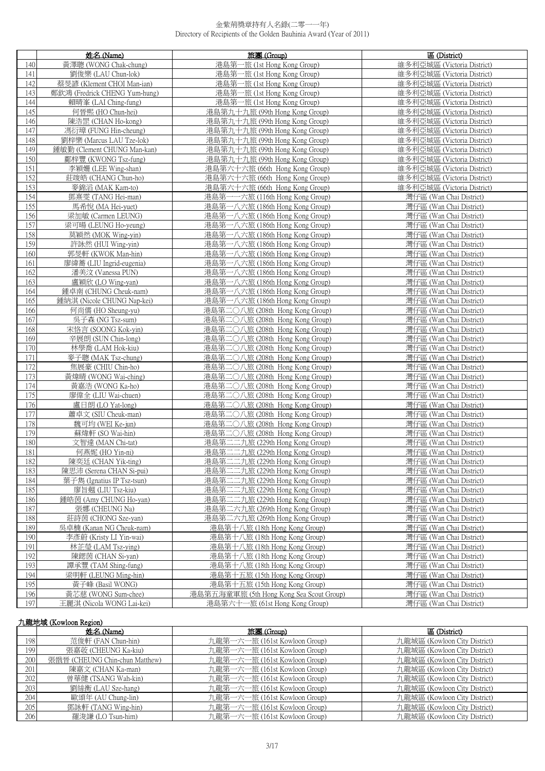| | 姓名 (Name) | 旅團 (Group) | 區 (District) |
|---|---|---|---|
| 140 | 黃澤聰 (WONG Chak-chung) | 港島第一旅 (1st Hong Kong Group) | 維多利亞城區 (Victoria District) |
| 141 | 劉俊樂 (LAU Chun-lok) | 港島第一旅 (1st Hong Kong Group) | 維多利亞城區 (Victoria District) |
| 142 | 蔡旻諺 (Klement CHOI Man-ian) | 港島第一旅 (1st Hong Kong Group) | 維多利亞城區 (Victoria District) |
| 143 | 鄭欽鴻 (Fredrick CHENG Yum-hung) | 港島第一旅 (1st Hong Kong Group) | 維多利亞城區 (Victoria District) |
| 144 | 賴晴峯 (LAI Ching-fung) | 港島第一旅 (1st Hong Kong Group) | 維多利亞城區 (Victoria District) |
| 145 | 何晉熙 (HO Chun-hei) | 港島第九十九旅 (99th Hong Kong Group) | 維多利亞城區 (Victoria District) |
| 146 | 陳浩罡 (CHAN Ho-kong) | 港島第九十九旅 (99th Hong Kong Group) | 維多利亞城區 (Victoria District) |
| 147 | 馮衍璋 (FUNG Hin-cheung) | 港島第九十九旅 (99th Hong Kong Group) | 維多利亞城區 (Victoria District) |
| 148 | 劉梓樂 (Marcus LAU Tze-lok) | 港島第九十九旅 (99th Hong Kong Group) | 維多利亞城區 (Victoria District) |
| 149 | 鍾敏勤 (Clement CHUNG Man-kan) | 港島第九十九旅 (99th Hong Kong Group) | 維多利亞城區 (Victoria District) |
| 150 | 鄺梓豐 (KWONG Tsz-fung) | 港島第九十九旅 (99th Hong Kong Group) | 維多利亞城區 (Victoria District) |
| 151 | 李穎姍 (LEE Wing-shan) | 港島第六十六旅 (66th Hong Kong Group) | 維多利亞城區 (Victoria District) |
| 152 | 莊竣皓 (CHANG Chun-ho) | 港島第六十六旅 (66th Hong Kong Group) | 維多利亞城區 (Victoria District) |
| 153 | 麥錦滔 (MAK Kam-to) | 港島第六十六旅 (66th Hong Kong Group) | 維多利亞城區 (Victoria District) |
| 154 | 鄧熹雯 (TANG Hei-man) | 港島第一一六旅 (116th Hong Kong Group) | 灣仔區 (Wan Chai District) |
| 155 | 馬希悅 (MA Hei-yuet) | 港島第一八六旅 (186th Hong Kong Group) | 灣仔區 (Wan Chai District) |
| 156 | 梁加敏 (Carmen LEUNG) | 港島第一八六旅 (186th Hong Kong Group) | 灣仔區 (Wan Chai District) |
| 157 | 梁可暘 (LEUNG Ho-yeung) | 港島第一八六旅 (186th Hong Kong Group) | 灣仔區 (Wan Chai District) |
| 158 | 莫穎然 (MOK Wing-yin) | 港島第一八六旅 (186th Hong Kong Group) | 灣仔區 (Wan Chai District) |
| 159 | 許詠然 (HUI Wing-yin) | 港島第一八六旅 (186th Hong Kong Group) | 灣仔區 (Wan Chai District) |
| 160 | 郭旻軒 (KWOK Man-hin) | 港島第一八六旅 (186th Hong Kong Group) | 灣仔區 (Wan Chai District) |
| 161 | 廖緯蕎 (LIU Ingrid-eugenia) | 港島第一八六旅 (186th Hong Kong Group) | 灣仔區 (Wan Chai District) |
| 162 | 潘美汶 (Vanessa PUN) | 港島第一八六旅 (186th Hong Kong Group) | 灣仔區 (Wan Chai District) |
| 163 | 盧穎欣 (LO Wing-yan) | 港島第一八六旅 (186th Hong Kong Group) | 灣仔區 (Wan Chai District) |
| 164 | 鍾卓南 (CHUNG Cheuk-nam) | 港島第一八六旅 (186th Hong Kong Group) | 灣仔區 (Wan Chai District) |
| 165 | 鍾納淇 (Nicole CHUNG Nap-kei) | 港島第一八六旅 (186th Hong Kong Group) | 灣仔區 (Wan Chai District) |
| 166 | 何尚儒 (HO Sheung-yu) | 港島第二〇八旅 (208th Hong Kong Group) | 灣仔區 (Wan Chai District) |
| 167 | 吳子森 (NG Tsz-sum) | 港島第二〇八旅 (208th Hong Kong Group) | 灣仔區 (Wan Chai District) |
| 168 | 宋恪言 (SOONG Kok-yin) | 港島第二〇八旅 (208th Hong Kong Group) | 灣仔區 (Wan Chai District) |
| 169 | 辛展朗 (SUN Chin-long) | 港島第二〇八旅 (208th Hong Kong Group) | 灣仔區 (Wan Chai District) |
| 170 | 林學喬 (LAM Hok-kiu) | 港島第二〇八旅 (208th Hong Kong Group) | 灣仔區 (Wan Chai District) |
| 171 | 麥子聰 (MAK Tsz-chung) | 港島第二〇八旅 (208th Hong Kong Group) | 灣仔區 (Wan Chai District) |
| 172 | 焦展豪 (CHIU Chin-ho) | 港島第二〇八旅 (208th Hong Kong Group) | 灣仔區 (Wan Chai District) |
| 173 | 黃煒晴 (WONG Wai-ching) | 港島第二〇八旅 (208th Hong Kong Group) | 灣仔區 (Wan Chai District) |
| 174 | 黃嘉浩 (WONG Ka-ho) | 港島第二〇八旅 (208th Hong Kong Group) | 灣仔區 (Wan Chai District) |
| 175 | 廖偉全 (LIU Wai-chuen) | 港島第二〇八旅 (208th Hong Kong Group) | 灣仔區 (Wan Chai District) |
| 176 | 盧日朗 (LO Yat-long) | 港島第二〇八旅 (208th Hong Kong Group) | 灣仔區 (Wan Chai District) |
| 177 | 蕭卓文 (SIU Cheuk-man) | 港島第二〇八旅 (208th Hong Kong Group) | 灣仔區 (Wan Chai District) |
| 178 | 魏可均 (WEI Ke-jun) | 港島第二〇八旅 (208th Hong Kong Group) | 灣仔區 (Wan Chai District) |
| 179 | 蘇煒軒 (SO Wai-hin) | 港島第二〇八旅 (208th Hong Kong Group) | 灣仔區 (Wan Chai District) |
| 180 | 文智達 (MAN Chi-tat) | 港島第二二九旅 (229th Hong Kong Group) | 灣仔區 (Wan Chai District) |
| 181 | 何燕妮 (HO Yin-ni) | 港島第二二九旅 (229th Hong Kong Group) | 灣仔區 (Wan Chai District) |
| 182 | 陳奕廷 (CHAN Yik-ting) | 港島第二二九旅 (229th Hong Kong Group) | 灣仔區 (Wan Chai District) |
| 183 | 陳思沛 (Serena CHAN Si-pui) | 港島第二二九旅 (229th Hong Kong Group) | 灣仔區 (Wan Chai District) |
| 184 | 葉子雋 (Ignatius IP Tsz-tsun) | 港島第二二九旅 (229th Hong Kong Group) | 灣仔區 (Wan Chai District) |
| 185 | 廖旨翹 (LIU Tsz-kiu) | 港島第二二九旅 (229th Hong Kong Group) | 灣仔區 (Wan Chai District) |
| 186 | 鍾皓茵 (Amy CHUNG Ho-yan) | 港島第二二九旅 (229th Hong Kong Group) | 灣仔區 (Wan Chai District) |
| 187 | 張娜 (CHEUNG Na) | 港島第二六九旅 (269th Hong Kong Group) | 灣仔區 (Wan Chai District) |
| 188 | 莊詩茵 (CHONG Sze-yan) | 港島第二六九旅 (269th Hong Kong Group) | 灣仔區 (Wan Chai District) |
| 189 | 吳卓楠 (Kanan NG Cheuk-nam) | 港島第十八旅 (18th Hong Kong Group) | 灣仔區 (Wan Chai District) |
| 190 | 李彥蔚 (Kristy LI Yin-wai) | 港島第十八旅 (18th Hong Kong Group) | 灣仔區 (Wan Chai District) |
| 191 | 林芷瑩 (LAM Tsz-ying) | 港島第十八旅 (18th Hong Kong Group) | 灣仔區 (Wan Chai District) |
| 192 | 陳鍶茵 (CHAN Si-yan) | 港島第十八旅 (18th Hong Kong Group) | 灣仔區 (Wan Chai District) |
| 193 | 譚承豐 (TAM Shing-fung) | 港島第十八旅 (18th Hong Kong Group) | 灣仔區 (Wan Chai District) |
| 194 | 梁明軒 (LEUNG Ming-hin) | 港島第十五旅 (15th Hong Kong Group) | 灣仔區 (Wan Chai District) |
| 195 | 黃子峰 (Basil WONG) | 港島第十五旅 (15th Hong Kong Group) | 灣仔區 (Wan Chai District) |
| 196 | 黃芯慈 (WONG Sum-chee) | 港島第五海童軍旅 (5th Hong Kong Sea Scout Group) | 灣仔區 (Wan Chai District) |
| 197 | 王麗淇 (Nicola WONG Lai-kei) | 港島第六十一旅 (61st Hong Kong Group) | 灣仔區 (Wan Chai District) |

## 九龍地域 (Kowloon Region)

| | 姓名 (Name) | 旅團 (Group) | 區 (District) |
|---|---|---|---|
| 198 | 范俊軒 (FAN Chun-hin) | 九龍第一六一旅 (161st Kowloon Group) | 九龍城區 (Kowloon City District) |
| 199 | 張嘉咬 (CHEUNG Ka-kiu) | 九龍第一六一旅 (161st Kowloon Group) | 九龍城區 (Kowloon City District) |
| 200 | 張戩晉 (CHEUNG Chin-chun Matthew) | 九龍第一六一旅 (161st Kowloon Group) | 九龍城區 (Kowloon City District) |
| 201 | 陳嘉文 (CHAN Ka-man) | 九龍第一六一旅 (161st Kowloon Group) | 九龍城區 (Kowloon City District) |
| 202 | 曾華健 (TSANG Wah-kin) | 九龍第一六一旅 (161st Kowloon Group) | 九龍城區 (Kowloon City District) |
| 203 | 劉絲衡 (LAU Sze-hang) | 九龍第一六一旅 (161st Kowloon Group) | 九龍城區 (Kowloon City District) |
| 204 | 歐頌年 (AU Chung-lin) | 九龍第一六一旅 (161st Kowloon Group) | 九龍城區 (Kowloon City District) |
| 205 | 鄧詠軒 (TANG Wing-hin) | 九龍第一六一旅 (161st Kowloon Group) | 九龍城區 (Kowloon City District) |
| 206 | 羅浚謙 (LO Tsun-him) | 九龍第一六一旅 (161st Kowloon Group) | 九龍城區 (Kowloon City District) |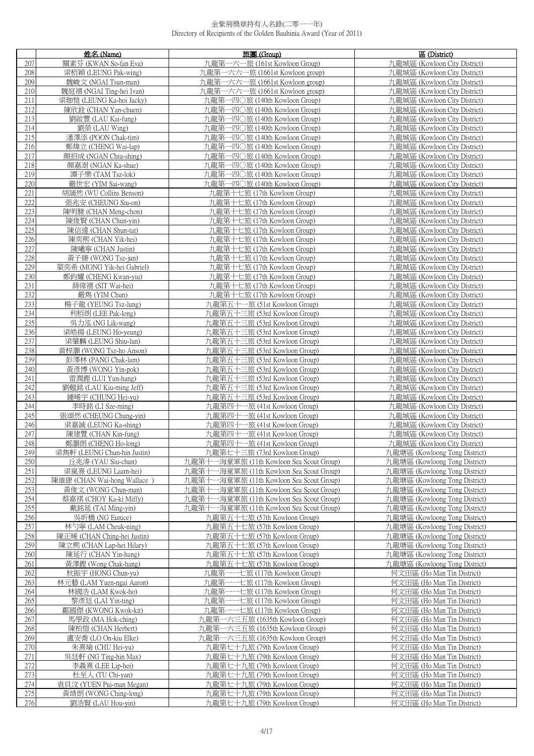金紫荊獎章持有人名錄(二零一一年)
Directory of Recipients of the Golden Bauhinia Award (Year of 2011)

| | 姓名 (Name) | 旅團 (Group) | 區 (District) |
|---|---|---|---|
| 207 | 關素芬 (KWAN So-fan Eva) | 九龍第一六一旅 (161st Kowloon Group) | 九龍城區 (Kowloon City District) |
| 208 | 梁栢穎 (LEUNG Pak-wing) | 九龍第一六六一旅 (1661st Kowloon group) | 九龍城區 (Kowloon City District) |
| 209 | 魏峻文 (NGAI Tsun-man) | 九龍第一六六一旅 (1661st Kowloon group) | 九龍城區 (Kowloon City District) |
| 210 | 魏庭禧 (NGAI Ting-hei Ivan) | 九龍第一六六一旅 (1661st Kowloon group) | 九龍城區 (Kowloon City District) |
| 211 | 梁珈愷 (LEUNG Ka-hoi Jacky) | 九龍第一四〇旅 (140th Kowloon Group) | 九龍城區 (Kowloon City District) |
| 212 | 陳欣銓 (CHAN Yan-chuen) | 九龍第一四〇旅 (140th Kowloon Group) | 九龍城區 (Kowloon City District) |
| 213 | 劉啟豐 (LAU Kai-fung) | 九龍第一四〇旅 (140th Kowloon Group) | 九龍城區 (Kowloon City District) |
| 214 | 劉榮 (LAU Wing) | 九龍第一四〇旅 (140th Kowloon Group) | 九龍城區 (Kowloon City District) |
| 215 | 潘澤添 (POON Chak-tim) | 九龍第一四〇旅 (140th Kowloon Group) | 九龍城區 (Kowloon City District) |
| 216 | 鄭煒立 (CHENG Wai-lap) | 九龍第一四〇旅 (140th Kowloon Group) | 九龍城區 (Kowloon City District) |
| 217 | 顏招成 (NGAN Chiu-shing) | 九龍第一四〇旅 (140th Kowloon Group) | 九龍城區 (Kowloon City District) |
| 218 | 顏嘉澍 (NGAN Ka-shue) | 九龍第一四〇旅 (140th Kowloon Group) | 九龍城區 (Kowloon City District) |
| 219 | 譚子樂 (TAM Tsz-lok) | 九龍第一四〇旅 (140th Kowloon Group) | 九龍城區 (Kowloon City District) |
| 220 | 嚴世宏 (YIM Sai-wang) | 九龍第一四〇旅 (140th Kowloon Group) | 九龍城區 (Kowloon City District) |
| 221 | 胡誦然 (WU Collins Benson) | 九龍第十七旅 (17th Kowloon Group) | 九龍城區 (Kowloon City District) |
| 222 | 張兆安 (CHEUNG Siu-on) | 九龍第十七旅 (17th Kowloon Group) | 九龍城區 (Kowloon City District) |
| 223 | 陳明駿 (CHAN Meng-chon) | 九龍第十七旅 (17th Kowloon Group) | 九龍城區 (Kowloon City District) |
| 224 | 陳俊賢 (CHAN Chun-yin) | 九龍第十七旅 (17th Kowloon Group) | 九龍城區 (Kowloon City District) |
| 225 | 陳信達 (CHAN Shun-tat) | 九龍第十七旅 (17th Kowloon Group) | 九龍城區 (Kowloon City District) |
| 226 | 陳奕熙 (CHAN Yik-hei) | 九龍第十七旅 (17th Kowloon Group) | 九龍城區 (Kowloon City District) |
| 227 | 陳曦寧 (CHAN Justin) | 九龍第十七旅 (17th Kowloon Group) | 九龍城區 (Kowloon City District) |
| 228 | 黃子臻 (WONG Tsz-jun) | 九龍第十七旅 (17th Kowloon Group) | 九龍城區 (Kowloon City District) |
| 229 | 蒙奕希 (MONG Yik-hei Gabriel) | 九龍第十七旅 (17th Kowloon Group) | 九龍城區 (Kowloon City District) |
| 230 | 鄭鈞耀 (CHENG Kwan-yiu) | 九龍第十七旅 (17th Kowloon Group) | 九龍城區 (Kowloon City District) |
| 231 | 薛偉禧 (SIT Wai-hei) | 九龍第十七旅 (17th Kowloon Group) | 九龍城區 (Kowloon City District) |
| 232 | 嚴雋 (YIM Chun) | 九龍第十七旅 (17th Kowloon Group) | 九龍城區 (Kowloon City District) |
| 233 | 楊子龍 (YEUNG Tsz-lung) | 九龍第五十一旅 (51st Kowloon Group) | 九龍城區 (Kowloon City District) |
| 234 | 利栢朗 (LEE Pak-long) | 九龍第五十三旅 (53rd Kowloon Group) | 九龍城區 (Kowloon City District) |
| 235 | 吳力泓 (NG Lik-wang) | 九龍第五十三旅 (53rd Kowloon Group) | 九龍城區 (Kowloon City District) |
| 236 | 梁皓揚 (LEUNG Ho-yeung) | 九龍第五十三旅 (53rd Kowloon Group) | 九龍城區 (Kowloon City District) |
| 237 | 梁肇麟 (LEUNG Shiu-lun) | 九龍第五十三旅 (53rd Kowloon Group) | 九龍城區 (Kowloon City District) |
| 238 | 黃梓灝 (WONG Tsz-ho Anson) | 九龍第五十三旅 (53rd Kowloon Group) | 九龍城區 (Kowloon City District) |
| 239 | 彭澤林 (PANG Chak-lam) | 九龍第五十三旅 (53rd Kowloon Group) | 九龍城區 (Kowloon City District) |
| 240 | 黃彥博 (WONG Yin-pok) | 九龍第五十三旅 (53rd Kowloon Group) | 九龍城區 (Kowloon City District) |
| 241 | 雷潤鏗 (LUI Yun-hang) | 九龍第五十三旅 (53rd Kowloon Group) | 九龍城區 (Kowloon City District) |
| 242 | 劉翹銘 (LAU Kiu-ming Jeff) | 九龍第五十三旅 (53rd Kowloon Group) | 九龍城區 (Kowloon City District) |
| 243 | 鍾晞宇 (CHUNG Hei-yu) | 九龍第五十三旅 (53rd Kowloon Group) | 九龍城區 (Kowloon City District) |
| 244 | 李時銘 (LI Sze-ming) | 九龍第四十一旅 (41st Kowloon Group) | 九龍城區 (Kowloon City District) |
| 245 | 張頌然 (CHEUNG Chung-yin) | 九龍第四十一旅 (41st Kowloon Group) | 九龍城區 (Kowloon City District) |
| 246 | 梁嘉誠 (LEUNG Ka-shing) | 九龍第四十一旅 (41st Kowloon Group) | 九龍城區 (Kowloon City District) |
| 247 | 陳建豐 (CHAN Kin-fung) | 九龍第四十一旅 (41st Kowloon Group) | 九龍城區 (Kowloon City District) |
| 248 | 鄭灝朗 (CHENG Ho-long) | 九龍第四十一旅 (41st Kowloon Group) | 九龍城區 (Kowloon City District) |
| 249 | 梁雋軒 (LEUNG Chun-hin Justin) | 九龍第七十三旅 (73rd Kowloon Group) | 九龍塘區 (Kowloong Tong District) |
| 250 | 丘兆溱 (YAU Siu-chun) | 九龍第十一海童軍旅 (11th Kowloon Sea Scout Group) | 九龍塘區 (Kowloong Tong District) |
| 251 | 梁嵐熹 (LEUNG Laam-hei) | 九龍第十一海童軍旅 (11th Kowloon Sea Scout Group) | 九龍塘區 (Kowloong Tong District) |
| 252 | 陳維康 (CHAN Wai-hong Wallace ) | 九龍第十一海童軍旅 (11th Kowloon Sea Scout Group) | 九龍塘區 (Kowloong Tong District) |
| 253 | 黃俊文 (WONG Chun-man) | 九龍第十一海童軍旅 (11th Kowloon Sea Scout Group) | 九龍塘區 (Kowloong Tong District) |
| 254 | 蔡嘉祺 (CHOY Ka-ki Miffy) | 九龍第十一海童軍旅 (11th Kowloon Sea Scout Group) | 九龍塘區 (Kowloong Tong District) |
| 255 | 戴銘延 (TAI Ming-yin) | 九龍第十一海童軍旅 (11th Kowloon Sea Scout Group) | 九龍塘區 (Kowloong Tong District) |
| 256 | 吳昕橋 (NG Eunice) | 九龍第五十七旅 (57th Kowloon Group) | 九龍塘區 (Kowloong Tong District) |
| 257 | 林勺寧 (LAM Cheuk-ning) | 九龍第五十七旅 (57th Kowloon Group) | 九龍塘區 (Kowloong Tong District) |
| 258 | 陳正晞 (CHAN Ching-hei Justin) | 九龍第五十七旅 (57th Kowloon Group) | 九龍塘區 (Kowloong Tong District) |
| 259 | 陳立熙 (CHAN Lap-hei Hilary) | 九龍第五十七旅 (57th Kowloon Group) | 九龍塘區 (Kowloong Tong District) |
| 260 | 陳延行 (CHAN Yin-hang) | 九龍第五十七旅 (57th Kowloon Group) | 九龍塘區 (Kowloong Tong District) |
| 261 | 黃澤鏗 (Wong Chak-hang) | 九龍第五十七旅 (57th Kowloon Group) | 九龍塘區 (Kowloong Tong District) |
| 262 | 杭振宇 (HONG Chun-yu) | 九龍第一一七旅 (117th Kowloon Group) | 何文田區 (Ho Man Tin District) |
| 263 | 林元藝 (LAM Yuen-ngai Aaron) | 九龍第一一七旅 (117th Kowloon Group) | 何文田區 (Ho Man Tin District) |
| 264 | 林國浩 (LAM Kwok-ho) | 九龍第一一七旅 (117th Kowloon Group) | 何文田區 (Ho Man Tin District) |
| 265 | 黎彥廷 (LAI Yin-ting) | 九龍第一一七旅 (117th Kowloon Group) | 何文田區 (Ho Man Tin District) |
| 266 | 鄺國傑 (KWONG Kwok-kit) | 九龍第一一七旅 (117th Kowloon Group) | 何文田區 (Ho Man Tin District) |
| 267 | 馬學政 (MA Hok-ching) | 九龍第一六三五旅 (1635th Kowloon Group) | 何文田區 (Ho Man Tin District) |
| 268 | 陳柏愷 (CHAN Herbert) | 九龍第一六三五旅 (1635th Kowloon Group) | 何文田區 (Ho Man Tin District) |
| 269 | 盧安喬 (LO On-kiu Elke) | 九龍第一六三五旅 (1635th Kowloon Group) | 何文田區 (Ho Man Tin District) |
| 270 | 朱熹瑜 (CHU Hei-yu) | 九龍第七十九旅 (79th Kowloon Group) | 何文田區 (Ho Man Tin District) |
| 271 | 吳廷軒 (NG Ting-hin Max) | 九龍第七十九旅 (79th Kowloon Group) | 何文田區 (Ho Man Tin District) |
| 272 | 李聶熹 (LEE Lip-hei) | 九龍第七十九旅 (79th Kowloon Group) | 何文田區 (Ho Man Tin District) |
| 273 | 杜至人 (TU Chi-yan) | 九龍第七十九旅 (79th Kowloon Group) | 何文田區 (Ho Man Tin District) |
| 274 | 袁貝汶 (YUEN Pui-man Megan) | 九龍第七十九旅 (79th Kowloon Group) | 何文田區 (Ho Man Tin District) |
| 275 | 黃靖朗 (WONG Ching-long) | 九龍第七十九旅 (79th Kowloon Group) | 何文田區 (Ho Man Tin District) |
| 276 | 劉浩賢 (LAU Hou-yin) | 九龍第七十九旅 (79th Kowloon Group) | 何文田區 (Ho Man Tin District) |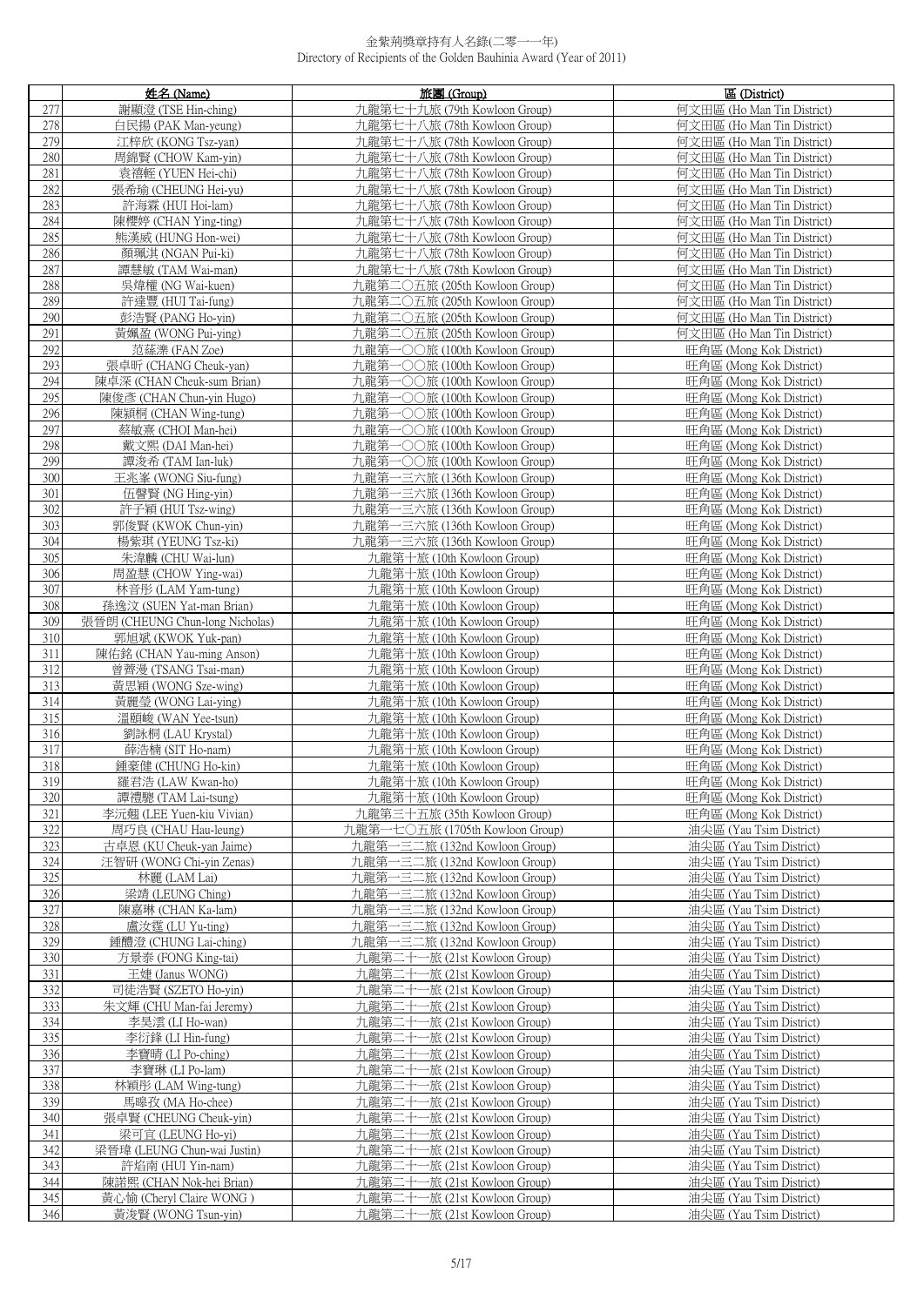# 金紫荊獎章持有人名錄(二零一一年)
Directory of Recipients of the Golden Bauhinia Award (Year of 2011)

| | 姓名 (Name) | 旅團 (Group) | 區 (District) |
|---|---|---|---|
| 277 | 謝顯澄 (TSE Hin-ching) | 九龍第七十九旅 (79th Kowloon Group) | 何文田區 (Ho Man Tin District) |
| 278 | 白民揚 (PAK Man-yeung) | 九龍第七十八旅 (78th Kowloon Group) | 何文田區 (Ho Man Tin District) |
| 279 | 江梓欣 (KONG Tsz-yan) | 九龍第七十八旅 (78th Kowloon Group) | 何文田區 (Ho Man Tin District) |
| 280 | 周錦賢 (CHOW Kam-yin) | 九龍第七十八旅 (78th Kowloon Group) | 何文田區 (Ho Man Tin District) |
| 281 | 袁禧輊 (YUEN Hei-chi) | 九龍第七十八旅 (78th Kowloon Group) | 何文田區 (Ho Man Tin District) |
| 282 | 張希瑜 (CHEUNG Hei-yu) | 九龍第七十八旅 (78th Kowloon Group) | 何文田區 (Ho Man Tin District) |
| 283 | 許海霖 (HUI Hoi-lam) | 九龍第七十八旅 (78th Kowloon Group) | 何文田區 (Ho Man Tin District) |
| 284 | 陳櫻婷 (CHAN Ying-ting) | 九龍第七十八旅 (78th Kowloon Group) | 何文田區 (Ho Man Tin District) |
| 285 | 熊漢威 (HUNG Hon-wei) | 九龍第七十八旅 (78th Kowloon Group) | 何文田區 (Ho Man Tin District) |
| 286 | 顏珮淇 (NGAN Pui-ki) | 九龍第七十八旅 (78th Kowloon Group) | 何文田區 (Ho Man Tin District) |
| 287 | 譚慧敏 (TAM Wai-man) | 九龍第七十八旅 (78th Kowloon Group) | 何文田區 (Ho Man Tin District) |
| 288 | 吳煒權 (NG Wai-kuen) | 九龍第二〇五旅 (205th Kowloon Group) | 何文田區 (Ho Man Tin District) |
| 289 | 許達豐 (HUI Tai-fung) | 九龍第二〇五旅 (205th Kowloon Group) | 何文田區 (Ho Man Tin District) |
| 290 | 彭浩賢 (PANG Ho-yin) | 九龍第二〇五旅 (205th Kowloon Group) | 何文田區 (Ho Man Tin District) |
| 291 | 黃姵盈 (WONG Pui-ying) | 九龍第二〇五旅 (205th Kowloon Group) | 何文田區 (Ho Man Tin District) |
| 292 | 范蕊濼 (FAN Zoe) | 九龍第一〇〇旅 (100th Kowloon Group) | 旺角區 (Mong Kok District) |
| 293 | 張卓昕 (CHANG Cheuk-yan) | 九龍第一〇〇旅 (100th Kowloon Group) | 旺角區 (Mong Kok District) |
| 294 | 陳卓深 (CHAN Cheuk-sum Brian) | 九龍第一〇〇旅 (100th Kowloon Group) | 旺角區 (Mong Kok District) |
| 295 | 陳俊彥 (CHAN Chun-yin Hugo) | 九龍第一〇〇旅 (100th Kowloon Group) | 旺角區 (Mong Kok District) |
| 296 | 陳穎桐 (CHAN Wing-tung) | 九龍第一〇〇旅 (100th Kowloon Group) | 旺角區 (Mong Kok District) |
| 297 | 蔡敏熹 (CHOI Man-hei) | 九龍第一〇〇旅 (100th Kowloon Group) | 旺角區 (Mong Kok District) |
| 298 | 戴文熙 (DAI Man-hei) | 九龍第一〇〇旅 (100th Kowloon Group) | 旺角區 (Mong Kok District) |
| 299 | 譚湙希 (TAM Ian-luk) | 九龍第一〇〇旅 (100th Kowloon Group) | 旺角區 (Mong Kok District) |
| 300 | 王兆峯 (WONG Siu-fung) | 九龍第一三六旅 (136th Kowloon Group) | 旺角區 (Mong Kok District) |
| 301 | 伍聲賢 (NG Hing-yin) | 九龍第一三六旅 (136th Kowloon Group) | 旺角區 (Mong Kok District) |
| 302 | 許子穎 (HUI Tsz-wing) | 九龍第一三六旅 (136th Kowloon Group) | 旺角區 (Mong Kok District) |
| 303 | 郭俊賢 (KWOK Chun-yin) | 九龍第一三六旅 (136th Kowloon Group) | 旺角區 (Mong Kok District) |
| 304 | 楊紫琪 (YEUNG Tsz-ki) | 九龍第一三六旅 (136th Kowloon Group) | 旺角區 (Mong Kok District) |
| 305 | 朱濰麟 (CHU Wai-lun) | 九龍第十旅 (10th Kowloon Group) | 旺角區 (Mong Kok District) |
| 306 | 周盈慧 (CHOW Ying-wai) | 九龍第十旅 (10th Kowloon Group) | 旺角區 (Mong Kok District) |
| 307 | 林音彤 (LAM Yam-tung) | 九龍第十旅 (10th Kowloon Group) | 旺角區 (Mong Kok District) |
| 308 | 孫逸汶 (SUEN Yat-man Brian) | 九龍第十旅 (10th Kowloon Group) | 旺角區 (Mong Kok District) |
| 309 | 張晉朗 (CHEUNG Chun-long Nicholas) | 九龍第十旅 (10th Kowloon Group) | 旺角區 (Mong Kok District) |
| 310 | 郭旭斌 (KWOK Yuk-pan) | 九龍第十旅 (10th Kowloon Group) | 旺角區 (Mong Kok District) |
| 311 | 陳佑銘 (CHAN Yau-ming Anson) | 九龍第十旅 (10th Kowloon Group) | 旺角區 (Mong Kok District) |
| 312 | 曾薺漫 (TSANG Tsai-man) | 九龍第十旅 (10th Kowloon Group) | 旺角區 (Mong Kok District) |
| 313 | 黃思穎 (WONG Sze-wing) | 九龍第十旅 (10th Kowloon Group) | 旺角區 (Mong Kok District) |
| 314 | 黃麗瑩 (WONG Lai-ying) | 九龍第十旅 (10th Kowloon Group) | 旺角區 (Mong Kok District) |
| 315 | 溫頤峻 (WAN Yee-tsun) | 九龍第十旅 (10th Kowloon Group) | 旺角區 (Mong Kok District) |
| 316 | 劉詠桐 (LAU Krystal) | 九龍第十旅 (10th Kowloon Group) | 旺角區 (Mong Kok District) |
| 317 | 薛浩楠 (SIT Ho-nam) | 九龍第十旅 (10th Kowloon Group) | 旺角區 (Mong Kok District) |
| 318 | 鍾豪健 (CHUNG Ho-kin) | 九龍第十旅 (10th Kowloon Group) | 旺角區 (Mong Kok District) |
| 319 | 羅君浩 (LAW Kwan-ho) | 九龍第十旅 (10th Kowloon Group) | 旺角區 (Mong Kok District) |
| 320 | 譚禮聰 (TAM Lai-tsung) | 九龍第十旅 (10th Kowloon Group) | 旺角區 (Mong Kok District) |
| 321 | 李沅翹 (LEE Yuen-kiu Vivian) | 九龍第三十五旅 (35th Kowloon Group) | 旺角區 (Mong Kok District) |
| 322 | 周巧良 (CHAU Hau-leung) | 九龍第一七〇五旅 (1705th Kowloon Group) | 油尖區 (Yau Tsim District) |
| 323 | 古卓恩 (KU Cheuk-yan Jaime) | 九龍第一三二旅 (132nd Kowloon Group) | 油尖區 (Yau Tsim District) |
| 324 | 汪智研 (WONG Chi-yin Zenas) | 九龍第一三二旅 (132nd Kowloon Group) | 油尖區 (Yau Tsim District) |
| 325 | 林麗 (LAM Lai) | 九龍第一三二旅 (132nd Kowloon Group) | 油尖區 (Yau Tsim District) |
| 326 | 梁靖 (LEUNG Ching) | 九龍第一三二旅 (132nd Kowloon Group) | 油尖區 (Yau Tsim District) |
| 327 | 陳嘉琳 (CHAN Ka-lam) | 九龍第一三二旅 (132nd Kowloon Group) | 油尖區 (Yau Tsim District) |
| 328 | 盧汝霆 (LU Yu-ting) | 九龍第一三二旅 (132nd Kowloon Group) | 油尖區 (Yau Tsim District) |
| 329 | 鍾醴澄 (CHUNG Lai-ching) | 九龍第一三二旅 (132nd Kowloon Group) | 油尖區 (Yau Tsim District) |
| 330 | 方景泰 (FONG King-tai) | 九龍第二十一旅 (21st Kowloon Group) | 油尖區 (Yau Tsim District) |
| 331 | 王婕 (Janus WONG) | 九龍第二十一旅 (21st Kowloon Group) | 油尖區 (Yau Tsim District) |
| 332 | 司徒浩賢 (SZETO Ho-yin) | 九龍第二十一旅 (21st Kowloon Group) | 油尖區 (Yau Tsim District) |
| 333 | 朱文輝 (CHU Man-fai Jeremy) | 九龍第二十一旅 (21st Kowloon Group) | 油尖區 (Yau Tsim District) |
| 334 | 李昊澐 (LI Ho-wan) | 九龍第二十一旅 (21st Kowloon Group) | 油尖區 (Yau Tsim District) |
| 335 | 李衍鋒 (LI Hin-fung) | 九龍第二十一旅 (21st Kowloon Group) | 油尖區 (Yau Tsim District) |
| 336 | 李寶晴 (LI Po-ching) | 九龍第二十一旅 (21st Kowloon Group) | 油尖區 (Yau Tsim District) |
| 337 | 李寶琳 (LI Po-lam) | 九龍第二十一旅 (21st Kowloon Group) | 油尖區 (Yau Tsim District) |
| 338 | 林穎彤 (LAM Wing-tung) | 九龍第二十一旅 (21st Kowloon Group) | 油尖區 (Yau Tsim District) |
| 339 | 馬皥孜 (MA Ho-chee) | 九龍第二十一旅 (21st Kowloon Group) | 油尖區 (Yau Tsim District) |
| 340 | 張卓賢 (CHEUNG Cheuk-yin) | 九龍第二十一旅 (21st Kowloon Group) | 油尖區 (Yau Tsim District) |
| 341 | 梁可宜 (LEUNG Ho-yi) | 九龍第二十一旅 (21st Kowloon Group) | 油尖區 (Yau Tsim District) |
| 342 | 梁晉瑋 (LEUNG Chun-wai Justin) | 九龍第二十一旅 (21st Kowloon Group) | 油尖區 (Yau Tsim District) |
| 343 | 許焰南 (HUI Yin-nam) | 九龍第二十一旅 (21st Kowloon Group) | 油尖區 (Yau Tsim District) |
| 344 | 陳諾熙 (CHAN Nok-hei Brian) | 九龍第二十一旅 (21st Kowloon Group) | 油尖區 (Yau Tsim District) |
| 345 | 黃心愉 (Cheryl Claire WONG ) | 九龍第二十一旅 (21st Kowloon Group) | 油尖區 (Yau Tsim District) |
| 346 | 黃浚賢 (WONG Tsun-yin) | 九龍第二十一旅 (21st Kowloon Group) | 油尖區 (Yau Tsim District) |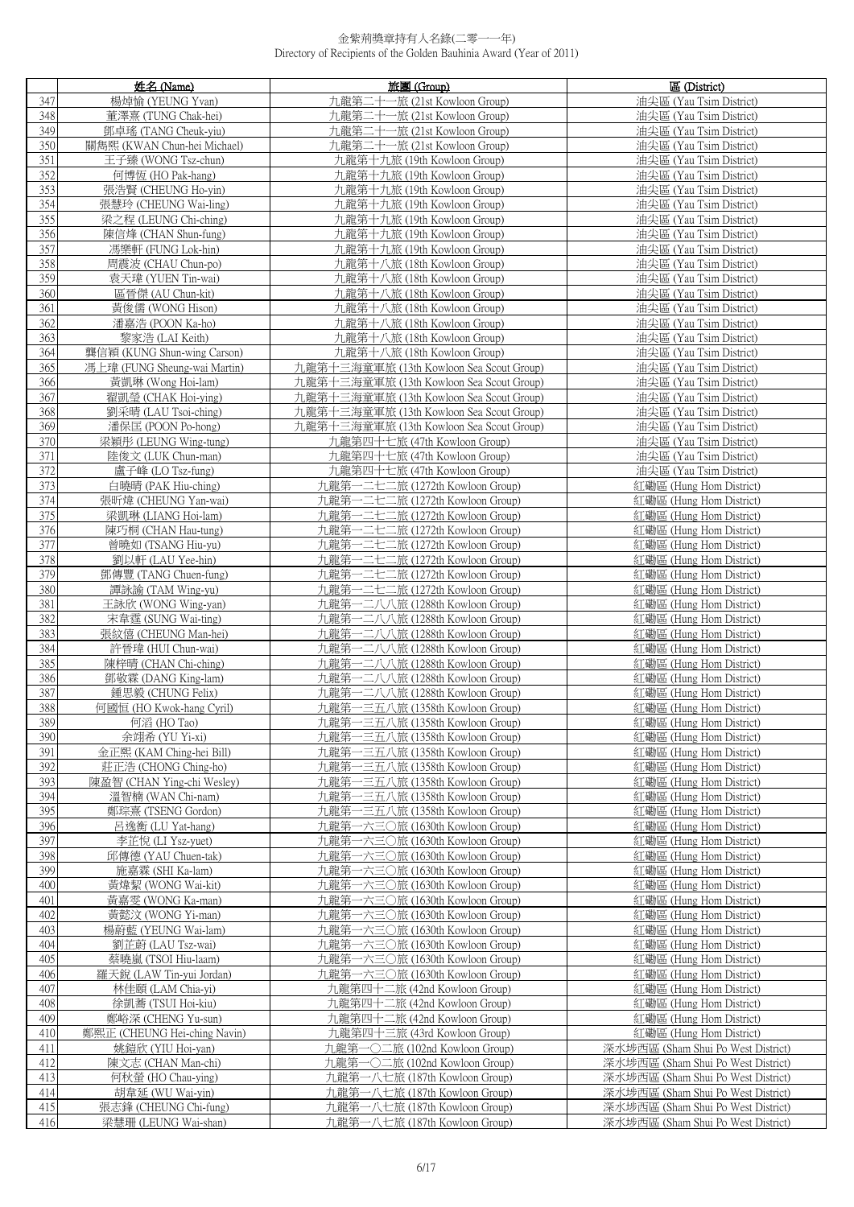金紫荊獎章持有人名錄(二零一一年)
Directory of Recipients of the Golden Bauhinia Award (Year of 2011)

| | 姓名 (Name) | 旅團 (Group) | 區 (District) |
|---|---|---|---|
| 347 | 楊焯愉 (YEUNG Yvan) | 九龍第二十一旅 (21st Kowloon Group) | 油尖區 (Yau Tsim District) |
| 348 | 董澤熹 (TUNG Chak-hei) | 九龍第二十一旅 (21st Kowloon Group) | 油尖區 (Yau Tsim District) |
| 349 | 鄧卓瑤 (TANG Cheuk-yiu) | 九龍第二十一旅 (21st Kowloon Group) | 油尖區 (Yau Tsim District) |
| 350 | 關雋熙 (KWAN Chun-hei Michael) | 九龍第二十一旅 (21st Kowloon Group) | 油尖區 (Yau Tsim District) |
| 351 | 王子臻 (WONG Tsz-chun) | 九龍第十九旅 (19th Kowloon Group) | 油尖區 (Yau Tsim District) |
| 352 | 何博恆 (HO Pak-hang) | 九龍第十九旅 (19th Kowloon Group) | 油尖區 (Yau Tsim District) |
| 353 | 張浩賢 (CHEUNG Ho-yin) | 九龍第十九旅 (19th Kowloon Group) | 油尖區 (Yau Tsim District) |
| 354 | 張慧玲 (CHEUNG Wai-ling) | 九龍第十九旅 (19th Kowloon Group) | 油尖區 (Yau Tsim District) |
| 355 | 梁之程 (LEUNG Chi-ching) | 九龍第十九旅 (19th Kowloon Group) | 油尖區 (Yau Tsim District) |
| 356 | 陳信烽 (CHAN Shun-fung) | 九龍第十九旅 (19th Kowloon Group) | 油尖區 (Yau Tsim District) |
| 357 | 馮樂軒 (FUNG Lok-hin) | 九龍第十九旅 (19th Kowloon Group) | 油尖區 (Yau Tsim District) |
| 358 | 周震波 (CHAU Chun-po) | 九龍第十八旅 (18th Kowloon Group) | 油尖區 (Yau Tsim District) |
| 359 | 袁天瑋 (YUEN Tin-wai) | 九龍第十八旅 (18th Kowloon Group) | 油尖區 (Yau Tsim District) |
| 360 | 區晉傑 (AU Chun-kit) | 九龍第十八旅 (18th Kowloon Group) | 油尖區 (Yau Tsim District) |
| 361 | 黃俊儒 (WONG Hison) | 九龍第十八旅 (18th Kowloon Group) | 油尖區 (Yau Tsim District) |
| 362 | 潘嘉浩 (POON Ka-ho) | 九龍第十八旅 (18th Kowloon Group) | 油尖區 (Yau Tsim District) |
| 363 | 黎家浩 (LAI Keith) | 九龍第十八旅 (18th Kowloon Group) | 油尖區 (Yau Tsim District) |
| 364 | 龔信穎 (KUNG Shun-wing Carson) | 九龍第十八旅 (18th Kowloon Group) | 油尖區 (Yau Tsim District) |
| 365 | 馮上瑋 (FUNG Sheung-wai Martin) | 九龍第十三海童軍旅 (13th Kowloon Sea Scout Group) | 油尖區 (Yau Tsim District) |
| 366 | 黃凱琳 (Wong Hoi-lam) | 九龍第十三海童軍旅 (13th Kowloon Sea Scout Group) | 油尖區 (Yau Tsim District) |
| 367 | 翟凱瑩 (CHAK Hoi-ying) | 九龍第十三海童軍旅 (13th Kowloon Sea Scout Group) | 油尖區 (Yau Tsim District) |
| 368 | 劉采晴 (LAU Tsoi-ching) | 九龍第十三海童軍旅 (13th Kowloon Sea Scout Group) | 油尖區 (Yau Tsim District) |
| 369 | 潘保匡 (POON Po-hong) | 九龍第十三海童軍旅 (13th Kowloon Sea Scout Group) | 油尖區 (Yau Tsim District) |
| 370 | 梁穎彤 (LEUNG Wing-tung) | 九龍第四十七旅 (47th Kowloon Group) | 油尖區 (Yau Tsim District) |
| 371 | 陸俊文 (LUK Chun-man) | 九龍第四十七旅 (47th Kowloon Group) | 油尖區 (Yau Tsim District) |
| 372 | 盧子峰 (LO Tsz-fung) | 九龍第四十七旅 (47th Kowloon Group) | 油尖區 (Yau Tsim District) |
| 373 | 白曉晴 (PAK Hiu-ching) | 九龍第一二七二旅 (1272th Kowloon Group) | 紅磡區 (Hung Hom District) |
| 374 | 張昕煒 (CHEUNG Yan-wai) | 九龍第一二七二旅 (1272th Kowloon Group) | 紅磡區 (Hung Hom District) |
| 375 | 梁凱琳 (LIANG Hoi-lam) | 九龍第一二七二旅 (1272th Kowloon Group) | 紅磡區 (Hung Hom District) |
| 376 | 陳巧桐 (CHAN Hau-tung) | 九龍第一二七二旅 (1272th Kowloon Group) | 紅磡區 (Hung Hom District) |
| 377 | 曾曉如 (TSANG Hiu-yu) | 九龍第一二七二旅 (1272th Kowloon Group) | 紅磡區 (Hung Hom District) |
| 378 | 劉以軒 (LAU Yee-hin) | 九龍第一二七二旅 (1272th Kowloon Group) | 紅磡區 (Hung Hom District) |
| 379 | 鄧傳豐 (TANG Chuen-fung) | 九龍第一二七二旅 (1272th Kowloon Group) | 紅磡區 (Hung Hom District) |
| 380 | 譚詠諭 (TAM Wing-yu) | 九龍第一二七二旅 (1272th Kowloon Group) | 紅磡區 (Hung Hom District) |
| 381 | 王詠欣 (WONG Wing-yan) | 九龍第一二八八旅 (1288th Kowloon Group) | 紅磡區 (Hung Hom District) |
| 382 | 宋韋霆 (SUNG Wai-ting) | 九龍第一二八八旅 (1288th Kowloon Group) | 紅磡區 (Hung Hom District) |
| 383 | 張紋僖 (CHEUNG Man-hei) | 九龍第一二八八旅 (1288th Kowloon Group) | 紅磡區 (Hung Hom District) |
| 384 | 許晉瑋 (HUI Chun-wai) | 九龍第一二八八旅 (1288th Kowloon Group) | 紅磡區 (Hung Hom District) |
| 385 | 陳梓晴 (CHAN Chi-ching) | 九龍第一二八八旅 (1288th Kowloon Group) | 紅磡區 (Hung Hom District) |
| 386 | 鄧敬霖 (DANG King-lam) | 九龍第一二八八旅 (1288th Kowloon Group) | 紅磡區 (Hung Hom District) |
| 387 | 鍾思毅 (CHUNG Felix) | 九龍第一二八八旅 (1288th Kowloon Group) | 紅磡區 (Hung Hom District) |
| 388 | 何國恒 (HO Kwok-hang Cyril) | 九龍第一三五八旅 (1358th Kowloon Group) | 紅磡區 (Hung Hom District) |
| 389 | 何滔 (HO Tao) | 九龍第一三五八旅 (1358th Kowloon Group) | 紅磡區 (Hung Hom District) |
| 390 | 余翊希 (YU Yi-xi) | 九龍第一三五八旅 (1358th Kowloon Group) | 紅磡區 (Hung Hom District) |
| 391 | 金正熙 (KAM Ching-hei Bill) | 九龍第一三五八旅 (1358th Kowloon Group) | 紅磡區 (Hung Hom District) |
| 392 | 莊正浩 (CHONG Ching-ho) | 九龍第一三五八旅 (1358th Kowloon Group) | 紅磡區 (Hung Hom District) |
| 393 | 陳盈智 (CHAN Ying-chi Wesley) | 九龍第一三五八旅 (1358th Kowloon Group) | 紅磡區 (Hung Hom District) |
| 394 | 溫智楠 (WAN Chi-nam) | 九龍第一三五八旅 (1358th Kowloon Group) | 紅磡區 (Hung Hom District) |
| 395 | 鄭琮熹 (TSENG Gordon) | 九龍第一三五八旅 (1358th Kowloon Group) | 紅磡區 (Hung Hom District) |
| 396 | 呂逸衡 (LU Yat-hang) | 九龍第一六三〇旅 (1630th Kowloon Group) | 紅磡區 (Hung Hom District) |
| 397 | 李芷悅 (LI Ysz-yuet) | 九龍第一六三〇旅 (1630th Kowloon Group) | 紅磡區 (Hung Hom District) |
| 398 | 邱傳德 (YAU Chuen-tak) | 九龍第一六三〇旅 (1630th Kowloon Group) | 紅磡區 (Hung Hom District) |
| 399 | 施嘉霖 (SHI Ka-lam) | 九龍第一六三〇旅 (1630th Kowloon Group) | 紅磡區 (Hung Hom District) |
| 400 | 黃煒絜 (WONG Wai-kit) | 九龍第一六三〇旅 (1630th Kowloon Group) | 紅磡區 (Hung Hom District) |
| 401 | 黃嘉雯 (WONG Ka-man) | 九龍第一六三〇旅 (1630th Kowloon Group) | 紅磡區 (Hung Hom District) |
| 402 | 黃懿汶 (WONG Yi-man) | 九龍第一六三〇旅 (1630th Kowloon Group) | 紅磡區 (Hung Hom District) |
| 403 | 楊蔚藍 (YEUNG Wai-lam) | 九龍第一六三〇旅 (1630th Kowloon Group) | 紅磡區 (Hung Hom District) |
| 404 | 劉芷蔚 (LAU Tsz-wai) | 九龍第一六三〇旅 (1630th Kowloon Group) | 紅磡區 (Hung Hom District) |
| 405 | 蔡曉嵐 (TSOI Hiu-laam) | 九龍第一六三〇旅 (1630th Kowloon Group) | 紅磡區 (Hung Hom District) |
| 406 | 羅天銳 (LAW Tin-yui Jordan) | 九龍第一六三〇旅 (1630th Kowloon Group) | 紅磡區 (Hung Hom District) |
| 407 | 林佳頤 (LAM Chia-yi) | 九龍第四十二旅 (42nd Kowloon Group) | 紅磡區 (Hung Hom District) |
| 408 | 徐凱蕎 (TSUI Hoi-kiu) | 九龍第四十二旅 (42nd Kowloon Group) | 紅磡區 (Hung Hom District) |
| 409 | 鄭峪深 (CHENG Yu-sun) | 九龍第四十二旅 (42nd Kowloon Group) | 紅磡區 (Hung Hom District) |
| 410 | 鄭熙正 (CHEUNG Hei-ching Navin) | 九龍第四十三旅 (43rd Kowloon Group) | 紅磡區 (Hung Hom District) |
| 411 | 姚鎧欣 (YIU Hoi-yan) | 九龍第一〇二旅 (102nd Kowloon Group) | 深水埗西區 (Sham Shui Po West District) |
| 412 | 陳文志 (CHAN Man-chi) | 九龍第一〇二旅 (102nd Kowloon Group) | 深水埗西區 (Sham Shui Po West District) |
| 413 | 何秋螢 (HO Chau-ying) | 九龍第一八七旅 (187th Kowloon Group) | 深水埗西區 (Sham Shui Po West District) |
| 414 | 胡韋延 (WU Wai-yin) | 九龍第一八七旅 (187th Kowloon Group) | 深水埗西區 (Sham Shui Po West District) |
| 415 | 張志鋒 (CHEUNG Chi-fung) | 九龍第一八七旅 (187th Kowloon Group) | 深水埗西區 (Sham Shui Po West District) |
| 416 | 梁慧珊 (LEUNG Wai-shan) | 九龍第一八七旅 (187th Kowloon Group) | 深水埗西區 (Sham Shui Po West District) |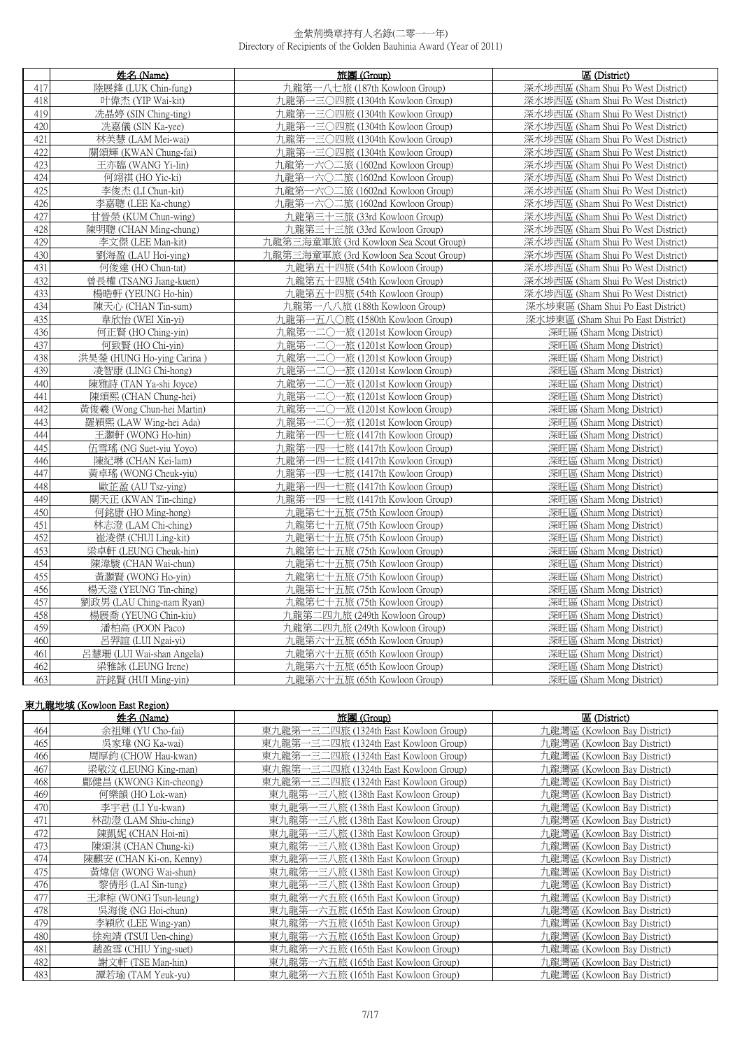金紫荊獎章持有人名錄(二零一一年)
Directory of Recipients of the Golden Bauhinia Award (Year of 2011)

| | 姓名 (Name) | 旅團 (Group) | 區 (District) |
|---|---|---|---|
| 417 | 陸展鋒 (LUK Chin-fung) | 九龍第一八七旅 (187th Kowloon Group) | 深水埗西區 (Sham Shui Po West District) |
| 418 | 叶偉杰 (YIP Wai-kit) | 九龍第一三〇四旅 (1304th Kowloon Group) | 深水埗西區 (Sham Shui Po West District) |
| 419 | 冼晶婷 (SIN Ching-ting) | 九龍第一三〇四旅 (1304th Kowloon Group) | 深水埗西區 (Sham Shui Po West District) |
| 420 | 冼嘉儀 (SIN Ka-yee) | 九龍第一三〇四旅 (1304th Kowloon Group) | 深水埗西區 (Sham Shui Po West District) |
| 421 | 林美慧 (LAM Mei-wai) | 九龍第一三〇四旅 (1304th Kowloon Group) | 深水埗西區 (Sham Shui Po West District) |
| 422 | 關頌輝 (KWAN Chung-fai) | 九龍第一三〇四旅 (1304th Kowloon Group) | 深水埗西區 (Sham Shui Po West District) |
| 423 | 王亦臨 (WANG Yi-lin) | 九龍第一六〇二旅 (1602nd Kowloon Group) | 深水埗西區 (Sham Shui Po West District) |
| 424 | 何翊祺 (HO Yic-ki) | 九龍第一六〇二旅 (1602nd Kowloon Group) | 深水埗西區 (Sham Shui Po West District) |
| 425 | 李俊杰 (LI Chun-kit) | 九龍第一六〇二旅 (1602nd Kowloon Group) | 深水埗西區 (Sham Shui Po West District) |
| 426 | 李嘉聰 (LEE Ka-chung) | 九龍第一六〇二旅 (1602nd Kowloon Group) | 深水埗西區 (Sham Shui Po West District) |
| 427 | 甘晉榮 (KUM Chun-wing) | 九龍第三十三旅 (33rd Kowloon Group) | 深水埗西區 (Sham Shui Po West District) |
| 428 | 陳明聰 (CHAN Ming-chung) | 九龍第三十三旅 (33rd Kowloon Group) | 深水埗西區 (Sham Shui Po West District) |
| 429 | 李文傑 (LEE Man-kit) | 九龍第三海童軍旅 (3rd Kowloon Sea Scout Group) | 深水埗西區 (Sham Shui Po West District) |
| 430 | 劉海盈 (LAU Hoi-ying) | 九龍第三海童軍旅 (3rd Kowloon Sea Scout Group) | 深水埗西區 (Sham Shui Po West District) |
| 431 | 何俊達 (HO Chun-tat) | 九龍第五十四旅 (54th Kowloon Group) | 深水埗西區 (Sham Shui Po West District) |
| 432 | 曾長權 (TSANG Jiang-kuen) | 九龍第五十四旅 (54th Kowloon Group) | 深水埗西區 (Sham Shui Po West District) |
| 433 | 楊皓軒 (YEUNG Ho-hin) | 九龍第五十四旅 (54th Kowloon Group) | 深水埗西區 (Sham Shui Po West District) |
| 434 | 陳天心 (CHAN Tin-sum) | 九龍第一八八旅 (188th Kowloon Group) | 深水埗東區 (Sham Shui Po East District) |
| 435 | 韋欣怡 (WEI Xin-yi) | 九龍第一五八〇旅 (1580th Kowloon Group) | 深水埗東區 (Sham Shui Po East District) |
| 436 | 何正賢 (HO Ching-yin) | 九龍第一二〇一旅 (1201st Kowloon Group) | 深旺區 (Sham Mong District) |
| 437 | 何致賢 (HO Chi-yin) | 九龍第一二〇一旅 (1201st Kowloon Group) | 深旺區 (Sham Mong District) |
| 438 | 洪昊鎣 (HUNG Ho-ying Carina ) | 九龍第一二〇一旅 (1201st Kowloon Group) | 深旺區 (Sham Mong District) |
| 439 | 凌智康 (LING Chi-hong) | 九龍第一二〇一旅 (1201st Kowloon Group) | 深旺區 (Sham Mong District) |
| 440 | 陳雅詩 (TAN Ya-shi Joyce) | 九龍第一二〇一旅 (1201st Kowloon Group) | 深旺區 (Sham Mong District) |
| 441 | 陳頌熙 (CHAN Chung-hei) | 九龍第一二〇一旅 (1201st Kowloon Group) | 深旺區 (Sham Mong District) |
| 442 | 黃俊羲 (Wong Chun-hei Martin) | 九龍第一二〇一旅 (1201st Kowloon Group) | 深旺區 (Sham Mong District) |
| 443 | 羅穎熙 (LAW Wing-hei Ada) | 九龍第一二〇一旅 (1201st Kowloon Group) | 深旺區 (Sham Mong District) |
| 444 | 王灝軒 (WONG Ho-hin) | 九龍第一四一七旅 (1417th Kowloon Group) | 深旺區 (Sham Mong District) |
| 445 | 伍雪瑤 (NG Suet-yiu Yoyo) | 九龍第一四一七旅 (1417th Kowloon Group) | 深旺區 (Sham Mong District) |
| 446 | 陳紀琳 (CHAN Kei-lam) | 九龍第一四一七旅 (1417th Kowloon Group) | 深旺區 (Sham Mong District) |
| 447 | 黃卓瑤 (WONG Cheuk-yiu) | 九龍第一四一七旅 (1417th Kowloon Group) | 深旺區 (Sham Mong District) |
| 448 | 歐芷盈 (AU Tsz-ying) | 九龍第一四一七旅 (1417th Kowloon Group) | 深旺區 (Sham Mong District) |
| 449 | 關天正 (KWAN Tin-ching) | 九龍第一四一七旅 (1417th Kowloon Group) | 深旺區 (Sham Mong District) |
| 450 | 何銘康 (HO Ming-hong) | 九龍第七十五旅 (75th Kowloon Group) | 深旺區 (Sham Mong District) |
| 451 | 林志澄 (LAM Chi-ching) | 九龍第七十五旅 (75th Kowloon Group) | 深旺區 (Sham Mong District) |
| 452 | 崔淩傑 (CHUI Ling-kit) | 九龍第七十五旅 (75th Kowloon Group) | 深旺區 (Sham Mong District) |
| 453 | 梁卓軒 (LEUNG Cheuk-hin) | 九龍第七十五旅 (75th Kowloon Group) | 深旺區 (Sham Mong District) |
| 454 | 陳�africa駿 (CHAN Wai-chun) | 九龍第七十五旅 (75th Kowloon Group) | 深旺區 (Sham Mong District) |
| 455 | 黃灝賢 (WONG Ho-yin) | 九龍第七十五旅 (75th Kowloon Group) | 深旺區 (Sham Mong District) |
| 456 | 楊天澄 (YEUNG Tin-ching) | 九龍第七十五旅 (75th Kowloon Group) | 深旺區 (Sham Mong District) |
| 457 | 劉政男 (LAU Ching-nam Ryan) | 九龍第七十五旅 (75th Kowloon Group) | 深旺區 (Sham Mong District) |
| 458 | 楊展喬 (YEUNG Chin-kiu) | 九龍第二四九旅 (249th Kowloon Group) | 深旺區 (Sham Mong District) |
| 459 | 潘柏高 (POON Paco) | 九龍第二四九旅 (249th Kowloon Group) | 深旺區 (Sham Mong District) |
| 460 | 呂羿誼 (LUI Ngai-yi) | 九龍第六十五旅 (65th Kowloon Group) | 深旺區 (Sham Mong District) |
| 461 | 呂慧珊 (LUI Wai-shan Angela) | 九龍第六十五旅 (65th Kowloon Group) | 深旺區 (Sham Mong District) |
| 462 | 梁雅詠 (LEUNG Irene) | 九龍第六十五旅 (65th Kowloon Group) | 深旺區 (Sham Mong District) |
| 463 | 許銘賢 (HUI Ming-yin) | 九龍第六十五旅 (65th Kowloon Group) | 深旺區 (Sham Mong District) |

## 東九龍地域 (Kowloon East Region)

| | 姓名 (Name) | 旅團 (Group) | 區 (District) |
|---|---|---|---|
| 464 | 余祖輝 (YU Cho-fai) | 東九龍第一三二四旅 (1324th East Kowloon Group) | 九龍灣區 (Kowloon Bay District) |
| 465 | 吳家瑋 (NG Ka-wai) | 東九龍第一三二四旅 (1324th East Kowloon Group) | 九龍灣區 (Kowloon Bay District) |
| 466 | 周厚鈞 (CHOW Hau-kwan) | 東九龍第一三二四旅 (1324th East Kowloon Group) | 九龍灣區 (Kowloon Bay District) |
| 467 | 梁敬汶 (LEUNG King-man) | 東九龍第一三二四旅 (1324th East Kowloon Group) | 九龍灣區 (Kowloon Bay District) |
| 468 | 鄺健昌 (KWONG Kin-cheong) | 東九龍第一三二四旅 (1324th East Kowloon Group) | 九龍灣區 (Kowloon Bay District) |
| 469 | 何樂韻 (HO Lok-wan) | 東九龍第一三八旅 (138th East Kowloon Group) | 九龍灣區 (Kowloon Bay District) |
| 470 | 李宇君 (LI Yu-kwan) | 東九龍第一三八旅 (138th East Kowloon Group) | 九龍灣區 (Kowloon Bay District) |
| 471 | 林劭澄 (LAM Shiu-ching) | 東九龍第一三八旅 (138th East Kowloon Group) | 九龍灣區 (Kowloon Bay District) |
| 472 | 陳凱妮 (CHAN Hoi-ni) | 東九龍第一三八旅 (138th East Kowloon Group) | 九龍灣區 (Kowloon Bay District) |
| 473 | 陳頌淇 (CHAN Chung-ki) | 東九龍第一三八旅 (138th East Kowloon Group) | 九龍灣區 (Kowloon Bay District) |
| 474 | 陳麒安 (CHAN Ki-on, Kenny) | 東九龍第一三八旅 (138th East Kowloon Group) | 九龍灣區 (Kowloon Bay District) |
| 475 | 黃煒信 (WONG Wai-shun) | 東九龍第一三八旅 (138th East Kowloon Group) | 九龍灣區 (Kowloon Bay District) |
| 476 | 黎倩彤 (LAI Sin-tung) | 東九龍第一三八旅 (138th East Kowloon Group) | 九龍灣區 (Kowloon Bay District) |
| 477 | 王津椋 (WONG Tsun-leung) | 東九龍第一六五旅 (165th East Kowloon Group) | 九龍灣區 (Kowloon Bay District) |
| 478 | 吳海俊 (NG Hoi-chun) | 東九龍第一六五旅 (165th East Kowloon Group) | 九龍灣區 (Kowloon Bay District) |
| 479 | 李穎欣 (LEE Wing-yan) | 東九龍第一六五旅 (165th East Kowloon Group) | 九龍灣區 (Kowloon Bay District) |
| 480 | 徐宛靖 (TSUI Uen-ching) | 東九龍第一六五旅 (165th East Kowloon Group) | 九龍灣區 (Kowloon Bay District) |
| 481 | 趙盈雪 (CHIU Ying-suet) | 東九龍第一六五旅 (165th East Kowloon Group) | 九龍灣區 (Kowloon Bay District) |
| 482 | 謝文軒 (TSE Man-hin) | 東九龍第一六五旅 (165th East Kowloon Group) | 九龍灣區 (Kowloon Bay District) |
| 483 | 譚若瑜 (TAM Yeuk-yu) | 東九龍第一六五旅 (165th East Kowloon Group) | 九龍灣區 (Kowloon Bay District) |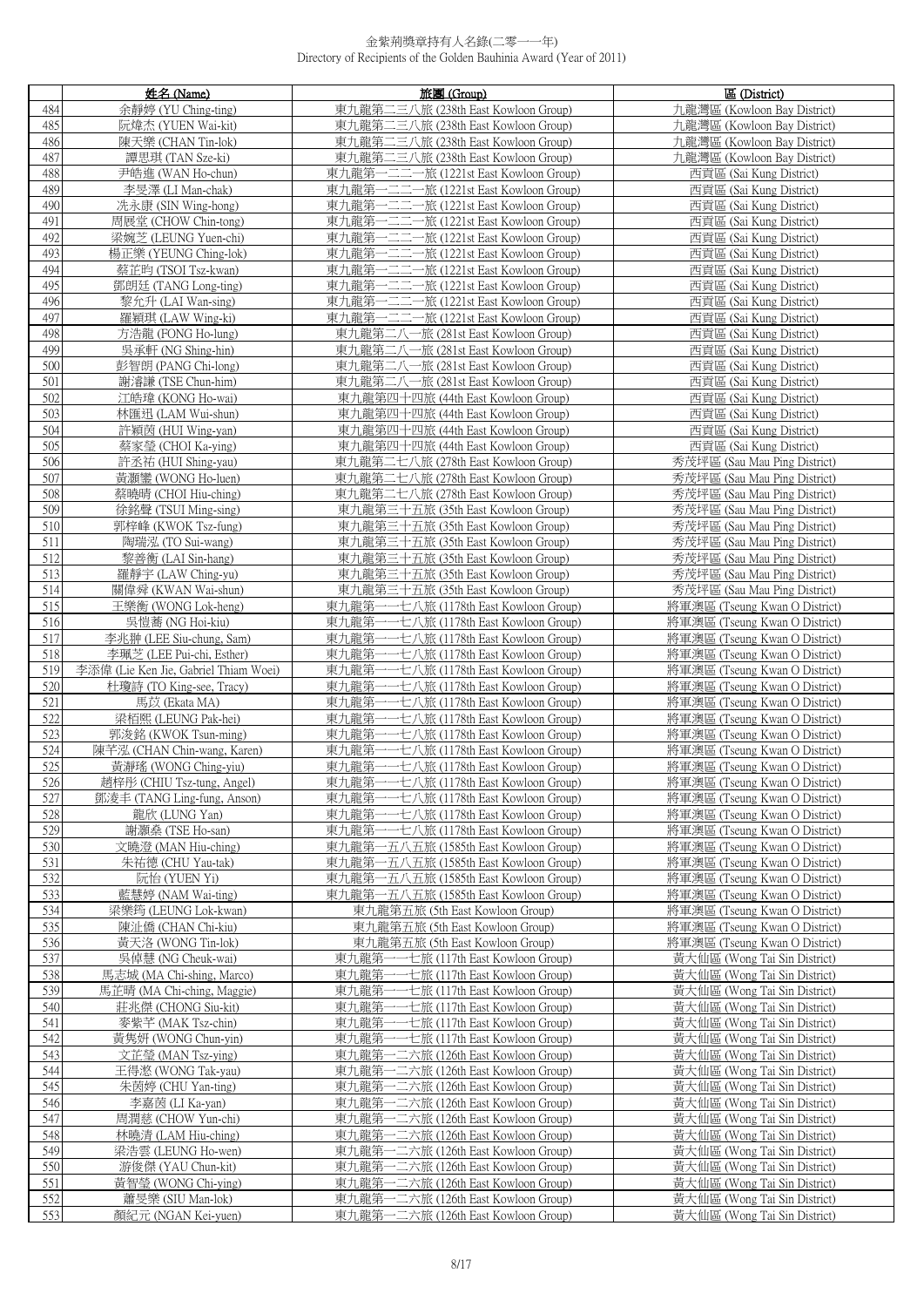金紫荊獎章持有人名錄(二零一一年)
Directory of Recipients of the Golden Bauhinia Award (Year of 2011)

| | 姓名 (Name) | 旅團 (Group) | 區 (District) |
|---|---|---|---|
| 484 | 余靜婷 (YU Ching-ting) | 東九龍第二三八旅 (238th East Kowloon Group) | 九龍灣區 (Kowloon Bay District) |
| 485 | 阮煒杰 (YUEN Wai-kit) | 東九龍第二三八旅 (238th East Kowloon Group) | 九龍灣區 (Kowloon Bay District) |
| 486 | 陳天樂 (CHAN Tin-lok) | 東九龍第二三八旅 (238th East Kowloon Group) | 九龍灣區 (Kowloon Bay District) |
| 487 | 譚思琪 (TAN Sze-ki) | 東九龍第二三八旅 (238th East Kowloon Group) | 九龍灣區 (Kowloon Bay District) |
| 488 | 尹皓進 (WAN Ho-chun) | 東九龍第一二二一旅 (1221st East Kowloon Group) | 西貢區 (Sai Kung District) |
| 489 | 李旻澤 (LI Man-chak) | 東九龍第一二二一旅 (1221st East Kowloon Group) | 西貢區 (Sai Kung District) |
| 490 | 冼永康 (SIN Wing-hong) | 東九龍第一二二一旅 (1221st East Kowloon Group) | 西貢區 (Sai Kung District) |
| 491 | 周展堂 (CHOW Chin-tong) | 東九龍第一二二一旅 (1221st East Kowloon Group) | 西貢區 (Sai Kung District) |
| 492 | 梁婉芝 (LEUNG Yuen-chi) | 東九龍第一二二一旅 (1221st East Kowloon Group) | 西貢區 (Sai Kung District) |
| 493 | 楊正樂 (YEUNG Ching-lok) | 東九龍第一二二一旅 (1221st East Kowloon Group) | 西貢區 (Sai Kung District) |
| 494 | 蔡芷昀 (TSOI Tsz-kwan) | 東九龍第一二二一旅 (1221st East Kowloon Group) | 西貢區 (Sai Kung District) |
| 495 | 鄧朗廷 (TANG Long-ting) | 東九龍第一二二一旅 (1221st East Kowloon Group) | 西貢區 (Sai Kung District) |
| 496 | 黎允升 (LAI Wan-sing) | 東九龍第一二二一旅 (1221st East Kowloon Group) | 西貢區 (Sai Kung District) |
| 497 | 羅穎琪 (LAW Wing-ki) | 東九龍第一二二一旅 (1221st East Kowloon Group) | 西貢區 (Sai Kung District) |
| 498 | 方浩龍 (FONG Ho-lung) | 東九龍第二八一旅 (281st East Kowloon Group) | 西貢區 (Sai Kung District) |
| 499 | 吳承軒 (NG Shing-hin) | 東九龍第二八一旅 (281st East Kowloon Group) | 西貢區 (Sai Kung District) |
| 500 | 彭智朗 (PANG Chi-long) | 東九龍第二八一旅 (281st East Kowloon Group) | 西貢區 (Sai Kung District) |
| 501 | 謝濬謙 (TSE Chun-him) | 東九龍第二八一旅 (281st East Kowloon Group) | 西貢區 (Sai Kung District) |
| 502 | 江皓瑋 (KONG Ho-wai) | 東九龍第四十四旅 (44th East Kowloon Group) | 西貢區 (Sai Kung District) |
| 503 | 林匯迅 (LAM Wui-shun) | 東九龍第四十四旅 (44th East Kowloon Group) | 西貢區 (Sai Kung District) |
| 504 | 許穎茵 (HUI Wing-yan) | 東九龍第四十四旅 (44th East Kowloon Group) | 西貢區 (Sai Kung District) |
| 505 | 蔡家瑩 (CHOI Ka-ying) | 東九龍第四十四旅 (44th East Kowloon Group) | 西貢區 (Sai Kung District) |
| 506 | 許丞祐 (HUI Shing-yau) | 東九龍第二七八旅 (278th East Kowloon Group) | 秀茂坪區 (Sau Mau Ping District) |
| 507 | 黃灝鑾 (WONG Ho-luen) | 東九龍第二七八旅 (278th East Kowloon Group) | 秀茂坪區 (Sau Mau Ping District) |
| 508 | 蔡曉晴 (CHOI Hiu-ching) | 東九龍第二七八旅 (278th East Kowloon Group) | 秀茂坪區 (Sau Mau Ping District) |
| 509 | 徐銘聲 (TSUI Ming-sing) | 東九龍第三十五旅 (35th East Kowloon Group) | 秀茂坪區 (Sau Mau Ping District) |
| 510 | 郭梓峰 (KWOK Tsz-fung) | 東九龍第三十五旅 (35th East Kowloon Group) | 秀茂坪區 (Sau Mau Ping District) |
| 511 | 陶瑞泓 (TO Sui-wang) | 東九龍第三十五旅 (35th East Kowloon Group) | 秀茂坪區 (Sau Mau Ping District) |
| 512 | 黎善衡 (LAI Sin-hang) | 東九龍第三十五旅 (35th East Kowloon Group) | 秀茂坪區 (Sau Mau Ping District) |
| 513 | 羅靜宇 (LAW Ching-yu) | 東九龍第三十五旅 (35th East Kowloon Group) | 秀茂坪區 (Sau Mau Ping District) |
| 514 | 關偉舜 (KWAN Wai-shun) | 東九龍第三十五旅 (35th East Kowloon Group) | 秀茂坪區 (Sau Mau Ping District) |
| 515 | 王樂衡 (WONG Lok-heng) | 東九龍第一一七八旅 (1178th East Kowloon Group) | 將軍澳區 (Tseung Kwan O District) |
| 516 | 吳愷蕎 (NG Hoi-kiu) | 東九龍第一一七八旅 (1178th East Kowloon Group) | 將軍澳區 (Tseung Kwan O District) |
| 517 | 李兆翀 (LEE Siu-chung, Sam) | 東九龍第一一七八旅 (1178th East Kowloon Group) | 將軍澳區 (Tseung Kwan O District) |
| 518 | 李珮芝 (LEE Pui-chi, Esther) | 東九龍第一一七八旅 (1178th East Kowloon Group) | 將軍澳區 (Tseung Kwan O District) |
| 519 | 李添偉 (Lie Ken Jie, Gabriel Thiam Woei) | 東九龍第一一七八旅 (1178th East Kowloon Group) | 將軍澳區 (Tseung Kwan O District) |
| 520 | 杜璟詩 (TO King-see, Tracy) | 東九龍第一一七八旅 (1178th East Kowloon Group) | 將軍澳區 (Tseung Kwan O District) |
| 521 | 馬苡 (Ekata MA) | 東九龍第一一七八旅 (1178th East Kowloon Group) | 將軍澳區 (Tseung Kwan O District) |
| 522 | 梁栢熙 (LEUNG Pak-hei) | 東九龍第一一七八旅 (1178th East Kowloon Group) | 將軍澳區 (Tseung Kwan O District) |
| 523 | 郭浚銘 (KWOK Tsun-ming) | 東九龍第一一七八旅 (1178th East Kowloon Group) | 將軍澳區 (Tseung Kwan O District) |
| 524 | 陳芊泓 (CHAN Chin-wang, Karen) | 東九龍第一一七八旅 (1178th East Kowloon Group) | 將軍澳區 (Tseung Kwan O District) |
| 525 | 黃瀞瑤 (WONG Ching-yiu) | 東九龍第一一七八旅 (1178th East Kowloon Group) | 將軍澳區 (Tseung Kwan O District) |
| 526 | 趙梓彤 (CHIU Tsz-tung, Angel) | 東九龍第一一七八旅 (1178th East Kowloon Group) | 將軍澳區 (Tseung Kwan O District) |
| 527 | 鄧凌丰 (TANG Ling-fung, Anson) | 東九龍第一一七八旅 (1178th East Kowloon Group) | 將軍澳區 (Tseung Kwan O District) |
| 528 | 龍欣 (LUNG Yan) | 東九龍第一一七八旅 (1178th East Kowloon Group) | 將軍澳區 (Tseung Kwan O District) |
| 529 | 謝灝燊 (TSE Ho-san) | 東九龍第一一七八旅 (1178th East Kowloon Group) | 將軍澳區 (Tseung Kwan O District) |
| 530 | 文曉澄 (MAN Hiu-ching) | 東九龍第一五八五旅 (1585th East Kowloon Group) | 將軍澳區 (Tseung Kwan O District) |
| 531 | 朱祐德 (CHU Yau-tak) | 東九龍第一五八五旅 (1585th East Kowloon Group) | 將軍澳區 (Tseung Kwan O District) |
| 532 | 阮怡 (YUEN Yi) | 東九龍第一五八五旅 (1585th East Kowloon Group) | 將軍澳區 (Tseung Kwan O District) |
| 533 | 藍慧婷 (NAM Wai-ting) | 東九龍第一五八五旅 (1585th East Kowloon Group) | 將軍澳區 (Tseung Kwan O District) |
| 534 | 梁樂筠 (LEUNG Lok-kwan) | 東九龍第五旅 (5th East Kowloon Group) | 將軍澳區 (Tseung Kwan O District) |
| 535 | 陳沚僑 (CHAN Chi-kiu) | 東九龍第五旅 (5th East Kowloon Group) | 將軍澳區 (Tseung Kwan O District) |
| 536 | 黃天洛 (WONG Tin-lok) | 東九龍第五旅 (5th East Kowloon Group) | 將軍澳區 (Tseung Kwan O District) |
| 537 | 吳倬慧 (NG Cheuk-wai) | 東九龍第一一七旅 (117th East Kowloon Group) | 黃大仙區 (Wong Tai Sin District) |
| 538 | 馬志城 (MA Chi-shing, Marco) | 東九龍第一一七旅 (117th East Kowloon Group) | 黃大仙區 (Wong Tai Sin District) |
| 539 | 馬芷晴 (MA Chi-ching, Maggie) | 東九龍第一一七旅 (117th East Kowloon Group) | 黃大仙區 (Wong Tai Sin District) |
| 540 | 莊兆傑 (CHONG Siu-kit) | 東九龍第一一七旅 (117th East Kowloon Group) | 黃大仙區 (Wong Tai Sin District) |
| 541 | 麥紫芊 (MAK Tsz-chin) | 東九龍第一一七旅 (117th East Kowloon Group) | 黃大仙區 (Wong Tai Sin District) |
| 542 | 黃雋妍 (WONG Chun-yin) | 東九龍第一一七旅 (117th East Kowloon Group) | 黃大仙區 (Wong Tai Sin District) |
| 543 | 文芷瑩 (MAN Tsz-ying) | 東九龍第一二六旅 (126th East Kowloon Group) | 黃大仙區 (Wong Tai Sin District) |
| 544 | 王得滺 (WONG Tak-yau) | 東九龍第一二六旅 (126th East Kowloon Group) | 黃大仙區 (Wong Tai Sin District) |
| 545 | 朱茵婷 (CHU Yan-ting) | 東九龍第一二六旅 (126th East Kowloon Group) | 黃大仙區 (Wong Tai Sin District) |
| 546 | 李嘉茵 (LI Ka-yan) | 東九龍第一二六旅 (126th East Kowloon Group) | 黃大仙區 (Wong Tai Sin District) |
| 547 | 周潤慈 (CHOW Yun-chi) | 東九龍第一二六旅 (126th East Kowloon Group) | 黃大仙區 (Wong Tai Sin District) |
| 548 | 林曉清 (LAM Hiu-ching) | 東九龍第一二六旅 (126th East Kowloon Group) | 黃大仙區 (Wong Tai Sin District) |
| 549 | 梁浩雲 (LEUNG Ho-wen) | 東九龍第一二六旅 (126th East Kowloon Group) | 黃大仙區 (Wong Tai Sin District) |
| 550 | 游俊傑 (YAU Chun-kit) | 東九龍第一二六旅 (126th East Kowloon Group) | 黃大仙區 (Wong Tai Sin District) |
| 551 | 黃智瑩 (WONG Chi-ying) | 東九龍第一二六旅 (126th East Kowloon Group) | 黃大仙區 (Wong Tai Sin District) |
| 552 | 蕭旻樂 (SIU Man-lok) | 東九龍第一二六旅 (126th East Kowloon Group) | 黃大仙區 (Wong Tai Sin District) |
| 553 | 顏紀元 (NGAN Kei-yuen) | 東九龍第一二六旅 (126th East Kowloon Group) | 黃大仙區 (Wong Tai Sin District) |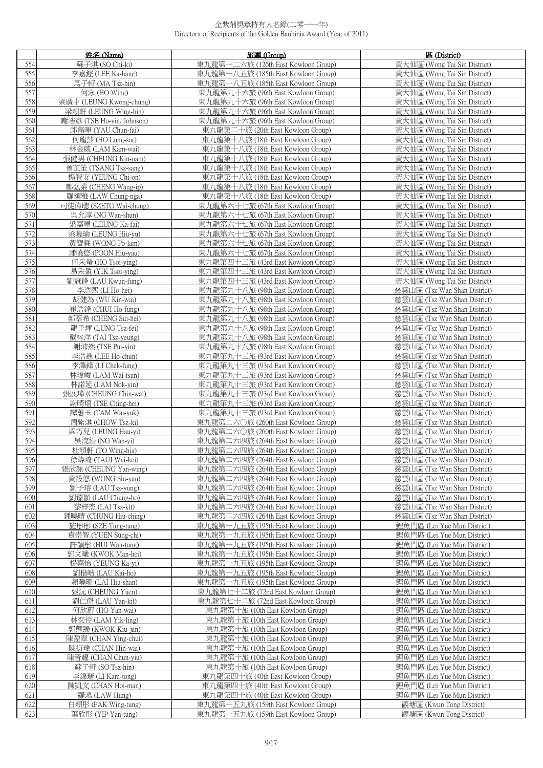金紫荊獎章持有人名錄(二零一一年)
Directory of Recipients of the Golden Bauhinia Award (Year of 2011)

| | 姓名 (Name) | 旅團 (Group) | 區 (District) |
|---|---|---|---|
| 554 | 蘇子淇 (SO Chi-ki) | 東九龍第一二六旅 (126th East Kowloon Group) | 黃大仙區 (Wong Tai Sin District) |
| 555 | 李嘉鏗 (LEE Ka-hang) | 東九龍第一八五旅 (185th East Kowloon Group) | 黃大仙區 (Wong Tai Sin District) |
| 556 | 馬子軒 (MA Tsz-hin) | 東九龍第一八五旅 (185th East Kowloon Group) | 黃大仙區 (Wong Tai Sin District) |
| 557 | 何泳 (HO Wing) | 東九龍第九十六旅 (96th East Kowloon Group) | 黃大仙區 (Wong Tai Sin District) |
| 558 | 梁廣中 (LEUNG Kwong-chung) | 東九龍第九十六旅 (96th East Kowloon Group) | 黃大仙區 (Wong Tai Sin District) |
| 559 | 梁穎軒 (LEUNG Wing-hin) | 東九龍第九十六旅 (96th East Kowloon Group) | 黃大仙區 (Wong Tai Sin District) |
| 560 | 謝浩彥 (TSE Ho-yin, Johnson) | 東九龍第九十六旅 (96th East Kowloon Group) | 黃大仙區 (Wong Tai Sin District) |
| 561 | 邱雋暉 (YAU Chun-fai) | 東九龍第二十旅 (20th East Kowloon Group) | 黃大仙區 (Wong Tai Sin District) |
| 562 | 何龍莎 (HO Lung-sar) | 東九龍第十八旅 (18th East Kowloon Group) | 黃大仙區 (Wong Tai Sin District) |
| 563 | 林金威 (LAM Kam-wai) | 東九龍第十八旅 (18th East Kowloon Group) | 黃大仙區 (Wong Tai Sin District) |
| 564 | 張健男 (CHEUNG Kin-nam) | 東九龍第十八旅 (18th East Kowloon Group) | 黃大仙區 (Wong Tai Sin District) |
| 565 | 曾芷笙 (TSANG Tsz-sang) | 東九龍第十八旅 (18th East Kowloon Group) | 黃大仙區 (Wong Tai Sin District) |
| 566 | 楊智安 (YEUNG Chi-on) | 東九龍第十八旅 (18th East Kowloon Group) | 黃大仙區 (Wong Tai Sin District) |
| 567 | 鄭弘業 (CHENG Wang-ip) | 東九龍第十八旅 (18th East Kowloon Group) | 黃大仙區 (Wong Tai Sin District) |
| 568 | 羅頌雅 (LAW Chung-nga) | 東九龍第十八旅 (18th East Kowloon Group) | 黃大仙區 (Wong Tai Sin District) |
| 569 | 司徒偉聰 (SZETO Wai-chung) | 東九龍第六十七旅 (67th East Kowloon Group) | 黃大仙區 (Wong Tai Sin District) |
| 570 | 吳允淳 (NG Wan-shun) | 東九龍第六十七旅 (67th East Kowloon Group) | 黃大仙區 (Wong Tai Sin District) |
| 571 | 梁嘉暉 (LEUNG Ka-fai) | 東九龍第六十七旅 (67th East Kowloon Group) | 黃大仙區 (Wong Tai Sin District) |
| 572 | 梁曉瑜 (LEUNG Hiu-yu) | 東九龍第六十七旅 (67th East Kowloon Group) | 黃大仙區 (Wong Tai Sin District) |
| 573 | 黃寶霖 (WONG Po-lam) | 東九龍第六十七旅 (67th East Kowloon Group) | 黃大仙區 (Wong Tai Sin District) |
| 574 | 潘曉悠 (POON Hiu-yau) | 東九龍第六十七旅 (67th East Kowloon Group) | 黃大仙區 (Wong Tai Sin District) |
| 575 | 何采瑩 (HO Tsoi-ying) | 東九龍第四十三旅 (43rd East Kowloon Group) | 黃大仙區 (Wong Tai Sin District) |
| 576 | 易采盈 (YIK Tsoi-ying) | 東九龍第四十三旅 (43rd East Kowloon Group) | 黃大仙區 (Wong Tai Sin District) |
| 577 | 劉冠鋒 (LAU Kwun-fung) | 東九龍第四十三旅 (43rd East Kowloon Group) | 黃大仙區 (Wong Tai Sin District) |
| 578 | 李浩熙 (LI Ho-hei) | 東九龍第九十八旅 (98th East Kowloon Group) | 慈雲山區 (Tsz Wan Shan District) |
| 579 | 胡健為 (WU Kin-wai) | 東九龍第九十八旅 (98th East Kowloon Group) | 慈雲山區 (Tsz Wan Shan District) |
| 580 | 崔浩鋒 (CHUI Ho-fung) | 東九龍第九十八旅 (98th East Kowloon Group) | 慈雲山區 (Tsz Wan Shan District) |
| 581 | 鄭萃希 (CHENG Sui-hei) | 東九龍第九十八旅 (98th East Kowloon Group) | 慈雲山區 (Tsz Wan Shan District) |
| 582 | 龍子煇 (LUNG Tsz-fei) | 東九龍第九十八旅 (98th East Kowloon Group) | 慈雲山區 (Tsz Wan Shan District) |
| 583 | 戴梓洋 (TAI Tsz-yeung) | 東九龍第九十八旅 (98th East Kowloon Group) | 慈雲山區 (Tsz Wan Shan District) |
| 584 | 謝沛然 (TSE Pui-yin) | 東九龍第九十八旅 (98th East Kowloon Group) | 慈雲山區 (Tsz Wan Shan District) |
| 585 | 李浩進 (LEE Ho-chun) | 東九龍第九十三旅 (93rd East Kowloon Group) | 慈雲山區 (Tsz Wan Shan District) |
| 586 | 李澤鋒 (LI Chak-fung) | 東九龍第九十三旅 (93rd East Kowloon Group) | 慈雲山區 (Tsz Wan Shan District) |
| 587 | 林瑋峻 (LAM Wai-tsun) | 東九龍第九十三旅 (93rd East Kowloon Group) | 慈雲山區 (Tsz Wan Shan District) |
| 588 | 林諾延 (LAM Nok-yin) | 東九龍第九十三旅 (93rd East Kowloon Group) | 慈雲山區 (Tsz Wan Shan District) |
| 589 | 張展瑋 (CHEUNG Chin-wai) | 東九龍第九十三旅 (93rd East Kowloon Group) | 慈雲山區 (Tsz Wan Shan District) |
| 590 | 謝晴熹 (TSE Ching-hei) | 東九龍第九十三旅 (93rd East Kowloon Group) | 慈雲山區 (Tsz Wan Shan District) |
| 591 | 譚蕙玉 (TAM Wai-yuk) | 東九龍第九十三旅 (93rd East Kowloon Group) | 慈雲山區 (Tsz Wan Shan District) |
| 592 | 周紫淇 (CHOW Tsz-ki) | 東九龍第二六〇旅 (260th East Kowloon Group) | 慈雲山區 (Tsz Wan Shan District) |
| 593 | 梁巧兒 (LEUNG Hau-yi) | 東九龍第二六〇旅 (260th East Kowloon Group) | 慈雲山區 (Tsz Wan Shan District) |
| 594 | 吳浣怡 (NG Wan-yi) | 東九龍第二六四旅 (264th East Kowloon Group) | 慈雲山區 (Tsz Wan Shan District) |
| 595 | 杜穎軒 (TO Wing-hia) | 東九龍第二六四旅 (264th East Kowloon Group) | 慈雲山區 (Tsz Wan Shan District) |
| 596 | 徐煒琦 (TAUI Wai-kei) | 東九龍第二六四旅 (264th East Kowloon Group) | 慈雲山區 (Tsz Wan Shan District) |
| 597 | 張欣詠 (CHEUNG Yan-wing) | 東九龍第二六四旅 (264th East Kowloon Group) | 慈雲山區 (Tsz Wan Shan District) |
| 598 | 黃筱悠 (WONG Siu-yau) | 東九龍第二六四旅 (264th East Kowloon Group) | 慈雲山區 (Tsz Wan Shan District) |
| 599 | 劉子瑢 (LAU Tsz-yung) | 東九龍第二六四旅 (264th East Kowloon Group) | 慈雲山區 (Tsz Wan Shan District) |
| 600 | 劉臻顥 (LAU Chung-ho) | 東九龍第二六四旅 (264th East Kowloon Group) | 慈雲山區 (Tsz Wan Shan District) |
| 601 | 黎梓杰 (LAI Tsz-kit) | 東九龍第二六四旅 (264th East Kowloon Group) | 慈雲山區 (Tsz Wan Shan District) |
| 602 | 鍾曉晴 (CHUNG Hiu-ching) | 東九龍第二六四旅 (264th East Kowloon Group) | 慈雲山區 (Tsz Wan Shan District) |
| 603 | 施彤彤 (SZE Tung-tung) | 東九龍第一九五旅 (195th East Kowloon Group) | 鯉魚門區 (Lei Yue Mun District) |
| 604 | 袁崇智 (YUEN Sung-chi) | 東九龍第一九五旅 (195th East Kowloon Group) | 鯉魚門區 (Lei Yue Mun District) |
| 605 | 許韻彤 (HUI Wan-tung) | 東九龍第一九五旅 (195th East Kowloon Group) | 鯉魚門區 (Lei Yue Mun District) |
| 606 | 郭文曦 (KWOK Man-hei) | 東九龍第一九五旅 (195th East Kowloon Group) | 鯉魚門區 (Lei Yue Mun District) |
| 607 | 楊嘉怡 (YEUNG Ka-yi) | 東九龍第一九五旅 (195th East Kowloon Group) | 鯉魚門區 (Lei Yue Mun District) |
| 608 | 劉楷皓 (LAU Kai-ho) | 東九龍第一九五旅 (195th East Kowloon Group) | 鯉魚門區 (Lei Yue Mun District) |
| 609 | 賴曉珊 (LAI Hiu-shan) | 東九龍第一九五旅 (195th East Kowloon Group) | 鯉魚門區 (Lei Yue Mun District) |
| 610 | 張元 (CHEUNG Yuen) | 東九龍第七十二旅 (72nd East Kowloon Group) | 鯉魚門區 (Lei Yue Mun District) |
| 611 | 劉仁傑 (LAU Yan-kit) | 東九龍第七十二旅 (72nd East Kowloon Group) | 鯉魚門區 (Lei Yue Mun District) |
| 612 | 何欣蔚 (HO Yan-wai) | 東九龍第十旅 (10th East Kowloon Group) | 鯉魚門區 (Lei Yue Mun District) |
| 613 | 林奕伶 (LAM Yik-ling) | 東九龍第十旅 (10th East Kowloon Group) | 鯉魚門區 (Lei Yue Mun District) |
| 614 | 郭翹臻 (KWOK Kiu-jun) | 東九龍第十旅 (10th East Kowloon Group) | 鯉魚門區 (Lei Yue Mun District) |
| 615 | 陳盈翠 (CHAN Ying-chui) | 東九龍第十旅 (10th East Kowloon Group) | 鯉魚門區 (Lei Yue Mun District) |
| 616 | 陳衍瑋 (CHAN Hin-wai) | 東九龍第十旅 (10th East Kowloon Group) | 鯉魚門區 (Lei Yue Mun District) |
| 617 | 陳晉耀 (CHAN Chun-yiu) | 東九龍第十旅 (10th East Kowloon Group) | 鯉魚門區 (Lei Yue Mun District) |
| 618 | 蘇子軒 (SO Tsz-hin) | 東九龍第十旅 (10th East Kowloon Group) | 鯉魚門區 (Lei Yue Mun District) |
| 619 | 李錦塘 (LI Kam-tong) | 東九龍第四十旅 (40th East Kowloon Group) | 鯉魚門區 (Lei Yue Mun District) |
| 620 | 陳凱文 (CHAN Hoi-man) | 東九龍第四十旅 (40th East Kowloon Group) | 鯉魚門區 (Lei Yue Mun District) |
| 621 | 羅鴻 (LAW Hung) | 東九龍第四十旅 (40th East Kowloon Group) | 鯉魚門區 (Lei Yue Mun District) |
| 622 | 白穎彤 (PAK Wing-tung) | 東九龍第一五九旅 (159th East Kowloon Group) | 觀塘區 (Kwun Tong District) |
| 623 | 葉欣彤 (YIP Yan-tung) | 東九龍第一五九旅 (159th East Kowloon Group) | 觀塘區 (Kwun Tong District) |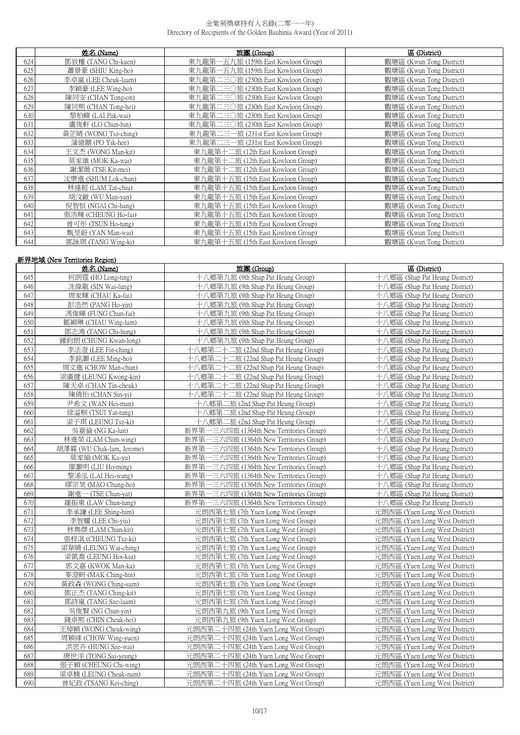金紫荊獎章持有人名錄(二零一一年)
Directory of Recipients of the Golden Bauhinia Award (Year of 2011)

| | 姓名 (Name) | 旅團 (Group) | 區 (District) |
|---|---|---|---|
| 624 | 鄧致權 (TANG Chi-kuen) | 東九龍第一五九旅 (159th East Kowloon Group) | 觀塘區 (Kwun Tong District) |
| 625 | 蕭景豪 (SHIU King-ho) | 東九龍第一五九旅 (159th East Kowloon Group) | 觀塘區 (Kwun Tong District) |
| 626 | 李卓嵐 (LEE Cheuk-laam) | 東九龍第二三〇旅 (230th East Kowloon Group) | 觀塘區 (Kwun Tong District) |
| 627 | 李穎豪 (LEE Wing-ho) | 東九龍第二三〇旅 (230th East Kowloon Group) | 觀塘區 (Kwun Tong District) |
| 628 | 陳同安 (CHAN Tong-on) | 東九龍第二三〇旅 (230th East Kowloon Group) | 觀塘區 (Kwun Tong District) |
| 629 | 陳同熙 (CHAN Tong-hei) | 東九龍第二三〇旅 (230th East Kowloon Group) | 觀塘區 (Kwun Tong District) |
| 630 | 黎柏幃 (LAI Pak-wai) | 東九龍第二三〇旅 (230th East Kowloon Group) | 觀塘區 (Kwun Tong District) |
| 631 | 盧俊軒 (LO Chun-hin) | 東九龍第二三〇旅 (230th East Kowloon Group) | 觀塘區 (Kwun Tong District) |
| 632 | 黃芷晴 (WONG Tsz-ching) | 東九龍第二三一旅 (231st East Kowloon Group) | 觀塘區 (Kwun Tong District) |
| 633 | 蒲億囍 (PO Yik-hee) | 東九龍第二三一旅 (231st East Kowloon Group) | 觀塘區 (Kwun Tong District) |
| 634 | 王文杰 (WONG Man-kit) | 東九龍第十二旅 (12th East Kowloon Group) | 觀塘區 (Kwun Tong District) |
| 635 | 莫家維 (MOK Ka-wai) | 東九龍第十二旅 (12th East Kowloon Group) | 觀塘區 (Kwun Tong District) |
| 636 | 謝潔薇 (TSE Kit-mei) | 東九龍第十二旅 (12th East Kowloon Group) | 觀塘區 (Kwun Tong District) |
| 637 | 沈樂進 (SHUM Lok-chun) | 東九龍第十五旅 (15th East Kowloon Group) | 觀塘區 (Kwun Tong District) |
| 638 | 林達超 (LAM Tat-chiu) | 東九龍第十五旅 (15th East Kowloon Group) | 觀塘區 (Kwun Tong District) |
| 639 | 胡汶欣 (WU Man-yan) | 東九龍第十五旅 (15th East Kowloon Group) | 觀塘區 (Kwun Tong District) |
| 640 | 倪智恒 (NGAI Chi-hang) | 東九龍第十五旅 (15th East Kowloon Group) | 觀塘區 (Kwun Tong District) |
| 641 | 張浩輝 (CHEUNG Ho-fai) | 東九龍第十五旅 (15th East Kowloon Group) | 觀塘區 (Kwun Tong District) |
| 642 | 曾可彤 (TSUN Ho-tung) | 東九龍第十五旅 (15th East Kowloon Group) | 觀塘區 (Kwun Tong District) |
| 643 | 甄旻蔚 (YAN Man-wai) | 東九龍第十五旅 (15th East Kowloon Group) | 觀塘區 (Kwun Tong District) |
| 644 | 鄧詠琪 (TANG Wing-ki) | 東九龍第十五旅 (15th East Kowloon Group) | 觀塘區 (Kwun Tong District) |

## 新界地域 (New Territories Region)

| | 姓名 (Name) | 旅團 (Group) | 區 (District) |
|---|---|---|---|
| 645 | 何朗霆 (HO Long-ting) | 十八鄉第九旅 (9th Shap Pat Heung Group) | 十八鄉區 (Shap Pat Heung District) |
| 646 | 冼偉龍 (SIN Wai-lung) | 十八鄉第九旅 (9th Shap Pat Heung Group) | 十八鄉區 (Shap Pat Heung District) |
| 647 | 周家輝 (CHAU Ka-fai) | 十八鄉第九旅 (9th Shap Pat Heung Group) | 十八鄉區 (Shap Pat Heung District) |
| 648 | 彭浩然 (PANG Ho-yin) | 十八鄉第九旅 (9th Shap Pat Heung Group) | 十八鄉區 (Shap Pat Heung District) |
| 649 | 馮俊暉 (FUNG Chun-fai) | 十八鄉第九旅 (9th Shap Pat Heung Group) | 十八鄉區 (Shap Pat Heung District) |
| 650 | 鄒穎琳 (CHAU Wing-lam) | 十八鄉第九旅 (9th Shap Pat Heung Group) | 十八鄉區 (Shap Pat Heung District) |
| 651 | 鄧志鴻 (TANG Chi-hung) | 十八鄉第九旅 (9th Shap Pat Heung Group) | 十八鄉區 (Shap Pat Heung District) |
| 652 | 鍾鈞朗 (CHUNG Kwan-long) | 十八鄉第九旅 (9th Shap Pat Heung Group) | 十八鄉區 (Shap Pat Heung District) |
| 653 | 李法澄 (LEE Fat-ching) | 十八鄉第二十二旅 (22nd Shap Pat Heung Group) | 十八鄉區 (Shap Pat Heung District) |
| 654 | 李銘灝 (LEE Ming-ho) | 十八鄉第二十二旅 (22nd Shap Pat Heung Group) | 十八鄉區 (Shap Pat Heung District) |
| 655 | 周文進 (CHOW Man-chun) | 十八鄉第二十二旅 (22nd Shap Pat Heung Group) | 十八鄉區 (Shap Pat Heung District) |
| 656 | 梁廣健 (LEUNG Kwong-kin) | 十八鄉第二十二旅 (22nd Shap Pat Heung Group) | 十八鄉區 (Shap Pat Heung District) |
| 657 | 陳天卓 (CHAN Tin-cheuk) | 十八鄉第二十二旅 (22nd Shap Pat Heung Group) | 十八鄉區 (Shap Pat Heung District) |
| 658 | 陳倩怡 (CHAN Sin-yi) | 十八鄉第二十二旅 (22nd Shap Pat Heung Group) | 十八鄉區 (Shap Pat Heung District) |
| 659 | 尹希文 (WAN Hei-man) | 十八鄉第二旅 (2nd Shap Pat Heung Group) | 十八鄉區 (Shap Pat Heung District) |
| 660 | 徐溢桐 (TSUI Yat-tung) | 十八鄉第二旅 (2nd Shap Pat Heung Group) | 十八鄉區 (Shap Pat Heung District) |
| 661 | 梁子琪 (LEUNG Tsz-ki) | 十八鄉第二旅 (2nd Shap Pat Heung Group) | 十八鄉區 (Shap Pat Heung District) |
| 662 | 吳嘉倫 (NG Ka-lun) | 新界第一三六四旅 (1364th New Territories Group) | 十八鄉區 (Shap Pat Heung District) |
| 663 | 林進榮 (LAM Chun-wing) | 新界第一三六四旅 (1364th New Territories Group) | 十八鄉區 (Shap Pat Heung District) |
| 664 | 胡澤霖 (WU Chak-lam, Jerome) | 新界第一三六四旅 (1364th New Territories Group) | 十八鄉區 (Shap Pat Heung District) |
| 665 | 莫家瑜 (MOK Ka-yu) | 新界第一三六四旅 (1364th New Territories Group) | 十八鄉區 (Shap Pat Heung District) |
| 666 | 廖灝明 (LIU Ho-ming) | 新界第一三六四旅 (1364th New Territories Group) | 十八鄉區 (Shap Pat Heung District) |
| 667 | 黎浠泓 (LAI Hei-wang) | 新界第一三六四旅 (1364th New Territories Group) | 十八鄉區 (Shap Pat Heung District) |
| 668 | 繆宗昊 (MAO Chung-ho) | 新界第一三六四旅 (1364th New Territories Group) | 十八鄉區 (Shap Pat Heung District) |
| 669 | 謝進一 (TSE Chun-yat) | 新界第一三六四旅 (1364th New Territories Group) | 十八鄉區 (Shap Pat Heung District) |
| 670 | 羅振東 (LAW Chun-tung) | 新界第一三六四旅 (1364th New Territories Group) | 十八鄉區 (Shap Pat Heung District) |
| 671 | 李承謙 (LEE Shing-him) | 元朗西第七旅 (7th Yuen Long West Group) | 元朗西區 (Yuen Long West District) |
| 672 | 李智耀 (LEE Chi-yiu) | 元朗西第七旅 (7th Yuen Long West Group) | 元朗西區 (Yuen Long West District) |
| 673 | 林雋傑 (LAM Chun-kit) | 元朗西第七旅 (7th Yuen Long West Group) | 元朗西區 (Yuen Long West District) |
| 674 | 張梓淇 (CHEUNG Tsz-ki) | 元朗西第七旅 (7th Yuen Long West Group) | 元朗西區 (Yuen Long West District) |
| 675 | 梁韋晴 (LEUNG Wai-ching) | 元朗西第七旅 (7th Yuen Long West Group) | 元朗西區 (Yuen Long West District) |
| 676 | 梁凱喬 (LEUNG Hoi-kiu) | 元朗西第七旅 (7th Yuen Long West Group) | 元朗西區 (Yuen Long West District) |
| 677 | 郭文嘉 (KWOK Man-ka) | 元朗西第七旅 (7th Yuen Long West Group) | 元朗西區 (Yuen Long West District) |
| 678 | 麥澄軒 (MAK Ching-hin) | 元朗西第七旅 (7th Yuen Long West Group) | 元朗西區 (Yuen Long West District) |
| 679 | 黃政森 (WONG Ching-sum) | 元朗西第七旅 (7th Yuen Long West Group) | 元朗西區 (Yuen Long West District) |
| 680 | 鄧正杰 (TANG Ching-kit) | 元朗西第七旅 (7th Yuen Long West Group) | 元朗西區 (Yuen Long West District) |
| 681 | 鄧詩嵐 (TANG Sze-laam) | 元朗西第七旅 (7th Yuen Long West Group) | 元朗西區 (Yuen Long West District) |
| 682 | 吳俊賢 (NG Chun-yin) | 元朗西第九旅 (9th Yuen Long West Group) | 元朗西區 (Yuen Long West District) |
| 683 | 錢卓熙 (CHIN Cheuk-hei) | 元朗西第九旅 (9th Yuen Long West Group) | 元朗西區 (Yuen Long West District) |
| 684 | 王焯穎 (WONG Cheuk-wing) | 元朗西第二十四旅 (24th Yuen Long West Group) | 元朗西區 (Yuen Long West District) |
| 685 | 周穎緣 (CHOW Wing-yuen) | 元朗西第二十四旅 (24th Yuen Long West Group) | 元朗西區 (Yuen Long West District) |
| 686 | 洪思卉 (HUNG Sze-wai) | 元朗西第二十四旅 (24th Yuen Long West Group) | 元朗西區 (Yuen Long West District) |
| 687 | 唐世洋 (TONG Sai-yeung) | 元朗西第二十四旅 (24th Yuen Long West Group) | 元朗西區 (Yuen Long West District) |
| 688 | 張子穎 (CHEUNG Chi-wing) | 元朗西第二十四旅 (24th Yuen Long West Group) | 元朗西區 (Yuen Long West District) |
| 689 | 梁卓楠 (LEUNG Cheuk-nam) | 元朗西第二十四旅 (24th Yuen Long West Group) | 元朗西區 (Yuen Long West District) |
| 690 | 曾紀政 (TSANG Kei-ching) | 元朗西第二十四旅 (24th Yuen Long West Group) | 元朗西區 (Yuen Long West District) |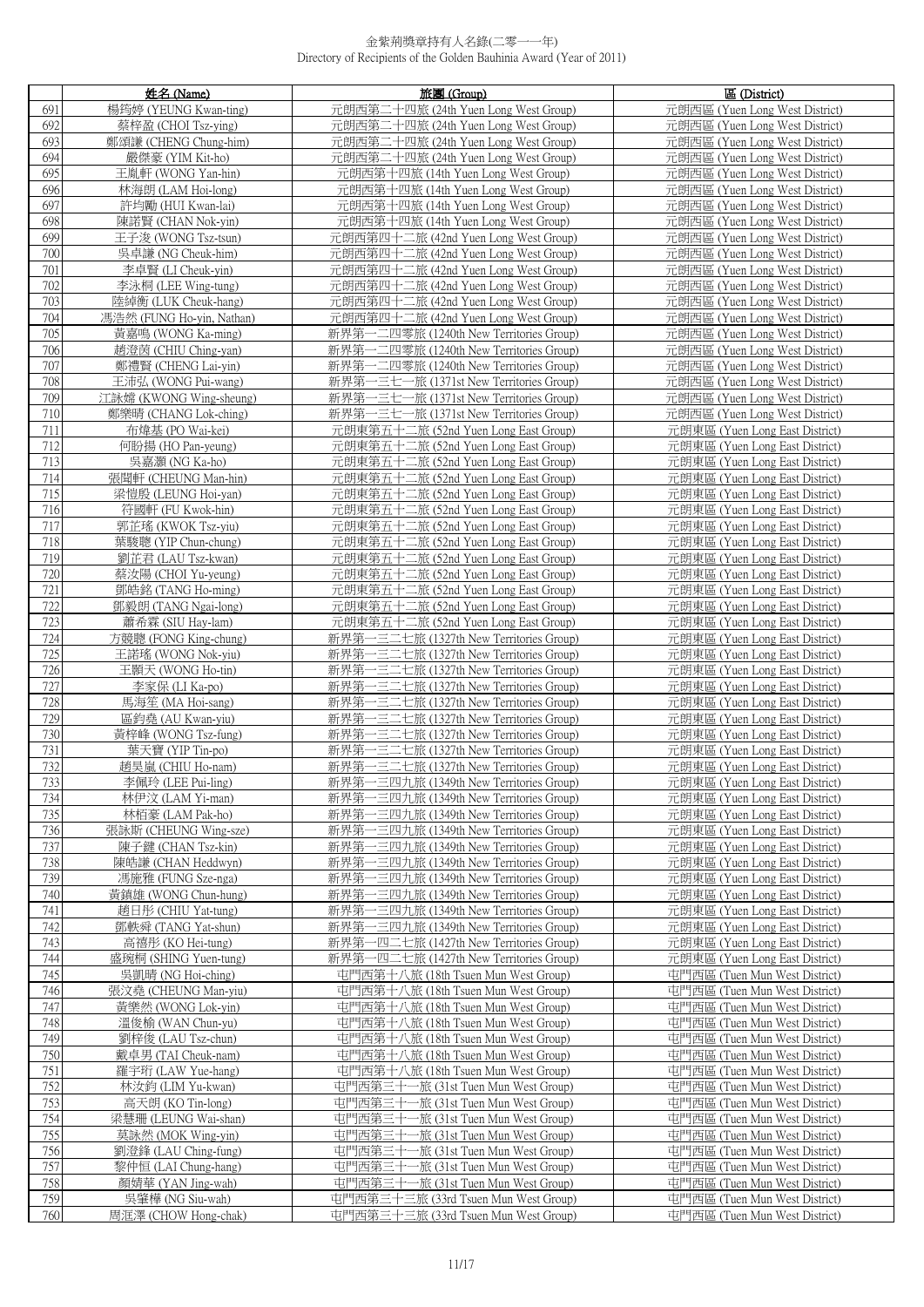# 金紫荊獎章持有人名錄(二零一一年)
Directory of Recipients of the Golden Bauhinia Award (Year of 2011)

| | 姓名 (Name) | 旅團 (Group) | 區 (District) |
|---|---|---|---|
| 691 | 楊筠婷 (YEUNG Kwan-ting) | 元朗西第二十四旅 (24th Yuen Long West Group) | 元朗西區 (Yuen Long West District) |
| 692 | 蔡梓盈 (CHOI Tsz-ying) | 元朗西第二十四旅 (24th Yuen Long West Group) | 元朗西區 (Yuen Long West District) |
| 693 | 鄭頌謙 (CHENG Chung-him) | 元朗西第二十四旅 (24th Yuen Long West Group) | 元朗西區 (Yuen Long West District) |
| 694 | 嚴傑豪 (YIM Kit-ho) | 元朗西第二十四旅 (24th Yuen Long West Group) | 元朗西區 (Yuen Long West District) |
| 695 | 王胤軒 (WONG Yan-hin) | 元朗西第十四旅 (14th Yuen Long West Group) | 元朗西區 (Yuen Long West District) |
| 696 | 林海朗 (LAM Hoi-long) | 元朗西第十四旅 (14th Yuen Long West Group) | 元朗西區 (Yuen Long West District) |
| 697 | 許均勵 (HUI Kwan-lai) | 元朗西第十四旅 (14th Yuen Long West Group) | 元朗西區 (Yuen Long West District) |
| 698 | 陳諾賢 (CHAN Nok-yin) | 元朗西第十四旅 (14th Yuen Long West Group) | 元朗西區 (Yuen Long West District) |
| 699 | 王子浚 (WONG Tsz-tsun) | 元朗西第四十二旅 (42nd Yuen Long West Group) | 元朗西區 (Yuen Long West District) |
| 700 | 吳卓謙 (NG Cheuk-him) | 元朗西第四十二旅 (42nd Yuen Long West Group) | 元朗西區 (Yuen Long West District) |
| 701 | 李卓賢 (LI Cheuk-yin) | 元朗西第四十二旅 (42nd Yuen Long West Group) | 元朗西區 (Yuen Long West District) |
| 702 | 李泳桐 (LEE Wing-tung) | 元朗西第四十二旅 (42nd Yuen Long West Group) | 元朗西區 (Yuen Long West District) |
| 703 | 陸綽衡 (LUK Cheuk-hang) | 元朗西第四十二旅 (42nd Yuen Long West Group) | 元朗西區 (Yuen Long West District) |
| 704 | 馮浩然 (FUNG Ho-yin, Nathan) | 元朗西第四十二旅 (42nd Yuen Long West Group) | 元朗西區 (Yuen Long West District) |
| 705 | 黃嘉鳴 (WONG Ka-ming) | 新界第一二四零旅 (1240th New Territories Group) | 元朗西區 (Yuen Long West District) |
| 706 | 趙澄茵 (CHIU Ching-yan) | 新界第一二四零旅 (1240th New Territories Group) | 元朗西區 (Yuen Long West District) |
| 707 | 鄭禮賢 (CHENG Lai-yin) | 新界第一二四零旅 (1240th New Territories Group) | 元朗西區 (Yuen Long West District) |
| 708 | 王沛弘 (WONG Pui-wang) | 新界第一三七一旅 (1371st New Territories Group) | 元朗西區 (Yuen Long West District) |
| 709 | 江詠嫦 (KWONG Wing-sheung) | 新界第一三七一旅 (1371st New Territories Group) | 元朗西區 (Yuen Long West District) |
| 710 | 鄭樂晴 (CHANG Lok-ching) | 新界第一三七一旅 (1371st New Territories Group) | 元朗西區 (Yuen Long West District) |
| 711 | 布煒基 (PO Wai-kei) | 元朗東第五十二旅 (52nd Yuen Long East Group) | 元朗東區 (Yuen Long East District) |
| 712 | 何盼揚 (HO Pan-yeung) | 元朗東第五十二旅 (52nd Yuen Long East Group) | 元朗東區 (Yuen Long East District) |
| 713 | 吳嘉灝 (NG Ka-ho) | 元朗東第五十二旅 (52nd Yuen Long East Group) | 元朗東區 (Yuen Long East District) |
| 714 | 張聞軒 (CHEUNG Man-hin) | 元朗東第五十二旅 (52nd Yuen Long East Group) | 元朗東區 (Yuen Long East District) |
| 715 | 梁愷殷 (LEUNG Hoi-yan) | 元朗東第五十二旅 (52nd Yuen Long East Group) | 元朗東區 (Yuen Long East District) |
| 716 | 符國軒 (FU Kwok-hin) | 元朗東第五十二旅 (52nd Yuen Long East Group) | 元朗東區 (Yuen Long East District) |
| 717 | 郭芷瑤 (KWOK Tsz-yiu) | 元朗東第五十二旅 (52nd Yuen Long East Group) | 元朗東區 (Yuen Long East District) |
| 718 | 葉駿聰 (YIP Chun-chung) | 元朗東第五十二旅 (52nd Yuen Long East Group) | 元朗東區 (Yuen Long East District) |
| 719 | 劉芷君 (LAU Tsz-kwan) | 元朗東第五十二旅 (52nd Yuen Long East Group) | 元朗東區 (Yuen Long East District) |
| 720 | 蔡汝陽 (CHOI Yu-yeung) | 元朗東第五十二旅 (52nd Yuen Long East Group) | 元朗東區 (Yuen Long East District) |
| 721 | 鄧皓銘 (TANG Ho-ming) | 元朗東第五十二旅 (52nd Yuen Long East Group) | 元朗東區 (Yuen Long East District) |
| 722 | 鄧毅朗 (TANG Ngai-long) | 元朗東第五十二旅 (52nd Yuen Long East Group) | 元朗東區 (Yuen Long East District) |
| 723 | 蕭希霖 (SIU Hay-lam) | 元朗東第五十二旅 (52nd Yuen Long East Group) | 元朗東區 (Yuen Long East District) |
| 724 | 方競聰 (FONG King-chung) | 新界第一三二七旅 (1327th New Territories Group) | 元朗東區 (Yuen Long East District) |
| 725 | 王諾瑤 (WONG Nok-yiu) | 新界第一三二七旅 (1327th New Territories Group) | 元朗東區 (Yuen Long East District) |
| 726 | 王顥天 (WONG Ho-tin) | 新界第一三二七旅 (1327th New Territories Group) | 元朗東區 (Yuen Long East District) |
| 727 | 李家保 (LI Ka-po) | 新界第一三二七旅 (1327th New Territories Group) | 元朗東區 (Yuen Long East District) |
| 728 | 馬海笙 (MA Hoi-sang) | 新界第一三二七旅 (1327th New Territories Group) | 元朗東區 (Yuen Long East District) |
| 729 | 區鈞堯 (AU Kwan-yiu) | 新界第一三二七旅 (1327th New Territories Group) | 元朗東區 (Yuen Long East District) |
| 730 | 黃梓峰 (WONG Tsz-fung) | 新界第一三二七旅 (1327th New Territories Group) | 元朗東區 (Yuen Long East District) |
| 731 | 葉天寶 (YIP Tin-po) | 新界第一三二七旅 (1327th New Territories Group) | 元朗東區 (Yuen Long East District) |
| 732 | 趙昊嵐 (CHIU Ho-nam) | 新界第一三二七旅 (1327th New Territories Group) | 元朗東區 (Yuen Long East District) |
| 733 | 李佩玲 (LEE Pui-ling) | 新界第一三四九旅 (1349th New Territories Group) | 元朗東區 (Yuen Long East District) |
| 734 | 林伊汶 (LAM Yi-man) | 新界第一三四九旅 (1349th New Territories Group) | 元朗東區 (Yuen Long East District) |
| 735 | 林栢豪 (LAM Pak-ho) | 新界第一三四九旅 (1349th New Territories Group) | 元朗東區 (Yuen Long East District) |
| 736 | 張詠斯 (CHEUNG Wing-sze) | 新界第一三四九旅 (1349th New Territories Group) | 元朗東區 (Yuen Long East District) |
| 737 | 陳子鍵 (CHAN Tsz-kin) | 新界第一三四九旅 (1349th New Territories Group) | 元朗東區 (Yuen Long East District) |
| 738 | 陳皓謙 (CHAN Heddwyn) | 新界第一三四九旅 (1349th New Territories Group) | 元朗東區 (Yuen Long East District) |
| 739 | 馮施雅 (FUNG Sze-nga) | 新界第一三四九旅 (1349th New Territories Group) | 元朗東區 (Yuen Long East District) |
| 740 | 黃鎮雄 (WONG Chun-hung) | 新界第一三四九旅 (1349th New Territories Group) | 元朗東區 (Yuen Long East District) |
| 741 | 趙日彤 (CHIU Yat-tung) | 新界第一三四九旅 (1349th New Territories Group) | 元朗東區 (Yuen Long East District) |
| 742 | 鄧軼舜 (TANG Yat-shun) | 新界第一三四九旅 (1349th New Territories Group) | 元朗東區 (Yuen Long East District) |
| 743 | 高禧彤 (KO Hei-tung) | 新界第一四二七旅 (1427th New Territories Group) | 元朗東區 (Yuen Long East District) |
| 744 | 盛琬桐 (SHING Yuen-tung) | 新界第一四二七旅 (1427th New Territories Group) | 元朗東區 (Yuen Long East District) |
| 745 | 吳凱晴 (NG Hoi-ching) | 屯門西第十八旅 (18th Tsuen Mun West Group) | 屯門西區 (Tuen Mun West District) |
| 746 | 張汶堯 (CHEUNG Man-yiu) | 屯門西第十八旅 (18th Tsuen Mun West Group) | 屯門西區 (Tuen Mun West District) |
| 747 | 黃樂然 (WONG Lok-yin) | 屯門西第十八旅 (18th Tsuen Mun West Group) | 屯門西區 (Tuen Mun West District) |
| 748 | 溫俊榆 (WAN Chun-yu) | 屯門西第十八旅 (18th Tsuen Mun West Group) | 屯門西區 (Tuen Mun West District) |
| 749 | 劉梓俊 (LAU Tsz-chun) | 屯門西第十八旅 (18th Tsuen Mun West Group) | 屯門西區 (Tuen Mun West District) |
| 750 | 戴卓男 (TAI Cheuk-nam) | 屯門西第十八旅 (18th Tsuen Mun West Group) | 屯門西區 (Tuen Mun West District) |
| 751 | 羅宇珩 (LAW Yue-hang) | 屯門西第十八旅 (18th Tsuen Mun West Group) | 屯門西區 (Tuen Mun West District) |
| 752 | 林汝鈞 (LIM Yu-kwan) | 屯門西第三十一旅 (31st Tuen Mun West Group) | 屯門西區 (Tuen Mun West District) |
| 753 | 高天朗 (KO Tin-long) | 屯門西第三十一旅 (31st Tuen Mun West Group) | 屯門西區 (Tuen Mun West District) |
| 754 | 梁慧珊 (LEUNG Wai-shan) | 屯門西第三十一旅 (31st Tuen Mun West Group) | 屯門西區 (Tuen Mun West District) |
| 755 | 莫詠然 (MOK Wing-yin) | 屯門西第三十一旅 (31st Tuen Mun West Group) | 屯門西區 (Tuen Mun West District) |
| 756 | 劉澄鋒 (LAU Ching-fung) | 屯門西第三十一旅 (31st Tuen Mun West Group) | 屯門西區 (Tuen Mun West District) |
| 757 | 黎仲恒 (LAI Chung-hang) | 屯門西第三十一旅 (31st Tuen Mun West Group) | 屯門西區 (Tuen Mun West District) |
| 758 | 顏婧華 (YAN Jing-wah) | 屯門西第三十一旅 (31st Tuen Mun West Group) | 屯門西區 (Tuen Mun West District) |
| 759 | 吳肇樺 (NG Siu-wah) | 屯門西第三十三旅 (33rd Tsuen Mun West Group) | 屯門西區 (Tuen Mun West District) |
| 760 | 周涯澤 (CHOW Hong-chak) | 屯門西第三十三旅 (33rd Tsuen Mun West Group) | 屯門西區 (Tuen Mun West District) |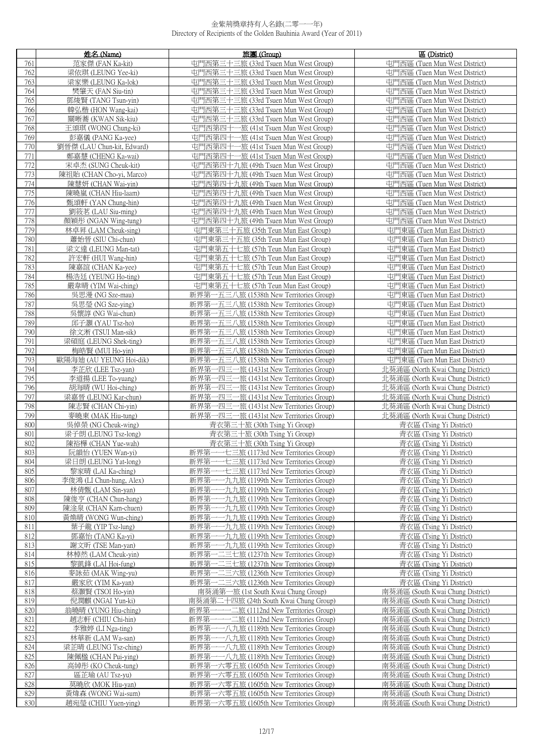金紫荊獎章持有人名錄(二零一一年)
Directory of Recipients of the Golden Bauhinia Award (Year of 2011)

| | 姓名 (Name) | 旅團 (Group) | 區 (District) |
|---|---|---|---|
| 761 | 范家傑 (FAN Ka-kit) | 屯門西第三十三旅 (33rd Tsuen Mun West Group) | 屯門西區 (Tuen Mun West District) |
| 762 | 梁依琪 (LEUNG Yee-ki) | 屯門西第三十三旅 (33rd Tsuen Mun West Group) | 屯門西區 (Tuen Mun West District) |
| 763 | 梁家樂 (LEUNG Ka-lok) | 屯門西第三十三旅 (33rd Tsuen Mun West Group) | 屯門西區 (Tuen Mun West District) |
| 764 | 樊肇天 (FAN Siu-tin) | 屯門西第三十三旅 (33rd Tsuen Mun West Group) | 屯門西區 (Tuen Mun West District) |
| 765 | 鄧焌賢 (TANG Tsun-yin) | 屯門西第三十三旅 (33rd Tsuen Mun West Group) | 屯門西區 (Tuen Mun West District) |
| 766 | 韓弘楷 (HON Wang-kai) | 屯門西第三十三旅 (33rd Tsuen Mun West Group) | 屯門西區 (Tuen Mun West District) |
| 767 | 關晰蕎 (KWAN Sik-kiu) | 屯門西第三十三旅 (33rd Tsuen Mun West Group) | 屯門西區 (Tuen Mun West District) |
| 768 | 王頌琪 (WONG Chung-ki) | 屯門西第四十一旅 (41st Tsuen Mun West Group) | 屯門西區 (Tuen Mun West District) |
| 769 | 彭嘉儀 (PANG Ka-yee) | 屯門西第四十一旅 (41st Tsuen Mun West Group) | 屯門西區 (Tuen Mun West District) |
| 770 | 劉晉傑 (LAU Chun-kit, Edward) | 屯門西第四十一旅 (41st Tsuen Mun West Group) | 屯門西區 (Tuen Mun West District) |
| 771 | 鄭嘉慧 (CHENG Ka-wai) | 屯門西第四十一旅 (41st Tsuen Mun West Group) | 屯門西區 (Tuen Mun West District) |
| 772 | 宋卓杰 (SUNG Cheuk-kit) | 屯門西第四十九旅 (49th Tsuen Mun West Group) | 屯門西區 (Tuen Mun West District) |
| 773 | 陳祖貽 (CHAN Cho-yi, Marco) | 屯門西第四十九旅 (49th Tsuen Mun West Group) | 屯門西區 (Tuen Mun West District) |
| 774 | 陳慧妍 (CHAN Wai-yin) | 屯門西第四十九旅 (49th Tsuen Mun West Group) | 屯門西區 (Tuen Mun West District) |
| 775 | 陳曉嵐 (CHAN Hiu-laam) | 屯門西第四十九旅 (49th Tsuen Mun West Group) | 屯門西區 (Tuen Mun West District) |
| 776 | 甄頌軒 (YAN Chung-hin) | 屯門西第四十九旅 (49th Tsuen Mun West Group) | 屯門西區 (Tuen Mun West District) |
| 777 | 劉筱茗 (LAU Siu-ming) | 屯門西第四十九旅 (49th Tsuen Mun West Group) | 屯門西區 (Tuen Mun West District) |
| 778 | 顏穎彤 (NGAN Wing-tung) | 屯門西第四十九旅 (49th Tsuen Mun West Group) | 屯門西區 (Tuen Mun West District) |
| 779 | 林卓昇 (LAM Cheuk-sing) | 屯門東第三十五旅 (35th Teun Mun East Group) | 屯門東區 (Tuen Mun East District) |
| 780 | 蕭始晉 (SIU Chi-chun) | 屯門東第三十五旅 (35th Teun Mun East Group) | 屯門東區 (Tuen Mun East District) |
| 781 | 梁文達 (LEUNG Man-tat) | 屯門東第五十七旅 (57th Teun Mun East Group) | 屯門東區 (Tuen Mun East District) |
| 782 | 許宏軒 (HUI Wang-hin) | 屯門東第五十七旅 (57th Teun Mun East Group) | 屯門東區 (Tuen Mun East District) |
| 783 | 陳嘉誼 (CHAN Ka-yee) | 屯門東第五十七旅 (57th Teun Mun East Group) | 屯門東區 (Tuen Mun East District) |
| 784 | 楊浩廷 (YEUNG Ho-ting) | 屯門東第五十七旅 (57th Teun Mun East Group) | 屯門東區 (Tuen Mun East District) |
| 785 | 嚴韋晴 (YIM Wai-ching) | 屯門東第五十七旅 (57th Teun Mun East Group) | 屯門東區 (Tuen Mun East District) |
| 786 | 吳思漫 (NG Sze-mau) | 新界第一五三八旅 (1538th New Territories Group) | 屯門東區 (Tuen Mun East District) |
| 787 | 吳思瑩 (NG Sze-ying) | 新界第一五三八旅 (1538th New Territories Group) | 屯門東區 (Tuen Mun East District) |
| 788 | 吳懷諄 (NG Wai-chun) | 新界第一五三八旅 (1538th New Territories Group) | 屯門東區 (Tuen Mun East District) |
| 789 | 邱子灝 (YAU Tsz-ho) | 新界第一五三八旅 (1538th New Territories Group) | 屯門東區 (Tuen Mun East District) |
| 790 | 徐文淅 (TSUI Man-sik) | 新界第一五三八旅 (1538th New Territories Group) | 屯門東區 (Tuen Mun East District) |
| 791 | 梁碩庭 (LEUNG Shek-ting) | 新界第一五三八旅 (1538th New Territories Group) | 屯門東區 (Tuen Mun East District) |
| 792 | 梅皓賢 (MUI Ho-yin) | 新界第一五三八旅 (1538th New Territories Group) | 屯門東區 (Tuen Mun East District) |
| 793 | 歐陽海廸 (AU YEUNG Hoi-dik) | 新界第一五三八旅 (1538th New Territories Group) | 屯門東區 (Tuen Mun East District) |
| 794 | 李芷欣 (LEE Tsz-yan) | 新界第一四三一旅 (1431st New Territories Group) | 北葵涌區 (North Kwai Chung District) |
| 795 | 李道揚 (LEE To-yuang) | 新界第一四三一旅 (1431st New Territories Group) | 北葵涌區 (North Kwai Chung District) |
| 796 | 胡海晴 (WU Hoi-ching) | 新界第一四三一旅 (1431st New Territories Group) | 北葵涌區 (North Kwai Chung District) |
| 797 | 梁嘉晉 (LEUNG Kar-chun) | 新界第一四三一旅 (1431st New Territories Group) | 北葵涌區 (North Kwai Chung District) |
| 798 | 陳志賢 (CHAN Chi-yin) | 新界第一四三一旅 (1431st New Territories Group) | 北葵涌區 (North Kwai Chung District) |
| 799 | 麥曉東 (MAK Hiu-tung) | 新界第一四三一旅 (1431st New Territories Group) | 北葵涌區 (North Kwai Chung District) |
| 800 | 吳倬榮 (NG Cheuk-wing) | 青衣第三十旅 (30th Tsing Yi Group) | 青衣區 (Tsing Yi District) |
| 801 | 梁子朗 (LEUNG Tsz-long) | 青衣第三十旅 (30th Tsing Yi Group) | 青衣區 (Tsing Yi District) |
| 802 | 陳裕樺 (CHAN Yue-wah) | 青衣第三十旅 (30th Tsing Yi Group) | 青衣區 (Tsing Yi District) |
| 803 | 阮韻怡 (YUEN Wan-yi) | 新界第一一七三旅 (1173rd New Territories Group) | 青衣區 (Tsing Yi District) |
| 804 | 梁日朗 (LEUNG Yat-long) | 新界第一一七三旅 (1173rd New Territories Group) | 青衣區 (Tsing Yi District) |
| 805 | 黎家晴 (LAI Ka-ching) | 新界第一一七三旅 (1173rd New Territories Group) | 青衣區 (Tsing Yi District) |
| 806 | 李俊鴻 (LI Chun-hung, Alex) | 新界第一一九九旅 (1199th New Territories Group) | 青衣區 (Tsing Yi District) |
| 807 | 林倩甄 (LAM Sin-yan) | 新界第一一九九旅 (1199th New Territories Group) | 青衣區 (Tsing Yi District) |
| 808 | 陳俊亨 (CHAN Chun-hang) | 新界第一一九九旅 (1199th New Territories Group) | 青衣區 (Tsing Yi District) |
| 809 | 陳淦泉 (CHAN Kam-chuen) | 新界第一一九九旅 (1199th New Territories Group) | 青衣區 (Tsing Yi District) |
| 810 | 黃煥晴 (WONG Wun-ching) | 新界第一一九九旅 (1199th New Territories Group) | 青衣區 (Tsing Yi District) |
| 811 | 葉子龍 (YIP Tsz-lung) | 新界第一一九九旅 (1199th New Territories Group) | 青衣區 (Tsing Yi District) |
| 812 | 鄧嘉怡 (TANG Ka-yi) | 新界第一一九九旅 (1199th New Territories Group) | 青衣區 (Tsing Yi District) |
| 813 | 謝文昕 (TSE Man-yan) | 新界第一一九九旅 (1199th New Territories Group) | 青衣區 (Tsing Yi District) |
| 814 | 林棹然 (LAM Cheuk-yin) | 新界第一二三七旅 (1237th New Territories Group) | 青衣區 (Tsing Yi District) |
| 815 | 黎凱鋒 (LAI Hoi-fung) | 新界第一二三七旅 (1237th New Territories Group) | 青衣區 (Tsing Yi District) |
| 816 | 麥詠茹 (MAK Wing-yu) | 新界第一二三六旅 (1236th New Territories Group) | 青衣區 (Tsing Yi District) |
| 817 | 嚴家欣 (YIM Ka-yan) | 新界第一二三六旅 (1236th New Territories Group) | 青衣區 (Tsing Yi District) |
| 818 | 蔡灝賢 (TSOI Ho-yin) | 南葵涌第一旅 (1st South Kwai Chung Group) | 南葵涌區 (South Kwai Chung District) |
| 819 | 倪潤麒 (NGAI Yun-ki) | 南葵涌第二十四旅 (24th South Kwai Chung Group) | 南葵涌區 (South Kwai Chung District) |
| 820 | 翁曉晴 (YUNG Hiu-ching) | 新界第一一一二旅 (1112nd New Territories Group) | 南葵涌區 (South Kwai Chung District) |
| 821 | 趙志軒 (CHIU Chi-hin) | 新界第一一一二旅 (1112nd New Territories Group) | 南葵涌區 (South Kwai Chung District) |
| 822 | 李雅婷 (LI Nga-ting) | 新界第一一八九旅 (1189th New Territories Group) | 南葵涌區 (South Kwai Chung District) |
| 823 | 林華新 (LAM Wa-san) | 新界第一一八九旅 (1189th New Territories Group) | 南葵涌區 (South Kwai Chung District) |
| 824 | 梁芷晴 (LEUNG Tsz-ching) | 新界第一一八九旅 (1189th New Territories Group) | 南葵涌區 (South Kwai Chung District) |
| 825 | 陳佩楹 (CHAN Pui-ying) | 新界第一一八九旅 (1189th New Territories Group) | 南葵涌區 (South Kwai Chung District) |
| 826 | 高綽彤 (KO Cheuk-tung) | 新界第一六零五旅 (1605th New Territories Group) | 南葵涌區 (South Kwai Chung District) |
| 827 | 區芷瑜 (AU Tsz-yu) | 新界第一六零五旅 (1605th New Territories Group) | 南葵涌區 (South Kwai Chung District) |
| 828 | 莫曉欣 (MOK Hiu-yan) | 新界第一六零五旅 (1605th New Territories Group) | 南葵涌區 (South Kwai Chung District) |
| 829 | 黃煒森 (WONG Wai-sum) | 新界第一六零五旅 (1605th New Territories Group) | 南葵涌區 (South Kwai Chung District) |
| 830 | 趙宛瑩 (CHIU Yuen-ying) | 新界第一六零五旅 (1605th New Territories Group) | 南葵涌區 (South Kwai Chung District) |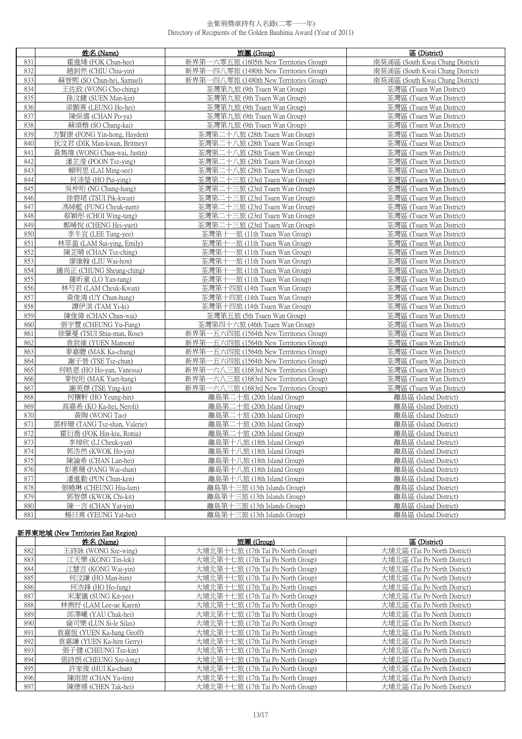# 金紫荊獎章持有人名錄(二零一一年)
Directory of Recipients of the Golden Bauhinia Award (Year of 2011)

| | 姓名 (Name) | 旅團 (Group) | 區 (District) |
|---|---|---|---|
| 831 | 霍進烯 (FOK Chun-hee) | 新界第一六零五旅 (1605th New Territories Group) | 南葵涌區 (South Kwai Chung District) |
| 832 | 趙釗然 (CHIU Chiu-yin) | 新界第一四八零旅 (1480th New Territories Group) | 南葵涌區 (South Kwai Chung District) |
| 833 | 蘇晉熙 (SO Chun-hei, Samuel) | 新界第一四八零旅 (1480th New Territories Group) | 南葵涌區 (South Kwai Chung District) |
| 834 | 王佐政 (WONG Cho-ching) | 荃灣第九旅 (9th Tsuen Wan Group) | 荃灣區 (Tsuen Wan District) |
| 835 | 孫汶鍵 (SUEN Man-kin) | 荃灣第九旅 (9th Tsuen Wan Group) | 荃灣區 (Tsuen Wan District) |
| 836 | 梁顥熹 (LEUNG Ho-hei) | 荃灣第九旅 (9th Tsuen Wan Group) | 荃灣區 (Tsuen Wan District) |
| 837 | 陳保儒 (CHAN Po-yu) | 荃灣第九旅 (9th Tsuen Wan Group) | 荃灣區 (Tsuen Wan District) |
| 838 | 蘇頌楷 (SO Chung-kai) | 荃灣第九旅 (9th Tsuen Wan Group) | 荃灣區 (Tsuen Wan District) |
| 839 | 方賢康 (FONG Yin-hong, Hayden) | 荃灣第二十八旅 (28th Tsuen Wan Group) | 荃灣區 (Tsuen Wan District) |
| 840 | 狄汶君 (DIK Man-kwan, Brittney) | 荃灣第二十八旅 (28th Tsuen Wan Group) | 荃灣區 (Tsuen Wan District) |
| 841 | 黃雋煒 (WONG Chun-wai, Justin) | 荃灣第二十八旅 (28th Tsuen Wan Group) | 荃灣區 (Tsuen Wan District) |
| 842 | 潘芷瀅 (POON Tsz-ying) | 荃灣第二十八旅 (28th Tsuen Wan Group) | 荃灣區 (Tsuen Wan District) |
| 843 | 賴明思 (LAI Ming-see) | 荃灣第二十八旅 (28th Tsuen Wan Group) | 荃灣區 (Tsuen Wan District) |
| 844 | 何沛瑩 (HO Pui-ying) | 荃灣第二十三旅 (23rd Tsuen Wan Group) | 荃灣區 (Tsuen Wan District) |
| 845 | 吳仲珩 (NG Chung-hang) | 荃灣第二十三旅 (23rd Tsuen Wan Group) | 荃灣區 (Tsuen Wan District) |
| 846 | 徐碧珺 (TSUI Pik-kwan) | 荃灣第二十三旅 (23rd Tsuen Wan Group) | 荃灣區 (Tsuen Wan District) |
| 847 | 馮綽藍 (FUNG Cheuk-nam) | 荃灣第二十三旅 (23rd Tsuen Wan Group) | 荃灣區 (Tsuen Wan District) |
| 848 | 蔡穎彤 (CHOI Wing-tung) | 荃灣第二十三旅 (23rd Tsuen Wan Group) | 荃灣區 (Tsuen Wan District) |
| 849 | 鄭晞悅 (CHENG Hei-yuet) | 荃灣第二十三旅 (23rd Tsuen Wan Group) | 荃灣區 (Tsuen Wan District) |
| 850 | 李冬宜 (LEE Tung-yee) | 荃灣第十一旅 (11th Tsuen Wan Group) | 荃灣區 (Tsuen Wan District) |
| 851 | 林萃盈 (LAM Sui-ying, Emily) | 荃灣第十一旅 (11th Tsuen Wan Group) | 荃灣區 (Tsuen Wan District) |
| 852 | 陳芷晴 (CHAN Tsz-ching) | 荃灣第十一旅 (11th Tsuen Wan Group) | 荃灣區 (Tsuen Wan District) |
| 853 | 廖維翰 (LIU Wai-hon) | 荃灣第十一旅 (11th Tsuen Wan Group) | 荃灣區 (Tsuen Wan District) |
| 854 | 鍾尚正 (CHUNG Sheung-ching) | 荃灣第十一旅 (11th Tsuen Wan Group) | 荃灣區 (Tsuen Wan District) |
| 855 | 羅昕童 (LO Yan-tung) | 荃灣第十一旅 (11th Tsuen Wan Group) | 荃灣區 (Tsuen Wan District) |
| 856 | 林芍君 (LAM Cheuk-Kwan) | 荃灣第十四旅 (14th Tsuen Wan Group) | 荃灣區 (Tsuen Wan District) |
| 857 | 黃俊鴻 (UY Chun-hung) | 荃灣第十四旅 (14th Tsuen Wan Group) | 荃灣區 (Tsuen Wan District) |
| 858 | 譚伊淇 (TAM Yi-ki) | 荃灣第十四旅 (14th Tsuen Wan Group) | 荃灣區 (Tsuen Wan District) |
| 859 | 陳俊偉 (CHAN Chun-wai) | 荃灣第五旅 (5th Tsuen Wan Group) | 荃灣區 (Tsuen Wan District) |
| 860 | 張宇豐 (CHEUNG Yu-Fung) | 荃灣第四十六旅 (46th Tsuen Wan Group) | 荃灣區 (Tsuen Wan District) |
| 861 | 徐肇蔓 (TSUI Shiu-man, Rose) | 新界第一五六四旅 (1564th New Territories Group) | 荃灣區 (Tsuen Wan District) |
| 862 | 袁致維 (YUEN Manson) | 新界第一五六四旅 (1564th New Territories Group) | 荃灣區 (Tsuen Wan District) |
| 863 | 麥嘉聰 (MAK Ka-chung) | 新界第一五六四旅 (1564th New Territories Group) | 荃灣區 (Tsuen Wan District) |
| 864 | 謝子晉 (TSE Tsz-chun) | 新界第一五六四旅 (1564th New Territories Group) | 荃灣區 (Tsuen Wan District) |
| 865 | 何皓恩 (HO Ho-yan, Vanessa) | 新界第一六八三旅 (1683rd New Territories Group) | 荃灣區 (Tsuen Wan District) |
| 866 | 麥悅珩 (MAK Yuet-hang) | 新界第一六八三旅 (1683rd New Territories Group) | 荃灣區 (Tsuen Wan District) |
| 867 | 謝英傑 (TSE Ying-kit) | 新界第一六八三旅 (1683rd New Territories Group) | 荃灣區 (Tsuen Wan District) |
| 868 | 何穰軒 (HO Yeung-hin) | 離島第二十旅 (20th Island Group) | 離島區 (Island District) |
| 869 | 高嘉希 (KO Ka-hei, Neroli) | 離島第二十旅 (20th Island Group) | 離島區 (Island District) |
| 870 | 黃陶 (WONG Tao) | 離島第二十旅 (20th Island Group) | 離島區 (Island District) |
| 871 | 鄧梓珊 (TANG Tsz-shan, Valerie) | 離島第二十旅 (20th Island Group) | 離島區 (Island District) |
| 872 | 霍衍喬 (FOK Hin-kiu, Ronia) | 離島第二十旅 (20th Island Group) | 離島區 (Island District) |
| 873 | 李焯欣 (LI Cheuk-yan) | 離島第十八旅 (18th Island Group) | 離島區 (Island District) |
| 874 | 郭浩然 (KWOK Ho-yin) | 離島第十八旅 (18th Island Group) | 離島區 (Island District) |
| 875 | 陳論希 (CHAN Lun-hei) | 離島第十八旅 (18th Island Group) | 離島區 (Island District) |
| 876 | 彭惠珊 (PANG Wai-shan) | 離島第十八旅 (18th Island Group) | 離島區 (Island District) |
| 877 | 潘進勤 (PUN Chun-ken) | 離島第十八旅 (18th Island Group) | 離島區 (Island District) |
| 878 | 張曉琳 (CHEUNG Hiu-lam) | 離島第十三旅 (13th Islands Group) | 離島區 (Island District) |
| 879 | 郭智傑 (KWOK Chi-kit) | 離島第十三旅 (13th Islands Group) | 離島區 (Island District) |
| 880 | 陳一言 (CHAN Yat-yin) | 離島第十三旅 (13th Islands Group) | 離島區 (Island District) |
| 881 | 楊日熹 (YEUNG Yat-hei) | 離島第十三旅 (13th Islands Group) | 離島區 (Island District) |

## 新界東地域 (New Territories East Region)

| | 姓名 (Name) | 旅團 (Group) | 區 (District) |
|---|---|---|---|
| 882 | 王詩詠 (WONG Sze-wing) | 大埔北第十七旅 (17th Tai Po North Group) | 大埔北區 (Tai Po North District) |
| 883 | 江天樂 (KONG Tin-lok) | 大埔北第十七旅 (17th Tai Po North Group) | 大埔北區 (Tai Po North District) |
| 884 | 江慧言 (KONG Wai-yin) | 大埔北第十七旅 (17th Tai Po North Group) | 大埔北區 (Tai Po North District) |
| 885 | 何汶謙 (HO Man-him) | 大埔北第十七旅 (17th Tai Po North Group) | 大埔北區 (Tai Po North District) |
| 886 | 何浩鋒 (HO Ho-fung) | 大埔北第十七旅 (17th Tai Po North Group) | 大埔北區 (Tai Po North District) |
| 887 | 宋潔儀 (SUNG Kit-yee) | 大埔北第十七旅 (17th Tai Po North Group) | 大埔北區 (Tai Po North District) |
| 888 | 林俐妤 (LAM Lee-ue Karen) | 大埔北第十七旅 (17th Tai Po North Group) | 大埔北區 (Tai Po North District) |
| 889 | 邱澤曦 (YAU Chak-hei) | 大埔北第十七旅 (17th Tai Po North Group) | 大埔北區 (Tai Po North District) |
| 890 | 倫司樂 (LUN Si-le Silas) | 大埔北第十七旅 (17th Tai Po North Group) | 大埔北區 (Tai Po North District) |
| 891 | 袁嘉恆 (YUEN Ka-hang Geoff) | 大埔北第十七旅 (17th Tai Po North Group) | 大埔北區 (Tai Po North District) |
| 892 | 袁嘉謙 (YUEN Ka-him Gerry) | 大埔北第十七旅 (17th Tai Po North Group) | 大埔北區 (Tai Po North District) |
| 893 | 張子健 (CHEUNG Tsz-kin) | 大埔北第十七旅 (17th Tai Po North Group) | 大埔北區 (Tai Po North District) |
| 894 | 張詩朗 (CHEUNG Sze-long) | 大埔北第十七旅 (17th Tai Po North Group) | 大埔北區 (Tai Po North District) |
| 895 | 許家俊 (HUI Ka-chun) | 大埔北第十七旅 (17th Tai Po North Group) | 大埔北區 (Tai Po North District) |
| 896 | 陳雨甜 (CHAN Yu-tim) | 大埔北第十七旅 (17th Tai Po North Group) | 大埔北區 (Tai Po North District) |
| 897 | 陳德禧 (CHEN Tak-hei) | 大埔北第十七旅 (17th Tai Po North Group) | 大埔北區 (Tai Po North District) |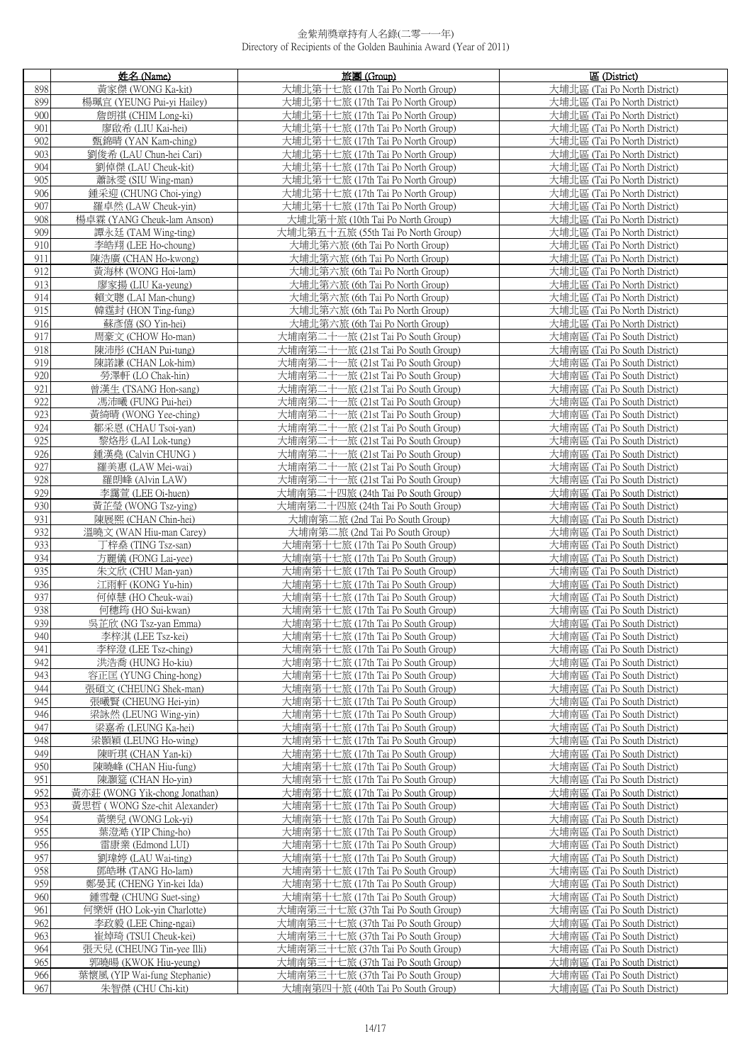金紫荊獎章持有人名錄(二零一一年)
Directory of Recipients of the Golden Bauhinia Award (Year of 2011)

| | 姓名 (Name) | 旅團 (Group) | 區 (District) |
|---|---|---|---|
| 898 | 黃家傑 (WONG Ka-kit) | 大埔北第十七旅 (17th Tai Po North Group) | 大埔北區 (Tai Po North District) |
| 899 | 楊珮宜 (YEUNG Pui-yi Hailey) | 大埔北第十七旅 (17th Tai Po North Group) | 大埔北區 (Tai Po North District) |
| 900 | 詹朗祺 (CHIM Long-ki) | 大埔北第十七旅 (17th Tai Po North Group) | 大埔北區 (Tai Po North District) |
| 901 | 廖啟希 (LIU Kai-hei) | 大埔北第十七旅 (17th Tai Po North Group) | 大埔北區 (Tai Po North District) |
| 902 | 甄錦晴 (YAN Kam-ching) | 大埔北第十七旅 (17th Tai Po North Group) | 大埔北區 (Tai Po North District) |
| 903 | 劉俊希 (LAU Chun-hei Cari) | 大埔北第十七旅 (17th Tai Po North Group) | 大埔北區 (Tai Po North District) |
| 904 | 劉倬傑 (LAU Cheuk-kit) | 大埔北第十七旅 (17th Tai Po North Group) | 大埔北區 (Tai Po North District) |
| 905 | 蕭詠雯 (SIU Wing-man) | 大埔北第十七旅 (17th Tai Po North Group) | 大埔北區 (Tai Po North District) |
| 906 | 鍾采迎 (CHUNG Choi-ying) | 大埔北第十七旅 (17th Tai Po North Group) | 大埔北區 (Tai Po North District) |
| 907 | 羅卓然 (LAW Cheuk-yin) | 大埔北第十七旅 (17th Tai Po North Group) | 大埔北區 (Tai Po North District) |
| 908 | 楊卓霖 (YANG Cheuk-lam Anson) | 大埔北第十旅 (10th Tai Po North Group) | 大埔北區 (Tai Po North District) |
| 909 | 譚永廷 (TAM Wing-ting) | 大埔北第五十五旅 (55th Tai Po North Group) | 大埔北區 (Tai Po North District) |
| 910 | 李皓翔 (LEE Ho-choung) | 大埔北第六旅 (6th Tai Po North Group) | 大埔北區 (Tai Po North District) |
| 911 | 陳浩廣 (CHAN Ho-kwong) | 大埔北第六旅 (6th Tai Po North Group) | 大埔北區 (Tai Po North District) |
| 912 | 黃海林 (WONG Hoi-lam) | 大埔北第六旅 (6th Tai Po North Group) | 大埔北區 (Tai Po North District) |
| 913 | 廖家揚 (LIU Ka-yeung) | 大埔北第六旅 (6th Tai Po North Group) | 大埔北區 (Tai Po North District) |
| 914 | 賴文聰 (LAI Man-chung) | 大埔北第六旅 (6th Tai Po North Group) | 大埔北區 (Tai Po North District) |
| 915 | 韓霆封 (HON Ting-fung) | 大埔北第六旅 (6th Tai Po North Group) | 大埔北區 (Tai Po North District) |
| 916 | 蘇彥僖 (SO Yin-hei) | 大埔北第六旅 (6th Tai Po North Group) | 大埔北區 (Tai Po North District) |
| 917 | 周豪文 (CHOW Ho-man) | 大埔南第二十一旅 (21st Tai Po South Group) | 大埔南區 (Tai Po South District) |
| 918 | 陳沛彤 (CHAN Pui-tung) | 大埔南第二十一旅 (21st Tai Po South Group) | 大埔南區 (Tai Po South District) |
| 919 | 陳諾謙 (CHAN Lok-him) | 大埔南第二十一旅 (21st Tai Po South Group) | 大埔南區 (Tai Po South District) |
| 920 | 勞澤軒 (LO Chak-hin) | 大埔南第二十一旅 (21st Tai Po South Group) | 大埔南區 (Tai Po South District) |
| 921 | 曾漢生 (TSANG Hon-sang) | 大埔南第二十一旅 (21st Tai Po South Group) | 大埔南區 (Tai Po South District) |
| 922 | 馮沛曦 (FUNG Pui-hei) | 大埔南第二十一旅 (21st Tai Po South Group) | 大埔南區 (Tai Po South District) |
| 923 | 黃綺晴 (WONG Yee-ching) | 大埔南第二十一旅 (21st Tai Po South Group) | 大埔南區 (Tai Po South District) |
| 924 | 鄒采恩 (CHAU Tsoi-yan) | 大埔南第二十一旅 (21st Tai Po South Group) | 大埔南區 (Tai Po South District) |
| 925 | 黎烙彤 (LAI Lok-tung) | 大埔南第二十一旅 (21st Tai Po South Group) | 大埔南區 (Tai Po South District) |
| 926 | 鍾漢堯 (Calvin CHUNG ) | 大埔南第二十一旅 (21st Tai Po South Group) | 大埔南區 (Tai Po South District) |
| 927 | 羅美惠 (LAW Mei-wai) | 大埔南第二十一旅 (21st Tai Po South Group) | 大埔南區 (Tai Po South District) |
| 928 | 羅朗峰 (Alvin LAW) | 大埔南第二十一旅 (21st Tai Po South Group) | 大埔南區 (Tai Po South District) |
| 929 | 李靄萱 (LEE Oi-huen) | 大埔南第二十四旅 (24th Tai Po South Group) | 大埔南區 (Tai Po South District) |
| 930 | 黃芷瑩 (WONG Tsz-ying) | 大埔南第二十四旅 (24th Tai Po South Group) | 大埔南區 (Tai Po South District) |
| 931 | 陳展熙 (CHAN Chin-hei) | 大埔南第二旅 (2nd Tai Po South Group) | 大埔南區 (Tai Po South District) |
| 932 | 溫曉文 (WAN Hiu-man Carey) | 大埔南第二旅 (2nd Tai Po South Group) | 大埔南區 (Tai Po South District) |
| 933 | 丁梓燊 (TING Tsz-san) | 大埔南第十七旅 (17th Tai Po South Group) | 大埔南區 (Tai Po South District) |
| 934 | 方麗儀 (FONG Lai-yee) | 大埔南第十七旅 (17th Tai Po South Group) | 大埔南區 (Tai Po South District) |
| 935 | 朱文欣 (CHU Man-yan) | 大埔南第十七旅 (17th Tai Po South Group) | 大埔南區 (Tai Po South District) |
| 936 | 江雨軒 (KONG Yu-hin) | 大埔南第十七旅 (17th Tai Po South Group) | 大埔南區 (Tai Po South District) |
| 937 | 何倬慧 (HO Cheuk-wai) | 大埔南第十七旅 (17th Tai Po South Group) | 大埔南區 (Tai Po South District) |
| 938 | 何穗筠 (HO Sui-kwan) | 大埔南第十七旅 (17th Tai Po South Group) | 大埔南區 (Tai Po South District) |
| 939 | 吳芷欣 (NG Tsz-yan Emma) | 大埔南第十七旅 (17th Tai Po South Group) | 大埔南區 (Tai Po South District) |
| 940 | 李梓淇 (LEE Tsz-kei) | 大埔南第十七旅 (17th Tai Po South Group) | 大埔南區 (Tai Po South District) |
| 941 | 李梓澄 (LEE Tsz-ching) | 大埔南第十七旅 (17th Tai Po South Group) | 大埔南區 (Tai Po South District) |
| 942 | 洪浩喬 (HUNG Ho-kiu) | 大埔南第十七旅 (17th Tai Po South Group) | 大埔南區 (Tai Po South District) |
| 943 | 容正匡 (YUNG Ching-hong) | 大埔南第十七旅 (17th Tai Po South Group) | 大埔南區 (Tai Po South District) |
| 944 | 張碩文 (CHEUNG Shek-man) | 大埔南第十七旅 (17th Tai Po South Group) | 大埔南區 (Tai Po South District) |
| 945 | 張曦賢 (CHEUNG Hei-yin) | 大埔南第十七旅 (17th Tai Po South Group) | 大埔南區 (Tai Po South District) |
| 946 | 梁詠然 (LEUNG Wing-yin) | 大埔南第十七旅 (17th Tai Po South Group) | 大埔南區 (Tai Po South District) |
| 947 | 梁嘉希 (LEUNG Ka-hei) | 大埔南第十七旅 (17th Tai Po South Group) | 大埔南區 (Tai Po South District) |
| 948 | 梁顥穎 (LEUNG Ho-wing) | 大埔南第十七旅 (17th Tai Po South Group) | 大埔南區 (Tai Po South District) |
| 949 | 陳昕琪 (CHAN Yan-ki) | 大埔南第十七旅 (17th Tai Po South Group) | 大埔南區 (Tai Po South District) |
| 950 | 陳曉峰 (CHAN Hiu-fung) | 大埔南第十七旅 (17th Tai Po South Group) | 大埔南區 (Tai Po South District) |
| 951 | 陳灝筵 (CHAN Ho-yin) | 大埔南第十七旅 (17th Tai Po South Group) | 大埔南區 (Tai Po South District) |
| 952 | 黃亦莊 (WONG Yik-chong Jonathan) | 大埔南第十七旅 (17th Tai Po South Group) | 大埔南區 (Tai Po South District) |
| 953 | 黃思哲 ( WONG Sze-chit Alexander) | 大埔南第十七旅 (17th Tai Po South Group) | 大埔南區 (Tai Po South District) |
| 954 | 黃樂兒 (WONG Lok-yi) | 大埔南第十七旅 (17th Tai Po South Group) | 大埔南區 (Tai Po South District) |
| 955 | 葉澄澔 (YIP Ching-ho) | 大埔南第十七旅 (17th Tai Po South Group) | 大埔南區 (Tai Po South District) |
| 956 | 雷康業 (Edmond LUI) | 大埔南第十七旅 (17th Tai Po South Group) | 大埔南區 (Tai Po South District) |
| 957 | 劉瑋婷 (LAU Wai-ting) | 大埔南第十七旅 (17th Tai Po South Group) | 大埔南區 (Tai Po South District) |
| 958 | 鄧皓琳 (TANG Ho-lam) | 大埔南第十七旅 (17th Tai Po South Group) | 大埔南區 (Tai Po South District) |
| 959 | 鄭晏萁 (CHENG Yin-kei Ida) | 大埔南第十七旅 (17th Tai Po South Group) | 大埔南區 (Tai Po South District) |
| 960 | 鍾雪聲 (CHUNG Suet-sing) | 大埔南第十七旅 (17th Tai Po South Group) | 大埔南區 (Tai Po South District) |
| 961 | 何樂妍 (HO Lok-yin Charlotte) | 大埔南第三十七旅 (37th Tai Po South Group) | 大埔南區 (Tai Po South District) |
| 962 | 李政毅 (LEE Ching-ngai) | 大埔南第三十七旅 (37th Tai Po South Group) | 大埔南區 (Tai Po South District) |
| 963 | 崔焯琦 (TSUI Cheuk-kei) | 大埔南第三十七旅 (37th Tai Po South Group) | 大埔南區 (Tai Po South District) |
| 964 | 張天兒 (CHEUNG Tin-yee Illi) | 大埔南第三十七旅 (37th Tai Po South Group) | 大埔南區 (Tai Po South District) |
| 965 | 郭曉暘 (KWOK Hiu-yeung) | 大埔南第三十七旅 (37th Tai Po South Group) | 大埔南區 (Tai Po South District) |
| 966 | 葉懷風 (YIP Wai-fung Stephanie) | 大埔南第三十七旅 (37th Tai Po South Group) | 大埔南區 (Tai Po South District) |
| 967 | 朱智傑 (CHU Chi-kit) | 大埔南第四十旅 (40th Tai Po South Group) | 大埔南區 (Tai Po South District) |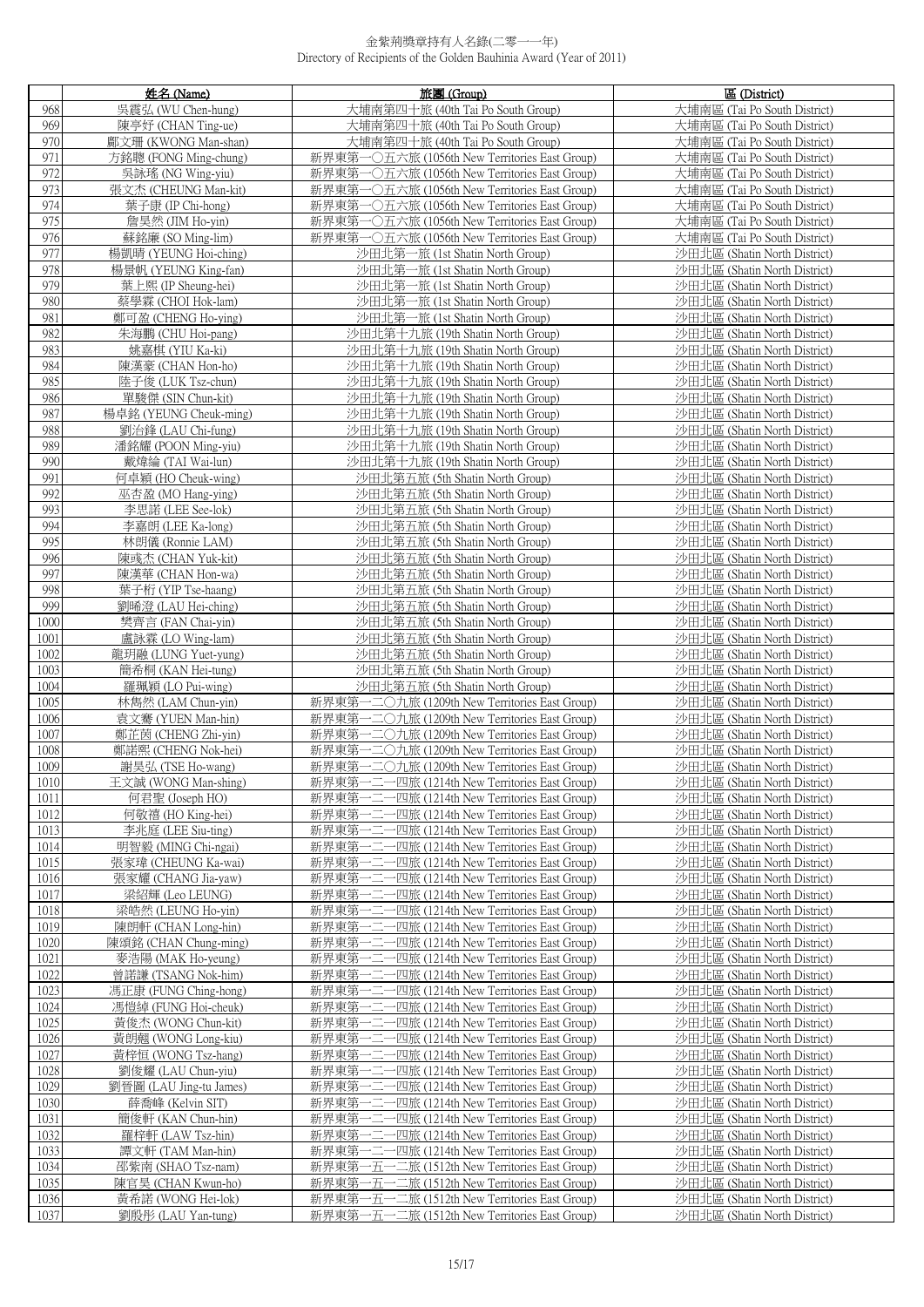金紫荊獎章持有人名錄(二零一一年)
Directory of Recipients of the Golden Bauhinia Award (Year of 2011)

| | 姓名 (Name) | 旅團 (Group) | 區 (District) |
|---|---|---|---|
| 968 | 吳震弘 (WU Chen-hung) | 大埔南第四十旅 (40th Tai Po South Group) | 大埔南區 (Tai Po South District) |
| 969 | 陳亭妤 (CHAN Ting-ue) | 大埔南第四十旅 (40th Tai Po South Group) | 大埔南區 (Tai Po South District) |
| 970 | 鄺文珊 (KWONG Man-shan) | 大埔南第四十旅 (40th Tai Po South Group) | 大埔南區 (Tai Po South District) |
| 971 | 方銘聰 (FONG Ming-chung) | 新界東第一〇五六旅 (1056th New Territories East Group) | 大埔南區 (Tai Po South District) |
| 972 | 吳詠瑤 (NG Wing-yiu) | 新界東第一〇五六旅 (1056th New Territories East Group) | 大埔南區 (Tai Po South District) |
| 973 | 張文杰 (CHEUNG Man-kit) | 新界東第一〇五六旅 (1056th New Territories East Group) | 大埔南區 (Tai Po South District) |
| 974 | 葉子康 (IP Chi-hong) | 新界東第一〇五六旅 (1056th New Territories East Group) | 大埔南區 (Tai Po South District) |
| 975 | 詹昊然 (JIM Ho-yin) | 新界東第一〇五六旅 (1056th New Territories East Group) | 大埔南區 (Tai Po South District) |
| 976 | 蘇銘廉 (SO Ming-lim) | 新界東第一〇五六旅 (1056th New Territories East Group) | 大埔南區 (Tai Po South District) |
| 977 | 楊凱晴 (YEUNG Hoi-ching) | 沙田北第一旅 (1st Shatin North Group) | 沙田北區 (Shatin North District) |
| 978 | 楊景帆 (YEUNG King-fan) | 沙田北第一旅 (1st Shatin North Group) | 沙田北區 (Shatin North District) |
| 979 | 葉上熙 (IP Sheung-hei) | 沙田北第一旅 (1st Shatin North Group) | 沙田北區 (Shatin North District) |
| 980 | 蔡學霖 (CHOI Hok-lam) | 沙田北第一旅 (1st Shatin North Group) | 沙田北區 (Shatin North District) |
| 981 | 鄭可盈 (CHENG Ho-ying) | 沙田北第一旅 (1st Shatin North Group) | 沙田北區 (Shatin North District) |
| 982 | 朱海鵬 (CHU Hoi-pang) | 沙田北第十九旅 (19th Shatin North Group) | 沙田北區 (Shatin North District) |
| 983 | 姚嘉棋 (YIU Ka-ki) | 沙田北第十九旅 (19th Shatin North Group) | 沙田北區 (Shatin North District) |
| 984 | 陳漢豪 (CHAN Hon-ho) | 沙田北第十九旅 (19th Shatin North Group) | 沙田北區 (Shatin North District) |
| 985 | 陸子俊 (LUK Tsz-chun) | 沙田北第十九旅 (19th Shatin North Group) | 沙田北區 (Shatin North District) |
| 986 | 單駿傑 (SIN Chun-kit) | 沙田北第十九旅 (19th Shatin North Group) | 沙田北區 (Shatin North District) |
| 987 | 楊卓銘 (YEUNG Cheuk-ming) | 沙田北第十九旅 (19th Shatin North Group) | 沙田北區 (Shatin North District) |
| 988 | 劉治鋒 (LAU Chi-fung) | 沙田北第十九旅 (19th Shatin North Group) | 沙田北區 (Shatin North District) |
| 989 | 潘銘耀 (POON Ming-yiu) | 沙田北第十九旅 (19th Shatin North Group) | 沙田北區 (Shatin North District) |
| 990 | 戴煒綸 (TAI Wai-lun) | 沙田北第十九旅 (19th Shatin North Group) | 沙田北區 (Shatin North District) |
| 991 | 何卓穎 (HO Cheuk-wing) | 沙田北第五旅 (5th Shatin North Group) | 沙田北區 (Shatin North District) |
| 992 | 巫杏盈 (MO Hang-ying) | 沙田北第五旅 (5th Shatin North Group) | 沙田北區 (Shatin North District) |
| 993 | 李思諾 (LEE See-lok) | 沙田北第五旅 (5th Shatin North Group) | 沙田北區 (Shatin North District) |
| 994 | 李嘉朗 (LEE Ka-long) | 沙田北第五旅 (5th Shatin North Group) | 沙田北區 (Shatin North District) |
| 995 | 林朗儀 (Ronnie LAM) | 沙田北第五旅 (5th Shatin North Group) | 沙田北區 (Shatin North District) |
| 996 | 陳彧杰 (CHAN Yuk-kit) | 沙田北第五旅 (5th Shatin North Group) | 沙田北區 (Shatin North District) |
| 997 | 陳漢華 (CHAN Hon-wa) | 沙田北第五旅 (5th Shatin North Group) | 沙田北區 (Shatin North District) |
| 998 | 葉子桁 (YIP Tse-haang) | 沙田北第五旅 (5th Shatin North Group) | 沙田北區 (Shatin North District) |
| 999 | 劉晞澄 (LAU Hei-ching) | 沙田北第五旅 (5th Shatin North Group) | 沙田北區 (Shatin North District) |
| 1000 | 樊齊言 (FAN Chai-yin) | 沙田北第五旅 (5th Shatin North Group) | 沙田北區 (Shatin North District) |
| 1001 | 盧詠霖 (LO Wing-lam) | 沙田北第五旅 (5th Shatin North Group) | 沙田北區 (Shatin North District) |
| 1002 | 龍玥融 (LUNG Yuet-yung) | 沙田北第五旅 (5th Shatin North Group) | 沙田北區 (Shatin North District) |
| 1003 | 簡希桐 (KAN Hei-tung) | 沙田北第五旅 (5th Shatin North Group) | 沙田北區 (Shatin North District) |
| 1004 | 羅珮穎 (LO Pui-wing) | 沙田北第五旅 (5th Shatin North Group) | 沙田北區 (Shatin North District) |
| 1005 | 林雋然 (LAM Chun-yin) | 新界東第一二〇九旅 (1209th New Territories East Group) | 沙田北區 (Shatin North District) |
| 1006 | 袁文騫 (YUEN Man-hin) | 新界東第一二〇九旅 (1209th New Territories East Group) | 沙田北區 (Shatin North District) |
| 1007 | 鄭芷茵 (CHENG Zhi-yin) | 新界東第一二〇九旅 (1209th New Territories East Group) | 沙田北區 (Shatin North District) |
| 1008 | 鄭諾熙 (CHENG Nok-hei) | 新界東第一二〇九旅 (1209th New Territories East Group) | 沙田北區 (Shatin North District) |
| 1009 | 謝昊弘 (TSE Ho-wang) | 新界東第一二〇九旅 (1209th New Territories East Group) | 沙田北區 (Shatin North District) |
| 1010 | 王文誠 (WONG Man-shing) | 新界東第一二一四旅 (1214th New Territories East Group) | 沙田北區 (Shatin North District) |
| 1011 | 何君聖 (Joseph HO) | 新界東第一二一四旅 (1214th New Territories East Group) | 沙田北區 (Shatin North District) |
| 1012 | 何敬禧 (HO King-hei) | 新界東第一二一四旅 (1214th New Territories East Group) | 沙田北區 (Shatin North District) |
| 1013 | 李兆庭 (LEE Siu-ting) | 新界東第一二一四旅 (1214th New Territories East Group) | 沙田北區 (Shatin North District) |
| 1014 | 明智毅 (MING Chi-ngai) | 新界東第一二一四旅 (1214th New Territories East Group) | 沙田北區 (Shatin North District) |
| 1015 | 張家瑋 (CHEUNG Ka-wai) | 新界東第一二一四旅 (1214th New Territories East Group) | 沙田北區 (Shatin North District) |
| 1016 | 張家耀 (CHANG Jia-yaw) | 新界東第一二一四旅 (1214th New Territories East Group) | 沙田北區 (Shatin North District) |
| 1017 | 梁紹輝 (Leo LEUNG) | 新界東第一二一四旅 (1214th New Territories East Group) | 沙田北區 (Shatin North District) |
| 1018 | 梁皓然 (LEUNG Ho-yin) | 新界東第一二一四旅 (1214th New Territories East Group) | 沙田北區 (Shatin North District) |
| 1019 | 陳朗軒 (CHAN Long-hin) | 新界東第一二一四旅 (1214th New Territories East Group) | 沙田北區 (Shatin North District) |
| 1020 | 陳頌銘 (CHAN Chung-ming) | 新界東第一二一四旅 (1214th New Territories East Group) | 沙田北區 (Shatin North District) |
| 1021 | 麥浩陽 (MAK Ho-yeung) | 新界東第一二一四旅 (1214th New Territories East Group) | 沙田北區 (Shatin North District) |
| 1022 | 曾諾謙 (TSANG Nok-him) | 新界東第一二一四旅 (1214th New Territories East Group) | 沙田北區 (Shatin North District) |
| 1023 | 馮正康 (FUNG Ching-hong) | 新界東第一二一四旅 (1214th New Territories East Group) | 沙田北區 (Shatin North District) |
| 1024 | 馮愷綽 (FUNG Hoi-cheuk) | 新界東第一二一四旅 (1214th New Territories East Group) | 沙田北區 (Shatin North District) |
| 1025 | 黃俊杰 (WONG Chun-kit) | 新界東第一二一四旅 (1214th New Territories East Group) | 沙田北區 (Shatin North District) |
| 1026 | 黃朗翹 (WONG Long-kiu) | 新界東第一二一四旅 (1214th New Territories East Group) | 沙田北區 (Shatin North District) |
| 1027 | 黃梓恒 (WONG Tsz-hang) | 新界東第一二一四旅 (1214th New Territories East Group) | 沙田北區 (Shatin North District) |
| 1028 | 劉俊耀 (LAU Chun-yiu) | 新界東第一二一四旅 (1214th New Territories East Group) | 沙田北區 (Shatin North District) |
| 1029 | 劉晉圖 (LAU Jing-tu James) | 新界東第一二一四旅 (1214th New Territories East Group) | 沙田北區 (Shatin North District) |
| 1030 | 薛喬峰 (Kelvin SIT) | 新界東第一二一四旅 (1214th New Territories East Group) | 沙田北區 (Shatin North District) |
| 1031 | 簡俊軒 (KAN Chun-hin) | 新界東第一二一四旅 (1214th New Territories East Group) | 沙田北區 (Shatin North District) |
| 1032 | 羅梓軒 (LAW Tsz-hin) | 新界東第一二一四旅 (1214th New Territories East Group) | 沙田北區 (Shatin North District) |
| 1033 | 譚文軒 (TAM Man-hin) | 新界東第一二一四旅 (1214th New Territories East Group) | 沙田北區 (Shatin North District) |
| 1034 | 邵紫南 (SHAO Tsz-nam) | 新界東第一五一二旅 (1512th New Territories East Group) | 沙田北區 (Shatin North District) |
| 1035 | 陳官昊 (CHAN Kwun-ho) | 新界東第一五一二旅 (1512th New Territories East Group) | 沙田北區 (Shatin North District) |
| 1036 | 黃希諾 (WONG Hei-lok) | 新界東第一五一二旅 (1512th New Territories East Group) | 沙田北區 (Shatin North District) |
| 1037 | 劉殷彤 (LAU Yan-tung) | 新界東第一五一二旅 (1512th New Territories East Group) | 沙田北區 (Shatin North District) |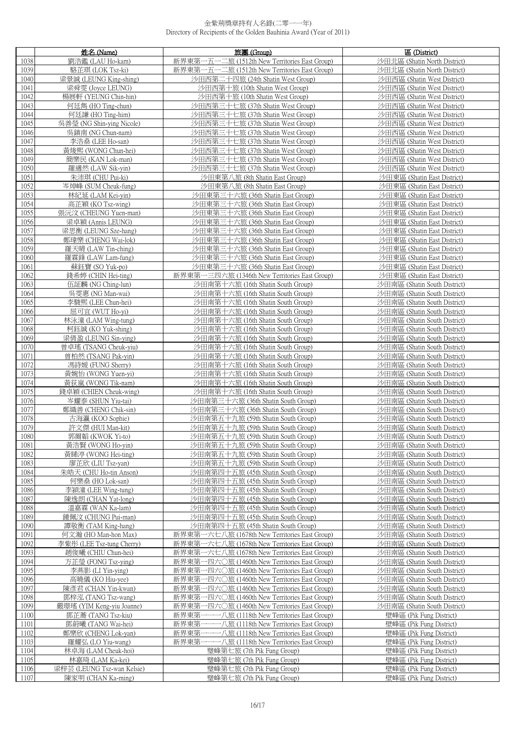金紫荊獎章持有人名錄(二零一一年)
Directory of Recipients of the Golden Bauhinia Award (Year of 2011)

| | 姓名 (Name) | 旅團 (Group) | 區 (District) |
|---|---|---|---|
| 1038 | 劉浩鑑 (LAU Ho-kam) | 新界東第一五一二旅 (1512th New Territories East Group) | 沙田北區 (Shatin North District) |
| 1039 | 駱芷琪 (LOK Tsz-ki) | 新界東第一五一二旅 (1512th New Territories East Group) | 沙田北區 (Shatin North District) |
| 1040 | 梁景誠 (LEUNG King-shing) | 沙田西第二十四旅 (24th Shatin West Group) | 沙田西區 (Shatin West District) |
| 1041 | 梁舜雯 (Joyce LEUNG) | 沙田西第十旅 (10th Shatin West Group) | 沙田西區 (Shatin West District) |
| 1042 | 楊展軒 (YEUNG Chin-hin) | 沙田西第十旅 (10th Shatin West Group) | 沙田西區 (Shatin West District) |
| 1043 | 何廷雋 (HO Ting-chun) | 沙田西第三十七旅 (37th Shatin West Group) | 沙田西區 (Shatin West District) |
| 1044 | 何廷謙 (HO Ting-him) | 沙田西第三十七旅 (37th Shatin West Group) | 沙田西區 (Shatin West District) |
| 1045 | 吳善瑩 (NG Shin-ying Nicole) | 沙田西第三十七旅 (37th Shatin West Group) | 沙田西區 (Shatin West District) |
| 1046 | 吳鎮南 (NG Chun-nam) | 沙田西第三十七旅 (37th Shatin West Group) | 沙田西區 (Shatin West District) |
| 1047 | 李浩燊 (LEE Ho-san) | 沙田西第三十七旅 (37th Shatin West Group) | 沙田西區 (Shatin West District) |
| 1048 | 黃焌熙 (WONG Chun-hei) | 沙田西第三十七旅 (37th Shatin West Group) | 沙田西區 (Shatin West District) |
| 1049 | 簡樂民 (KAN Lok-man) | 沙田西第三十七旅 (37th Shatin West Group) | 沙田西區 (Shatin West District) |
| 1050 | 羅適然 (LAW Sik-yin) | 沙田西第三十七旅 (37th Shatin West Group) | 沙田西區 (Shatin West District) |
| 1051 | 朱沛琪 (CHU Pui-ki) | 沙田東第八旅 (8th Shatin East Group) | 沙田東區 (Shatin East District) |
| 1052 | 岑焯峰 (SUM Cheuk-fung) | 沙田東第八旅 (8th Shatin East Group) | 沙田東區 (Shatin East District) |
| 1053 | 林紀延 (LAM Kei-yin) | 沙田東第三十六旅 (36th Shatin East Group) | 沙田東區 (Shatin East District) |
| 1054 | 高芷穎 (KO Tsz-wing) | 沙田東第三十六旅 (36th Shatin East Group) | 沙田東區 (Shatin East District) |
| 1055 | 張沅汶 (CHEUNG Yuen-man) | 沙田東第三十六旅 (36th Shatin East Group) | 沙田東區 (Shatin East District) |
| 1056 | 梁卓穎 (Annis LEUNG) | 沙田東第三十六旅 (36th Shatin East Group) | 沙田東區 (Shatin East District) |
| 1057 | 梁思衡 (LEUNG Sze-hang) | 沙田東第三十六旅 (36th Shatin East Group) | 沙田東區 (Shatin East District) |
| 1058 | 鄭瑋樂 (CHENG Wai-lok) | 沙田東第三十六旅 (36th Shatin East Group) | 沙田東區 (Shatin East District) |
| 1059 | 羅天晴 (LAW Tin-ching) | 沙田東第三十六旅 (36th Shatin East Group) | 沙田東區 (Shatin East District) |
| 1060 | 羅霖鋒 (LAW Lam-fung) | 沙田東第三十六旅 (36th Shatin East Group) | 沙田東區 (Shatin East District) |
| 1061 | 蘇鈺寶 (SO Yuk-po) | 沙田東第三十六旅 (36th Shatin East Group) | 沙田東區 (Shatin East District) |
| 1062 | 錢希婷 (CHIN Hei-ting) | 新界東第一三四六旅 (1346th New Territories East Group) | 沙田東區 (Shatin East District) |
| 1063 | 伍証麟 (NG Ching-lun) | 沙田南第十六旅 (16th Shatin South Group) | 沙田南區 (Shatin South District) |
| 1064 | 吳雯惠 (NG Man-wai) | 沙田南第十六旅 (16th Shatin South Group) | 沙田南區 (Shatin South District) |
| 1065 | 李駿熙 (LEE Chun-hei) | 沙田南第十六旅 (16th Shatin South Group) | 沙田南區 (Shatin South District) |
| 1066 | 屈可宜 (WUT Ho-yi) | 沙田南第十六旅 (16th Shatin South Group) | 沙田南區 (Shatin South District) |
| 1067 | 林泳潼 (LAM Wing-tung) | 沙田南第十六旅 (16th Shatin South Group) | 沙田南區 (Shatin South District) |
| 1068 | 柯鈺誠 (KO Yuk-shing) | 沙田南第十六旅 (16th Shatin South Group) | 沙田南區 (Shatin South District) |
| 1069 | 梁倩盈 (LEUNG Sin-ying) | 沙田南第十六旅 (16th Shatin South Group) | 沙田南區 (Shatin South District) |
| 1070 | 曾卓瑤 (TSANG Cheuk-yiu) | 沙田南第十六旅 (16th Shatin South Group) | 沙田南區 (Shatin South District) |
| 1071 | 曾柏然 (TSANG Pak-yin) | 沙田南第十六旅 (16th Shatin South Group) | 沙田南區 (Shatin South District) |
| 1072 | 馮詩媛 (FUNG Sherry) | 沙田南第十六旅 (16th Shatin South Group) | 沙田南區 (Shatin South District) |
| 1073 | 黃婉怡 (WONG Yuen-yi) | 沙田南第十六旅 (16th Shatin South Group) | 沙田南區 (Shatin South District) |
| 1074 | 黃荻嵐 (WONG Tik-nam) | 沙田南第十六旅 (16th Shatin South Group) | 沙田南區 (Shatin South District) |
| 1075 | 錢卓穎 (CHIEN Cheuk-wing) | 沙田南第十六旅 (16th Shatin South Group) | 沙田南區 (Shatin South District) |
| 1076 | 岑耀泰 (SHUN Yiu-tai) | 沙田南第三十六旅 (36th Shatin South Group) | 沙田南區 (Shatin South District) |
| 1077 | 鄭織善 (CHENG Chik-sin) | 沙田南第三十六旅 (36th Shatin South Group) | 沙田南區 (Shatin South District) |
| 1078 | 古海瀛 (KOO Sophie) | 沙田南第五十九旅 (59th Shatin South Group) | 沙田南區 (Shatin South District) |
| 1079 | 許文傑 (HUI Man-kit) | 沙田南第五十九旅 (59th Shatin South Group) | 沙田南區 (Shatin South District) |
| 1080 | 郭爾韜 (KWOK Yi-to) | 沙田南第五十九旅 (59th Shatin South Group) | 沙田南區 (Shatin South District) |
| 1081 | 黃浩賢 (WONG Ho-yin) | 沙田南第五十九旅 (59th Shatin South Group) | 沙田南區 (Shatin South District) |
| 1082 | 黃晞渟 (WONG Hei-ting) | 沙田南第五十九旅 (59th Shatin South Group) | 沙田南區 (Shatin South District) |
| 1083 | 廖芷欣 (LIU Tsz-yan) | 沙田南第五十九旅 (59th Shatin South Group) | 沙田南區 (Shatin South District) |
| 1084 | 朱皓天 (CHU Ho-tin Anson) | 沙田南第四十五旅 (45th Shatin South Group) | 沙田南區 (Shatin South District) |
| 1085 | 何樂燊 (HO Lok-san) | 沙田南第四十五旅 (45th Shatin South Group) | 沙田南區 (Shatin South District) |
| 1086 | 李穎潼 (LEE Wing-tung) | 沙田南第四十五旅 (45th Shatin South Group) | 沙田南區 (Shatin South District) |
| 1087 | 陳逸朗 (CHAN Yat-long) | 沙田南第四十五旅 (45th Shatin South Group) | 沙田南區 (Shatin South District) |
| 1088 | 溫嘉霖 (WAN Ka-lam) | 沙田南第四十五旅 (45th Shatin South Group) | 沙田南區 (Shatin South District) |
| 1089 | 鍾佩汶 (CHUNG Pui-man) | 沙田南第四十五旅 (45th Shatin South Group) | 沙田南區 (Shatin South District) |
| 1090 | 譚敬衡 (TAM King-hang) | 沙田南第四十五旅 (45th Shatin South Group) | 沙田南區 (Shatin South District) |
| 1091 | 何文瀚 (HO Man-hon Max) | 新界東第一六七八旅 (1678th New Territories East Group) | 沙田南區 (Shatin South District) |
| 1092 | 李紫彤 (LEE Tsz-tung Cherry) | 新界東第一六七八旅 (1678th New Territories East Group) | 沙田南區 (Shatin South District) |
| 1093 | 趙俊曦 (CHIU Chun-hei) | 新界東第一六七八旅 (1678th New Territories East Group) | 沙田南區 (Shatin South District) |
| 1094 | 方芷瑩 (FONG Tsz-ying) | 新界東第一四六〇旅 (1460th New Territories East Group) | 沙田南區 (Shatin South District) |
| 1095 | 李燕影 (LI Yin-ying) | 新界東第一四六〇旅 (1460th New Territories East Group) | 沙田南區 (Shatin South District) |
| 1096 | 高曉儀 (KO Hiu-yee) | 新界東第一四六〇旅 (1460th New Territories East Group) | 沙田南區 (Shatin South District) |
| 1097 | 陳彥君 (CHAN Yin-kwan) | 新界東第一四六〇旅 (1460th New Territories East Group) | 沙田南區 (Shatin South District) |
| 1098 | 鄧梓泓 (TANG Tsz-wang) | 新界東第一四六〇旅 (1460th New Territories East Group) | 沙田南區 (Shatin South District) |
| 1099 | 嚴璟瑤 (YIM Keng-yiu Joanne) | 新界東第一四六〇旅 (1460th New Territories East Group) | 沙田南區 (Shatin South District) |
| 1100 | 鄧芷蕎 (TANG Tsz-kiu) | 新界東第一一一八旅 (1118th New Territories East Group) | 壁峰區 (Pik Fung District) |
| 1101 | 鄧蔚曦 (TANG Wai-hei) | 新界東第一一一八旅 (1118th New Territories East Group) | 壁峰區 (Pik Fung District) |
| 1102 | 鄭樂欣 (CHENG Lok-yan) | 新界東第一一一八旅 (1118th New Territories East Group) | 壁峰區 (Pik Fung District) |
| 1103 | 羅耀弘 (LO Yiu-wang) | 新界東第一一一八旅 (1118th New Territories East Group) | 壁峰區 (Pik Fung District) |
| 1104 | 林卓海 (LAM Cheuk-hoi) | 壁峰第七旅 (7th Pik Fung Group) | 壁峰區 (Pik Fung District) |
| 1105 | 林嘉琦 (LAM Ka-kei) | 壁峰第七旅 (7th Pik Fung Group) | 壁峰區 (Pik Fung District) |
| 1106 | 梁梓芸 (LEUNG Tsz-wan Kelsie) | 壁峰第七旅 (7th Pik Fung Group) | 壁峰區 (Pik Fung District) |
| 1107 | 陳家明 (CHAN Ka-ming) | 壁峰第七旅 (7th Pik Fung Group) | 壁峰區 (Pik Fung District) |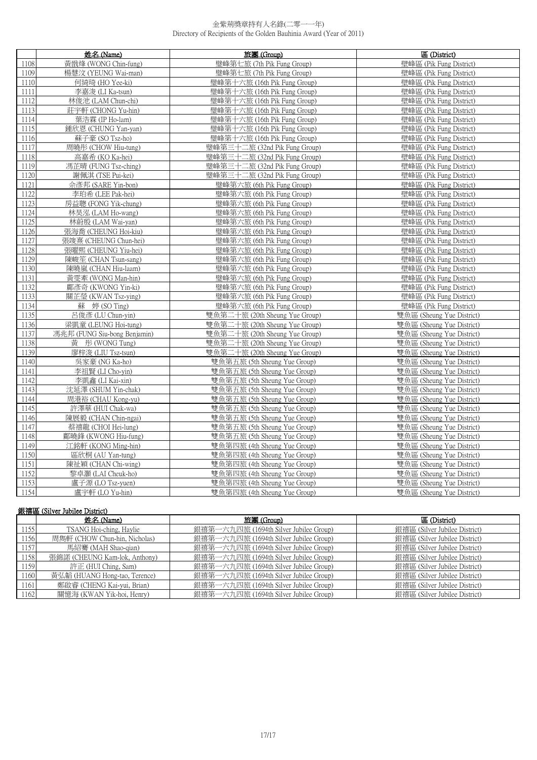金紫荊獎章持有人名錄(二零一一年)
Directory of Recipients of the Golden Bauhinia Award (Year of 2011)

| | 姓名 (Name) | 旅團 (Group) | 區 (District) |
|---|---|---|---|
| 1108 | 黃戩烽 (WONG Chin-fung) | 璧峰第七旅 (7th Pik Fung Group) | 璧峰區 (Pik Fung District) |
| 1109 | 楊慧汶 (YEUNG Wai-man) | 璧峰第七旅 (7th Pik Fung Group) | 璧峰區 (Pik Fung District) |
| 1110 | 何綺琦 (HO Yee-ki) | 璧峰第十六旅 (16th Pik Fung Group) | 璧峰區 (Pik Fung District) |
| 1111 | 李嘉浚 (LI Ka-tsun) | 璧峰第十六旅 (16th Pik Fung Group) | 璧峰區 (Pik Fung District) |
| 1112 | 林俊池 (LAM Chun-chi) | 璧峰第十六旅 (16th Pik Fung Group) | 璧峰區 (Pik Fung District) |
| 1113 | 莊宇軒 (CHONG Yu-hin) | 璧峰第十六旅 (16th Pik Fung Group) | 璧峰區 (Pik Fung District) |
| 1114 | 葉浩霖 (IP Ho-lam) | 璧峰第十六旅 (16th Pik Fung Group) | 璧峰區 (Pik Fung District) |
| 1115 | 鍾欣恩 (CHUNG Yan-yan) | 璧峰第十六旅 (16th Pik Fung Group) | 璧峰區 (Pik Fung District) |
| 1116 | 蘇子豪 (SO Tsz-ho) | 璧峰第十六旅 (16th Pik Fung Group) | 璧峰區 (Pik Fung District) |
| 1117 | 周曉彤 (CHOW Hiu-tung) | 璧峰第三十二旅 (32nd Pik Fung Group) | 璧峰區 (Pik Fung District) |
| 1118 | 高嘉希 (KO Ka-hei) | 璧峰第三十二旅 (32nd Pik Fung Group) | 璧峰區 (Pik Fung District) |
| 1119 | 馮芷晴 (FUNG Tsz-ching) | 璧峰第三十二旅 (32nd Pik Fung Group) | 璧峰區 (Pik Fung District) |
| 1120 | 謝佩淇 (TSE Pui-kei) | 璧峰第三十二旅 (32nd Pik Fung Group) | 璧峰區 (Pik Fung District) |
| 1121 | 佘彥邦 (SARE Yin-bon) | 璧峰第六旅 (6th Pik Fung Group) | 璧峰區 (Pik Fung District) |
| 1122 | 李珀希 (LEE Pak-hei) | 璧峰第六旅 (6th Pik Fung Group) | 璧峰區 (Pik Fung District) |
| 1123 | 房益聰 (FONG Yik-chung) | 璧峰第六旅 (6th Pik Fung Group) | 璧峰區 (Pik Fung District) |
| 1124 | 林昊泓 (LAM Ho-wang) | 璧峰第六旅 (6th Pik Fung Group) | 璧峰區 (Pik Fung District) |
| 1125 | 林蔚殷 (LAM Wai-yan) | 璧峰第六旅 (6th Pik Fung Group) | 璧峰區 (Pik Fung District) |
| 1126 | 張海喬 (CHEUNG Hoi-kiu) | 璧峰第六旅 (6th Pik Fung Group) | 璧峰區 (Pik Fung District) |
| 1127 | 張竣熹 (CHEUNG Chun-hei) | 璧峰第六旅 (6th Pik Fung Group) | 璧峰區 (Pik Fung District) |
| 1128 | 張曜熙 (CHEUNG Yiu-hei) | 璧峰第六旅 (6th Pik Fung Group) | 璧峰區 (Pik Fung District) |
| 1129 | 陳峻笙 (CHAN Tsun-sang) | 璧峰第六旅 (6th Pik Fung Group) | 璧峰區 (Pik Fung District) |
| 1130 | 陳曉嵐 (CHAN Hiu-laam) | 璧峰第六旅 (6th Pik Fung Group) | 璧峰區 (Pik Fung District) |
| 1131 | 黃雯搴 (WONG Man-hin) | 璧峰第六旅 (6th Pik Fung Group) | 璧峰區 (Pik Fung District) |
| 1132 | 鄺彥奇 (KWONG Yin-ki) | 璧峰第六旅 (6th Pik Fung Group) | 璧峰區 (Pik Fung District) |
| 1133 | 關芷瑩 (KWAN Tsz-ying) | 璧峰第六旅 (6th Pik Fung Group) | 璧峰區 (Pik Fung District) |
| 1134 | 蘇　婷 (SO Ting) | 璧峰第六旅 (6th Pik Fung Group) | 璧峰區 (Pik Fung District) |
| 1135 | 呂俊彥 (LU Chun-yin) | 雙魚第二十旅 (20th Sheung Yue Group) | 雙魚區 (Sheung Yue District) |
| 1136 | 梁凱童 (LEUNG Hoi-tung) | 雙魚第二十旅 (20th Sheung Yue Group) | 雙魚區 (Sheung Yue District) |
| 1137 | 馮兆邦 (FUNG Siu-bong Benjamin) | 雙魚第二十旅 (20th Sheung Yue Group) | 雙魚區 (Sheung Yue District) |
| 1138 | 黃　彤 (WONG Tung) | 雙魚第二十旅 (20th Sheung Yue Group) | 雙魚區 (Sheung Yue District) |
| 1139 | 廖梓浚 (LIU Tsz-tsun) | 雙魚第二十旅 (20th Sheung Yue Group) | 雙魚區 (Sheung Yue District) |
| 1140 | 吳家豪 (NG Ka-ho) | 雙魚第五旅 (5th Sheung Yue Group) | 雙魚區 (Sheung Yue District) |
| 1141 | 李祖賢 (LI Cho-yin) | 雙魚第五旅 (5th Sheung Yue Group) | 雙魚區 (Sheung Yue District) |
| 1142 | 李凱鑫 (LI Kai-xin) | 雙魚第五旅 (5th Sheung Yue Group) | 雙魚區 (Sheung Yue District) |
| 1143 | 沈延澤 (SHUM Yin-chak) | 雙魚第五旅 (5th Sheung Yue Group) | 雙魚區 (Sheung Yue District) |
| 1144 | 周港裕 (CHAU Kong-yu) | 雙魚第五旅 (5th Sheung Yue Group) | 雙魚區 (Sheung Yue District) |
| 1145 | 許澤華 (HUI Chak-wa) | 雙魚第五旅 (5th Sheung Yue Group) | 雙魚區 (Sheung Yue District) |
| 1146 | 陳展毅 (CHAN Chin-ngai) | 雙魚第五旅 (5th Sheung Yue Group) | 雙魚區 (Sheung Yue District) |
| 1147 | 蔡禧龍 (CHOI Hei-lung) | 雙魚第五旅 (5th Sheung Yue Group) | 雙魚區 (Sheung Yue District) |
| 1148 | 鄺曉鋒 (KWONG Hiu-fung) | 雙魚第五旅 (5th Sheung Yue Group) | 雙魚區 (Sheung Yue District) |
| 1149 | 江銘軒 (KONG Ming-hin) | 雙魚第四旅 (4th Sheung Yue Group) | 雙魚區 (Sheung Yue District) |
| 1150 | 區欣桐 (AU Yan-tung) | 雙魚第四旅 (4th Sheung Yue Group) | 雙魚區 (Sheung Yue District) |
| 1151 | 陳祉穎 (CHAN Chi-wing) | 雙魚第四旅 (4th Sheung Yue Group) | 雙魚區 (Sheung Yue District) |
| 1152 | 黎卓灝 (LAI Cheuk-ho) | 雙魚第四旅 (4th Sheung Yue Group) | 雙魚區 (Sheung Yue District) |
| 1153 | 盧子源 (LO Tsz-yuen) | 雙魚第四旅 (4th Sheung Yue Group) | 雙魚區 (Sheung Yue District) |
| 1154 | 盧宇軒 (LO Yu-hin) | 雙魚第四旅 (4th Sheung Yue Group) | 雙魚區 (Sheung Yue District) |

## 銀禧區 (Silver Jubilee District)

| | 姓名 (Name) | 旅團 (Group) | 區 (District) |
|---|---|---|---|
| 1155 | TSANG Hoi-ching, Haylie | 銀禧第一六九四旅 (1694th Silver Jubilee Group) | 銀禧區 (Silver Jubilee District) |
| 1156 | 周雋軒 (CHOW Chun-hin, Nicholas) | 銀禧第一六九四旅 (1694th Silver Jubilee Group) | 銀禧區 (Silver Jubilee District) |
| 1157 | 馬紹騫 (MAH Shao-qian) | 銀禧第一六九四旅 (1694th Silver Jubilee Group) | 銀禧區 (Silver Jubilee District) |
| 1158 | 張錦諾 (CHEUNG Kam-lok, Anthony) | 銀禧第一六九四旅 (1694th Silver Jubilee Group) | 銀禧區 (Silver Jubilee District) |
| 1159 | 許正 (HUI Ching, Sam) | 銀禧第一六九四旅 (1694th Silver Jubilee Group) | 銀禧區 (Silver Jubilee District) |
| 1160 | 黃弘韜 (HUANG Hong-tao, Terence) | 銀禧第一六九四旅 (1694th Silver Jubilee Group) | 銀禧區 (Silver Jubilee District) |
| 1161 | 鄭啟睿 (CHENG Kai-yui, Brian) | 銀禧第一六九四旅 (1694th Silver Jubilee Group) | 銀禧區 (Silver Jubilee District) |
| 1162 | 關憶海 (KWAN Yik-hoi, Henry) | 銀禧第一六九四旅 (1694th Silver Jubilee Group) | 銀禧區 (Silver Jubilee District) |